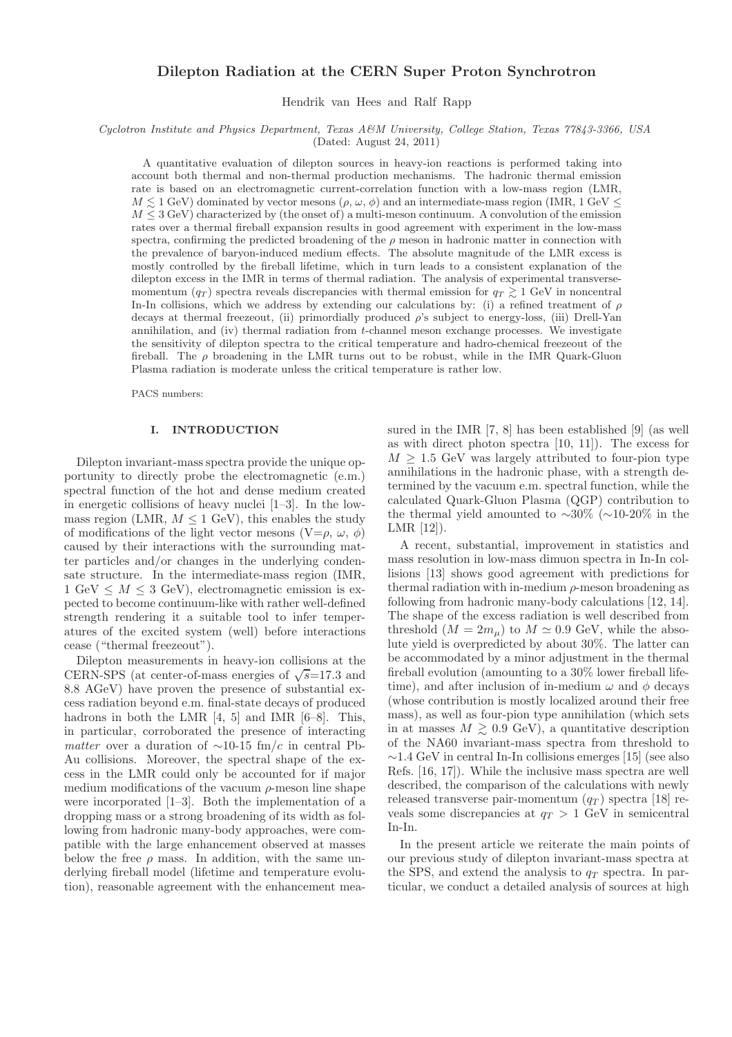# Dilepton Radiation at the CERN Super Proton Synchrotron

Hendrik van Hees and Ralf Rapp

*Cyclotron Institute and Physics Department, Texas A&M University, College Station, Texas 77843-3366, USA*
(Dated: August 24, 2011)

A quantitative evaluation of dilepton sources in heavy-ion reactions is performed taking into account both thermal and non-thermal production mechanisms. The hadronic thermal emission rate is based on an electromagnetic current-correlation function with a low-mass region (LMR, $M \lesssim 1$ GeV) dominated by vector mesons ($\rho$, $\omega$, $\phi$) and an intermediate-mass region (IMR, 1 GeV $\leq M \leq 3$ GeV) characterized by (the onset of) a multi-meson continuum. A convolution of the emission rates over a thermal fireball expansion results in good agreement with experiment in the low-mass spectra, confirming the predicted broadening of the $\rho$ meson in hadronic matter in connection with the prevalence of baryon-induced medium effects. The absolute magnitude of the LMR excess is mostly controlled by the fireball lifetime, which in turn leads to a consistent explanation of the dilepton excess in the IMR in terms of thermal radiation. The analysis of experimental transverse-momentum ($q_T$) spectra reveals discrepancies with thermal emission for $q_T \gtrsim 1$ GeV in noncentral In-In collisions, which we address by extending our calculations by: (i) a refined treatment of $\rho$ decays at thermal freezeout, (ii) primordially produced $\rho$'s subject to energy-loss, (iii) Drell-Yan annihilation, and (iv) thermal radiation from $t$-channel meson exchange processes. We investigate the sensitivity of dilepton spectra to the critical temperature and hadro-chemical freezeout of the fireball. The $\rho$ broadening in the LMR turns out to be robust, while in the IMR Quark-Gluon Plasma radiation is moderate unless the critical temperature is rather low.

PACS numbers:

## I. INTRODUCTION

Dilepton invariant-mass spectra provide the unique opportunity to directly probe the electromagnetic (e.m.) spectral function of the hot and dense medium created in energetic collisions of heavy nuclei [1–3]. In the low-mass region (LMR, $M \leq 1$ GeV), this enables the study of modifications of the light vector mesons (V=$\rho$, $\omega$, $\phi$) caused by their interactions with the surrounding matter particles and/or changes in the underlying condensate structure. In the intermediate-mass region (IMR, 1 GeV $\leq M \leq 3$ GeV), electromagnetic emission is expected to become continuum-like with rather well-defined strength rendering it a suitable tool to infer temperatures of the excited system (well) before interactions cease ("thermal freezeout").

Dilepton measurements in heavy-ion collisions at the CERN-SPS (at center-of-mass energies of $\sqrt{s}$=17.3 and 8.8 AGeV) have proven the presence of substantial excess radiation beyond e.m. final-state decays of produced hadrons in both the LMR [4, 5] and IMR [6–8]. This, in particular, corroborated the presence of interacting *matter* over a duration of ∼10-15 fm/$c$ in central Pb-Au collisions. Moreover, the spectral shape of the excess in the LMR could only be accounted for if major medium modifications of the vacuum $\rho$-meson line shape were incorporated [1–3]. Both the implementation of a dropping mass or a strong broadening of its width as following from hadronic many-body approaches, were compatible with the large enhancement observed at masses below the free $\rho$ mass. In addition, with the same underlying fireball model (lifetime and temperature evolution), reasonable agreement with the enhancement measured in the IMR [7, 8] has been established [9] (as well as with direct photon spectra [10, 11]). The excess for $M \geq 1.5$ GeV was largely attributed to four-pion type annihilations in the hadronic phase, with a strength determined by the vacuum e.m. spectral function, while the calculated Quark-Gluon Plasma (QGP) contribution to the thermal yield amounted to ∼30% (∼10-20% in the LMR [12]).

A recent, substantial, improvement in statistics and mass resolution in low-mass dimuon spectra in In-In collisions [13] shows good agreement with predictions for thermal radiation with in-medium $\rho$-meson broadening as following from hadronic many-body calculations [12, 14]. The shape of the excess radiation is well described from threshold ($M = 2m_\mu$) to $M \simeq 0.9$ GeV, while the absolute yield is overpredicted by about 30%. The latter can be accommodated by a minor adjustment in the thermal fireball evolution (amounting to a 30% lower fireball lifetime), and after inclusion of in-medium $\omega$ and $\phi$ decays (whose contribution is mostly localized around their free mass), as well as four-pion type annihilation (which sets in at masses $M \gtrsim 0.9$ GeV), a quantitative description of the NA60 invariant-mass spectra from threshold to ∼1.4 GeV in central In-In collisions emerges [15] (see also Refs. [16, 17]). While the inclusive mass spectra are well described, the comparison of the calculations with newly released transverse pair-momentum ($q_T$) spectra [18] reveals some discrepancies at $q_T > 1$ GeV in semicentral In-In.

In the present article we reiterate the main points of our previous study of dilepton invariant-mass spectra at the SPS, and extend the analysis to $q_T$ spectra. In particular, we conduct a detailed analysis of sources at high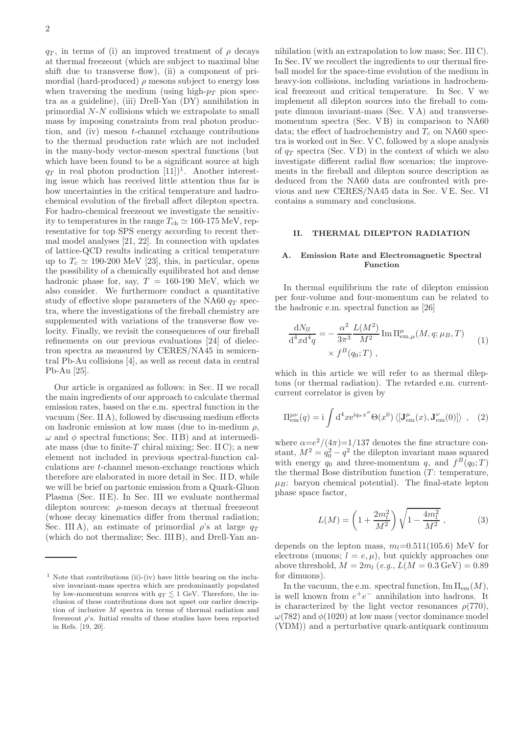$q_T$, in terms of (i) an improved treatment of $\rho$ decays at thermal freezeout (which are subject to maximal blue shift due to transverse flow), (ii) a component of primordial (hard-produced) $\rho$ mesons subject to energy loss when traversing the medium (using high-$p_T$ pion spectra as a guideline), (iii) Drell-Yan (DY) annihilation in primordial $N$-$N$ collisions which we extrapolate to small mass by imposing constraints from real photon production, and (iv) meson $t$-channel exchange contributions to the thermal production rate which are not included in the many-body vector-meson spectral functions (but which have been found to be a significant source at high $q_T$ in real photon production [11])[1]. Another interesting issue which has received little attention thus far is how uncertainties in the critical temperature and hadrochemical evolution of the fireball affect dilepton spectra. For hadro-chemical freezeout we investigate the sensitivity to temperatures in the range $T_{\rm ch} \simeq 160$-$175$ MeV, representative for top SPS energy according to recent thermal model analyses [21, 22]. In connection with updates of lattice-QCD results indicating a critical temperature up to $T_c \simeq 190$-$200$ MeV [23], this, in particular, opens the possibility of a chemically equilibrated hot and dense hadronic phase for, say, $T = 160$-$190$ MeV, which we also consider. We furthermore conduct a quantitative study of effective slope parameters of the NA60 $q_T$ spectra, where the investigations of the fireball chemistry are supplemented with variations of the transverse flow velocity. Finally, we revisit the consequences of our fireball refinements on our previous evaluations [24] of dielectron spectra as measured by CERES/NA45 in semicentral Pb-Au collisions [4], as well as recent data in central Pb-Au [25].

Our article is organized as follows: in Sec. II we recall the main ingredients of our approach to calculate thermal emission rates, based on the e.m. spectral function in the vacuum (Sec. II A), followed by discussing medium effects on hadronic emission at low mass (due to in-medium $\rho$, $\omega$ and $\phi$ spectral functions; Sec. II B) and at intermediate mass (due to finite-$T$ chiral mixing; Sec. II C); a new element not included in previous spectral-function calculations are $t$-channel meson-exchange reactions which therefore are elaborated in more detail in Sec. II D, while we will be brief on partonic emission from a Quark-Gluon Plasma (Sec. II E). In Sec. III we evaluate nonthermal dilepton sources: $\rho$-meson decays at thermal freezeout (whose decay kinematics differ from thermal radiation; Sec. III A), an estimate of primordial $\rho$'s at large $q_T$ (which do not thermalize; Sec. III B), and Drell-Yan annihilation (with an extrapolation to low mass; Sec. III C). In Sec. IV we recollect the ingredients to our thermal fireball model for the space-time evolution of the medium in heavy-ion collisions, including variations in hadrochemical freezeout and critical temperature. In Sec. V we implement all dilepton sources into the fireball to compute dimuon invariant-mass (Sec. V A) and transverse-momentum spectra (Sec. V B) in comparison to NA60 data; the effect of hadrochemistry and $T_c$ on NA60 spectra is worked out in Sec. V C, followed by a slope analysis of $q_T$ spectra (Sec. V D) in the context of which we also investigate different radial flow scenarios; the improvements in the fireball and dilepton source description as deduced from the NA60 data are confronted with previous and new CERES/NA45 data in Sec. V E. Sec. VI contains a summary and conclusions.

## II. THERMAL DILEPTON RADIATION

### A. Emission Rate and Electromagnetic Spectral Function

In thermal equilibrium the rate of dilepton emission per four-volume and four-momentum can be related to the hadronic e.m. spectral function as [26]

$$\frac{\mathrm{d}N_{ll}}{\mathrm{d}^4x\mathrm{d}^4q} = -\frac{\alpha^2}{3\pi^3}\frac{L(M^2)}{M^2}\,\mathrm{Im}\,\Pi^{\mu}_{\mathrm{em},\mu}(M,q;\mu_B,T) \times f^B(q_0;T)\ , \tag{1}$$

which in this article we will refer to as thermal dileptons (or thermal radiation). The retarded e.m. current-current correlator is given by

$$\Pi^{\mu\nu}_{\mathrm{em}}(q) = \mathrm{i}\int \mathrm{d}^4x \mathrm{e}^{\mathrm{i}q_\sigma x^\sigma}\Theta(x^0)\,\langle[\mathbf{J}^{\mu}_{\mathrm{em}}(x),\mathbf{J}^{\nu}_{\mathrm{em}}(0)]\rangle\ , \tag{2}$$

where $\alpha = e^2/(4\pi) = 1/137$ denotes the fine structure constant, $M^2 = q_0^2 - q^2$ the dilepton invariant mass squared with energy $q_0$ and three-momentum $q$, and $f^B(q_0;T)$ the thermal Bose distribution function ($T$: temperature, $\mu_B$: baryon chemical potential). The final-state lepton phase space factor,

$$L(M) = \left(1+\frac{2m_l^2}{M^2}\right)\sqrt{1-\frac{4m_l^2}{M^2}}\ , \tag{3}$$

depends on the lepton mass, $m_l$=0.511(105.6) MeV for electrons (muons; $l = e, \mu$), but quickly approaches one above threshold, $M = 2m_l$ (*e.g.*, $L(M = 0.3\,\mathrm{GeV}) = 0.89$ for dimuons).

In the vacuum, the e.m. spectral function, $\mathrm{Im}\,\Pi_{\mathrm{em}}(M)$, is well known from $e^+e^-$ annihilation into hadrons. It is characterized by the light vector resonances $\rho(770)$, $\omega(782)$ and $\phi(1020)$ at low mass (vector dominance model (VDM)) and a perturbative quark-antiquark continuum

[1] Note that contributions (ii)-(iv) have little bearing on the inclusive invariant-mass spectra which are predominantly populated by low-momentum sources with $q_T \lesssim 1$ GeV. Therefore, the inclusion of these contributions does not upset our earlier description of inclusive $M$ spectra in terms of thermal radiation and freezeout $\rho$'s. Initial results of these studies have been reported in Refs. [19, 20].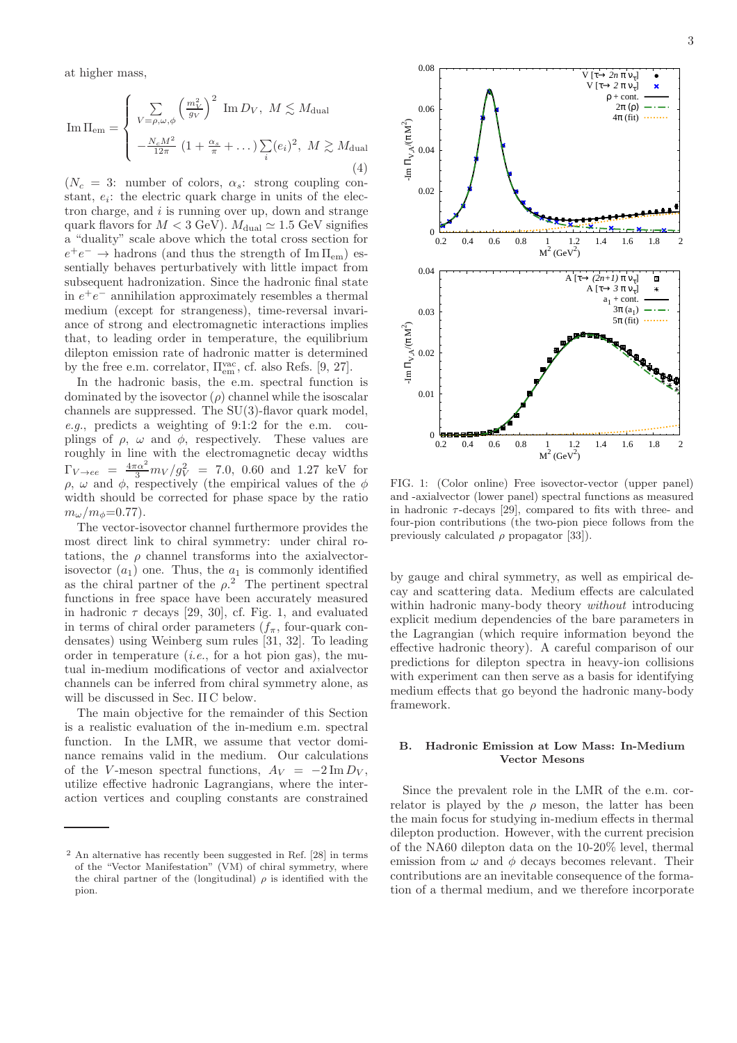at higher mass,

$$
\mathrm{Im}\,\Pi_{\mathrm{em}} = \begin{cases} \sum\limits_{V=\rho,\omega,\phi} \left(\frac{m_V^2}{g_V}\right)^2 \ \mathrm{Im}\,D_V, \ M \lesssim M_{\mathrm{dual}} \\ -\frac{N_c M^2}{12\pi} \ (1+\frac{\alpha_s}{\pi}+\dots) \sum\limits_i (e_i)^2, \ M \gtrsim M_{\mathrm{dual}} \end{cases} \tag{4}
$$

($N_c = 3$: number of colors, $\alpha_s$: strong coupling constant, $e_i$: the electric quark charge in units of the electron charge, and $i$ is running over up, down and strange quark flavors for $M < 3$ GeV). $M_{\mathrm{dual}} \simeq 1.5$ GeV signifies a "duality" scale above which the total cross section for $e^+e^- \to$ hadrons (and thus the strength of $\mathrm{Im}\,\Pi_{\mathrm{em}}$) essentially behaves perturbatively with little impact from subsequent hadronization. Since the hadronic final state in $e^+e^-$ annihilation approximately resembles a thermal medium (except for strangeness), time-reversal invariance of strong and electromagnetic interactions implies that, to leading order in temperature, the equilibrium dilepton emission rate of hadronic matter is determined by the free e.m. correlator, $\Pi_{\mathrm{em}}^{\mathrm{vac}}$, cf. also Refs. [9, 27].

In the hadronic basis, the e.m. spectral function is dominated by the isovector ($\rho$) channel while the isoscalar channels are suppressed. The SU(3)-flavor quark model, *e.g.*, predicts a weighting of 9:1:2 for the e.m. couplings of $\rho$, $\omega$ and $\phi$, respectively. These values are roughly in line with the electromagnetic decay widths $\Gamma_{V\to ee} = \frac{4\pi\alpha^2}{3} m_V/g_V^2 = 7.0$, 0.60 and 1.27 keV for $\rho$, $\omega$ and $\phi$, respectively (the empirical values of the $\phi$ width should be corrected for phase space by the ratio $m_\omega/m_\phi$=0.77).

The vector-isovector channel furthermore provides the most direct link to chiral symmetry: under chiral rotations, the $\rho$ channel transforms into the axialvector-isovector ($a_1$) one. Thus, the $a_1$ is commonly identified as the chiral partner of the $\rho$.[2] The pertinent spectral functions in free space have been accurately measured in hadronic $\tau$ decays [29, 30], cf. Fig. 1, and evaluated in terms of chiral order parameters ($f_\pi$, four-quark condensates) using Weinberg sum rules [31, 32]. To leading order in temperature (*i.e.*, for a hot pion gas), the mutual in-medium modifications of vector and axialvector channels can be inferred from chiral symmetry alone, as will be discussed in Sec. II C below.

The main objective for the remainder of this Section is a realistic evaluation of the in-medium e.m. spectral function. In the LMR, we assume that vector dominance remains valid in the medium. Our calculations of the $V$-meson spectral functions, $A_V = -2\,\mathrm{Im}\,D_V$, utilize effective hadronic Lagrangians, where the interaction vertices and coupling constants are constrained by gauge and chiral symmetry, as well as empirical decay and scattering data. Medium effects are calculated within hadronic many-body theory *without* introducing explicit medium dependencies of the bare parameters in the Lagrangian (which require information beyond the effective hadronic theory). A careful comparison of our predictions for dilepton spectra in heavy-ion collisions with experiment can then serve as a basis for identifying medium effects that go beyond the hadronic many-body framework.

FIG. 1: (Color online) Free isovector-vector (upper panel) and -axialvector (lower panel) spectral functions as measured in hadronic $\tau$-decays [29], compared to fits with three- and four-pion contributions (the two-pion piece follows from the previously calculated $\rho$ propagator [33]).

### B. Hadronic Emission at Low Mass: In-Medium Vector Mesons

Since the prevalent role in the LMR of the e.m. correlator is played by the $\rho$ meson, the latter has been the main focus for studying in-medium effects in thermal dilepton production. However, with the current precision of the NA60 dilepton data on the 10-20% level, thermal emission from $\omega$ and $\phi$ decays becomes relevant. Their contributions are an inevitable consequence of the formation of a thermal medium, and we therefore incorporate

[2] An alternative has recently been suggested in Ref. [28] in terms of the "Vector Manifestation" (VM) of chiral symmetry, where the chiral partner of the (longitudinal) $\rho$ is identified with the pion.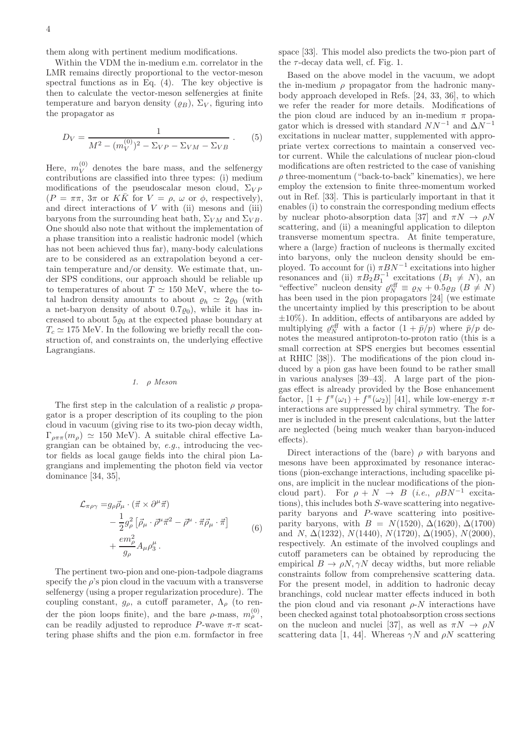them along with pertinent medium modifications.

Within the VDM the in-medium e.m. correlator in the LMR remains directly proportional to the vector-meson spectral functions as in Eq. (4). The key objective is then to calculate the vector-meson selfenergies at finite temperature and baryon density ($\varrho_B$), $\Sigma_V$, figuring into the propagator as

$$D_V = \frac{1}{M^2 - (m_V^{(0)})^2 - \Sigma_{VP} - \Sigma_{VM} - \Sigma_{VB}} . \quad (5)$$

Here, $m_V^{(0)}$ denotes the bare mass, and the selfenergy contributions are classified into three types: (i) medium modifications of the pseudoscalar meson cloud, $\Sigma_{VP}$ ($P = \pi\pi$, $3\pi$ or $K\bar{K}$ for $V = \rho$, $\omega$ or $\phi$, respectively), and direct interactions of $V$ with (ii) mesons and (iii) baryons from the surrounding heat bath, $\Sigma_{VM}$ and $\Sigma_{VB}$. One should also note that without the implementation of a phase transition into a realistic hadronic model (which has not been achieved thus far), many-body calculations are to be considered as an extrapolation beyond a certain temperature and/or density. We estimate that, under SPS conditions, our approach should be reliable up to temperatures of about $T \simeq 150$ MeV, where the total hadron density amounts to about $\varrho_h \simeq 2\varrho_0$ (with a net-baryon density of about $0.7\varrho_0$), while it has increased to about $5\varrho_0$ at the expected phase boundary at $T_c \simeq 175$ MeV. In the following we briefly recall the construction of, and constraints on, the underlying effective Lagrangians.

### 1. $\rho$ Meson

The first step in the calculation of a realistic $\rho$ propagator is a proper description of its coupling to the pion cloud in vacuum (giving rise to its two-pion decay width, $\Gamma_{\rho\pi\pi}(m_\rho) \simeq 150$ MeV). A suitable chiral effective Lagrangian can be obtained by, *e.g.*, introducing the vector fields as local gauge fields into the chiral pion Lagrangians and implementing the photon field via vector dominance [34, 35],

$$\begin{aligned}
\mathcal{L}_{\pi\rho\gamma} =& g_\rho \vec{\rho}_\mu \cdot (\vec{\pi} \times \partial^\mu \vec{\pi}) \\
&- \frac{1}{2} g_\rho^2 \left[ \vec{\rho}_\mu \cdot \vec{\rho}^\mu \vec{\pi}^2 - \vec{\rho}^\mu \cdot \vec{\pi} \vec{\rho}_\mu \cdot \vec{\pi} \right] \\
&+ \frac{e m_\rho^2}{g_\rho} A_\mu \rho_3^\mu .
\end{aligned} \quad (6)$$

The pertinent two-pion and one-pion-tadpole diagrams specify the $\rho$'s pion cloud in the vacuum with a transverse selfenergy (using a proper regularization procedure). The coupling constant, $g_\rho$, a cutoff parameter, $\Lambda_\rho$ (to render the pion loops finite), and the bare $\rho$-mass, $m_\rho^{(0)}$, can be readily adjusted to reproduce $P$-wave $\pi$-$\pi$ scattering phase shifts and the pion e.m. formfactor in free space [33]. This model also predicts the two-pion part of the $\tau$-decay data well, cf. Fig. 1.

Based on the above model in the vacuum, we adopt the in-medium $\rho$ propagator from the hadronic many-body approach developed in Refs. [24, 33, 36], to which we refer the reader for more details. Modifications of the pion cloud are induced by an in-medium $\pi$ propagator which is dressed with standard $NN^{-1}$ and $\Delta N^{-1}$ excitations in nuclear matter, supplemented with appropriate vertex corrections to maintain a conserved vector current. While the calculations of nuclear pion-cloud modifications are often restricted to the case of vanishing $\rho$ three-momentum ("back-to-back" kinematics), we here employ the extension to finite three-momentum worked out in Ref. [33]. This is particularly important in that it enables (i) to constrain the corresponding medium effects by nuclear photo-absorption data [37] and $\pi N \to \rho N$ scattering, and (ii) a meaningful application to dilepton transverse momentum spectra. At finite temperature, where a (large) fraction of nucleons is thermally excited into baryons, only the nucleon density should be employed. To account for (i) $\pi B N^{-1}$ excitations into higher resonances and (ii) $\pi B_2 B_1^{-1}$ excitations ($B_1 \neq N$), an "effective" nucleon density $\varrho_N^{\rm eff} \equiv \varrho_N + 0.5\varrho_B$ ($B \neq N$) has been used in the pion propagators [24] (we estimate the uncertainty implied by this prescription to be about $\pm 10\%$). In addition, effects of antibaryons are added by multiplying $\varrho_N^{\rm eff}$ with a factor $(1 + \bar{p}/p)$ where $\bar{p}/p$ denotes the measured antiproton-to-proton ratio (this is a small correction at SPS energies but becomes essential at RHIC [38]). The modifications of the pion cloud induced by a pion gas have been found to be rather small in various analyses [39–43]. A large part of the pion-gas effect is already provided by the Bose enhancement factor, $[1 + f^\pi(\omega_1) + f^\pi(\omega_2)]$ [41], while low-energy $\pi$-$\pi$ interactions are suppressed by chiral symmetry. The former is included in the present calculations, but the latter are neglected (being much weaker than baryon-induced effects).

Direct interactions of the (bare) $\rho$ with baryons and mesons have been approximated by resonance interactions (pion-exchange interactions, including spacelike pions, are implicit in the nuclear modifications of the pion-cloud part). For $\rho + N \to B$ (*i.e.*, $\rho B N^{-1}$ excitations), this includes both $S$-wave scattering into negative-parity baryons and $P$-wave scattering into positive-parity baryons, with $B = N(1520)$, $\Delta(1620)$, $\Delta(1700)$ and $N$, $\Delta(1232)$, $N(1440)$, $N(1720)$, $\Delta(1905)$, $N(2000)$, respectively. An estimate of the involved couplings and cutoff parameters can be obtained by reproducing the empirical $B \to \rho N, \gamma N$ decay widths, but more reliable constraints follow from comprehensive scattering data. For the present model, in addition to hadronic decay branchings, cold nuclear matter effects induced in both the pion cloud and via resonant $\rho$-$N$ interactions have been checked against total photoabsorption cross sections on the nucleon and nuclei [37], as well as $\pi N \to \rho N$ scattering data [1, 44]. Whereas $\gamma N$ and $\rho N$ scattering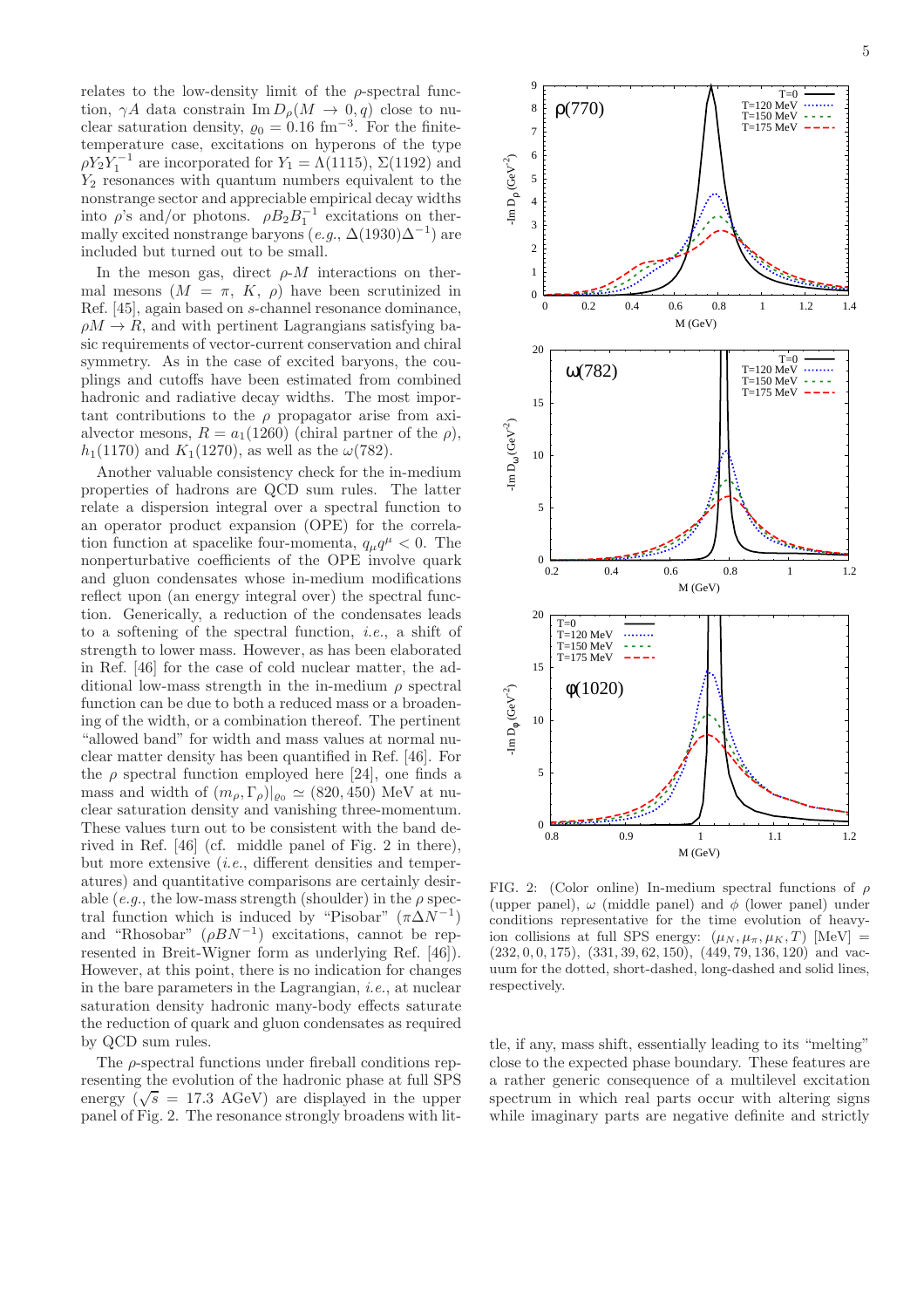relates to the low-density limit of the $\rho$-spectral function, $\gamma A$ data constrain $\text{Im}\, D_\rho(M \to 0, q)$ close to nuclear saturation density, $\varrho_0 = 0.16$ fm$^{-3}$. For the finite-temperature case, excitations on hyperons of the type $\rho Y_2 Y_1^{-1}$ are incorporated for $Y_1 = \Lambda(1115)$, $\Sigma(1192)$ and $Y_2$ resonances with quantum numbers equivalent to the nonstrange sector and appreciable empirical decay widths into $\rho$'s and/or photons. $\rho B_2 B_1^{-1}$ excitations on thermally excited nonstrange baryons (*e.g.*, $\Delta(1930)\Delta^{-1}$) are included but turned out to be small.

In the meson gas, direct $\rho$-$M$ interactions on thermal mesons ($M = \pi$, $K$, $\rho$) have been scrutinized in Ref. [45], again based on $s$-channel resonance dominance, $\rho M \to R$, and with pertinent Lagrangians satisfying basic requirements of vector-current conservation and chiral symmetry. As in the case of excited baryons, the couplings and cutoffs have been estimated from combined hadronic and radiative decay widths. The most important contributions to the $\rho$ propagator arise from axialvector mesons, $R = a_1(1260)$ (chiral partner of the $\rho$), $h_1(1170)$ and $K_1(1270)$, as well as the $\omega(782)$.

Another valuable consistency check for the in-medium properties of hadrons are QCD sum rules. The latter relate a dispersion integral over a spectral function to an operator product expansion (OPE) for the correlation function at spacelike four-momenta, $q_\mu q^\mu < 0$. The nonperturbative coefficients of the OPE involve quark and gluon condensates whose in-medium modifications reflect upon (an energy integral over) the spectral function. Generically, a reduction of the condensates leads to a softening of the spectral function, *i.e.*, a shift of strength to lower mass. However, as has been elaborated in Ref. [46] for the case of cold nuclear matter, the additional low-mass strength in the in-medium $\rho$ spectral function can be due to both a reduced mass or a broadening of the width, or a combination thereof. The pertinent "allowed band" for width and mass values at normal nuclear matter density has been quantified in Ref. [46]. For the $\rho$ spectral function employed here [24], one finds a mass and width of $(m_\rho, \Gamma_\rho)|_{\varrho_0} \simeq (820, 450)$ MeV at nuclear saturation density and vanishing three-momentum. These values turn out to be consistent with the band derived in Ref. [46] (cf. middle panel of Fig. 2 in there), but more extensive (*i.e.*, different densities and temperatures) and quantitative comparisons are certainly desirable (*e.g.*, the low-mass strength (shoulder) in the $\rho$ spectral function which is induced by "Pisobar" ($\pi\Delta N^{-1}$) and "Rhosobar" ($\rho B N^{-1}$) excitations, cannot be represented in Breit-Wigner form as underlying Ref. [46]). However, at this point, there is no indication for changes in the bare parameters in the Lagrangian, *i.e.*, at nuclear saturation density hadronic many-body effects saturate the reduction of quark and gluon condensates as required by QCD sum rules.

The $\rho$-spectral functions under fireball conditions representing the evolution of the hadronic phase at full SPS energy ($\sqrt{s} = 17.3$ AGeV) are displayed in the upper panel of Fig. 2. The resonance strongly broadens with little, if any, mass shift, essentially leading to its "melting" close to the expected phase boundary. These features are a rather generic consequence of a multilevel excitation spectrum in which real parts occur with altering signs while imaginary parts are negative definite and strictly

FIG. 2: (Color online) In-medium spectral functions of $\rho$ (upper panel), $\omega$ (middle panel) and $\phi$ (lower panel) under conditions representative for the time evolution of heavy-ion collisions at full SPS energy: $(\mu_N, \mu_\pi, \mu_K, T)$ [MeV] = $(232, 0, 0, 175)$, $(331, 39, 62, 150)$, $(449, 79, 136, 120)$ and vacuum for the dotted, short-dashed, long-dashed and solid lines, respectively.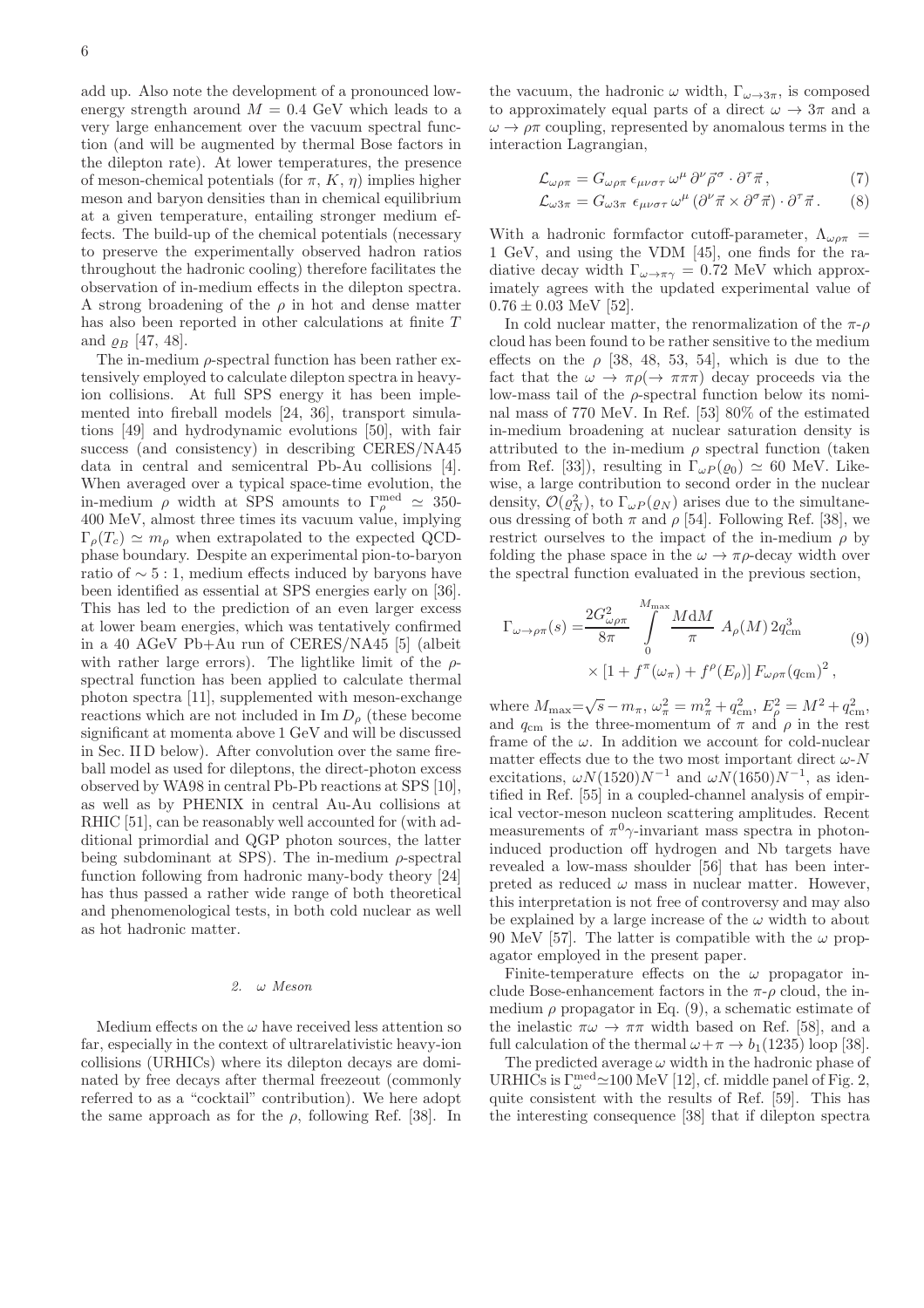add up. Also note the development of a pronounced low-energy strength around $M = 0.4$ GeV which leads to a very large enhancement over the vacuum spectral function (and will be augmented by thermal Bose factors in the dilepton rate). At lower temperatures, the presence of meson-chemical potentials (for $\pi$, $K$, $\eta$) implies higher meson and baryon densities than in chemical equilibrium at a given temperature, entailing stronger medium effects. The build-up of the chemical potentials (necessary to preserve the experimentally observed hadron ratios throughout the hadronic cooling) therefore facilitates the observation of in-medium effects in the dilepton spectra. A strong broadening of the $\rho$ in hot and dense matter has also been reported in other calculations at finite $T$ and $\varrho_B$ [47, 48].

The in-medium $\rho$-spectral function has been rather extensively employed to calculate dilepton spectra in heavy-ion collisions. At full SPS energy it has been implemented into fireball models [24, 36], transport simulations [49] and hydrodynamic evolutions [50], with fair success (and consistency) in describing CERES/NA45 data in central and semicentral Pb-Au collisions [4]. When averaged over a typical space-time evolution, the in-medium $\rho$ width at SPS amounts to $\Gamma_\rho^{\rm med} \simeq$ 350-400 MeV, almost three times its vacuum value, implying $\Gamma_\rho(T_c) \simeq m_\rho$ when extrapolated to the expected QCD-phase boundary. Despite an experimental pion-to-baryon ratio of $\sim 5:1$, medium effects induced by baryons have been identified as essential at SPS energies early on [36]. This has led to the prediction of an even larger excess at lower beam energies, which was tentatively confirmed in a 40 AGeV Pb+Au run of CERES/NA45 [5] (albeit with rather large errors). The lightlike limit of the $\rho$-spectral function has been applied to calculate thermal photon spectra [11], supplemented with meson-exchange reactions which are not included in Im $D_\rho$ (these become significant at momenta above 1 GeV and will be discussed in Sec. II D below). After convolution over the same fireball model as used for dileptons, the direct-photon excess observed by WA98 in central Pb-Pb reactions at SPS [10], as well as by PHENIX in central Au-Au collisions at RHIC [51], can be reasonably well accounted for (with additional primordial and QGP photon sources, the latter being subdominant at SPS). The in-medium $\rho$-spectral function following from hadronic many-body theory [24] has thus passed a rather wide range of both theoretical and phenomenological tests, in both cold nuclear as well as hot hadronic matter.

#### 2. $\omega$ Meson

Medium effects on the $\omega$ have received less attention so far, especially in the context of ultrarelativistic heavy-ion collisions (URHICs) where its dilepton decays are dominated by free decays after thermal freezeout (commonly referred to as a "cocktail" contribution). We here adopt the same approach as for the $\rho$, following Ref. [38]. In the vacuum, the hadronic $\omega$ width, $\Gamma_{\omega\to 3\pi}$, is composed to approximately equal parts of a direct $\omega \to 3\pi$ and a $\omega \to \rho\pi$ coupling, represented by anomalous terms in the interaction Lagrangian,

$$\mathcal{L}_{\omega\rho\pi} = G_{\omega\rho\pi}\, \epsilon_{\mu\nu\sigma\tau}\, \omega^\mu\, \partial^\nu \vec{\rho}^{\,\sigma} \cdot \partial^\tau \vec{\pi}\,, \tag{7}$$

$$\mathcal{L}_{\omega 3\pi} = G_{\omega 3\pi}\, \epsilon_{\mu\nu\sigma\tau}\, \omega^\mu\, (\partial^\nu \vec{\pi} \times \partial^\sigma \vec{\pi}) \cdot \partial^\tau \vec{\pi}\,. \tag{8}$$

With a hadronic formfactor cutoff-parameter, $\Lambda_{\omega\rho\pi} =$ 1 GeV, and using the VDM [45], one finds for the radiative decay width $\Gamma_{\omega\to\pi\gamma} = 0.72$ MeV which approximately agrees with the updated experimental value of $0.76 \pm 0.03$ MeV [52].

In cold nuclear matter, the renormalization of the $\pi$-$\rho$ cloud has been found to be rather sensitive to the medium effects on the $\rho$ [38, 48, 53, 54], which is due to the fact that the $\omega \to \pi\rho(\to \pi\pi\pi)$ decay proceeds via the low-mass tail of the $\rho$-spectral function below its nominal mass of 770 MeV. In Ref. [53] 80% of the estimated in-medium broadening at nuclear saturation density is attributed to the in-medium $\rho$ spectral function (taken from Ref. [33]), resulting in $\Gamma_{\omega P}(\varrho_0) \simeq 60$ MeV. Likewise, a large contribution to second order in the nuclear density, $\mathcal{O}(\varrho_N^2)$, to $\Gamma_{\omega P}(\varrho_N)$ arises due to the simultaneous dressing of both $\pi$ and $\rho$ [54]. Following Ref. [38], we restrict ourselves to the impact of the in-medium $\rho$ by folding the phase space in the $\omega \to \pi\rho$-decay width over the spectral function evaluated in the previous section,

$$\begin{aligned}\Gamma_{\omega\to\rho\pi}(s) = &\frac{2G_{\omega\rho\pi}^2}{8\pi} \int\limits_0^{M_{\rm max}} \frac{M{\rm d}M}{\pi}\, A_\rho(M)\, 2q_{\rm cm}^3 \\ &\times \left[1 + f^\pi(\omega_\pi) + f^\rho(E_\rho)\right] F_{\omega\rho\pi}(q_{\rm cm})^2\,,\end{aligned} \tag{9}$$

where $M_{\rm max}=\sqrt{s} - m_\pi$, $\omega_\pi^2 = m_\pi^2 + q_{\rm cm}^2$, $E_\rho^2 = M^2 + q_{\rm cm}^2$, and $q_{\rm cm}$ is the three-momentum of $\pi$ and $\rho$ in the rest frame of the $\omega$. In addition we account for cold-nuclear matter effects due to the two most important direct $\omega$-$N$ excitations, $\omega N(1520)N^{-1}$ and $\omega N(1650)N^{-1}$, as identified in Ref. [55] in a coupled-channel analysis of empirical vector-meson nucleon scattering amplitudes. Recent measurements of $\pi^0\gamma$-invariant mass spectra in photon-induced production off hydrogen and Nb targets have revealed a low-mass shoulder [56] that has been interpreted as reduced $\omega$ mass in nuclear matter. However, this interpretation is not free of controversy and may also be explained by a large increase of the $\omega$ width to about 90 MeV [57]. The latter is compatible with the $\omega$ propagator employed in the present paper.

Finite-temperature effects on the $\omega$ propagator include Bose-enhancement factors in the $\pi$-$\rho$ cloud, the in-medium $\rho$ propagator in Eq. (9), a schematic estimate of the inelastic $\pi\omega \to \pi\pi$ width based on Ref. [58], and a full calculation of the thermal $\omega+\pi \to b_1(1235)$ loop [38].

The predicted average $\omega$ width in the hadronic phase of URHICs is $\Gamma_\omega^{\rm med}\simeq 100$ MeV [12], cf. middle panel of Fig. 2, quite consistent with the results of Ref. [59]. This has the interesting consequence [38] that if dilepton spectra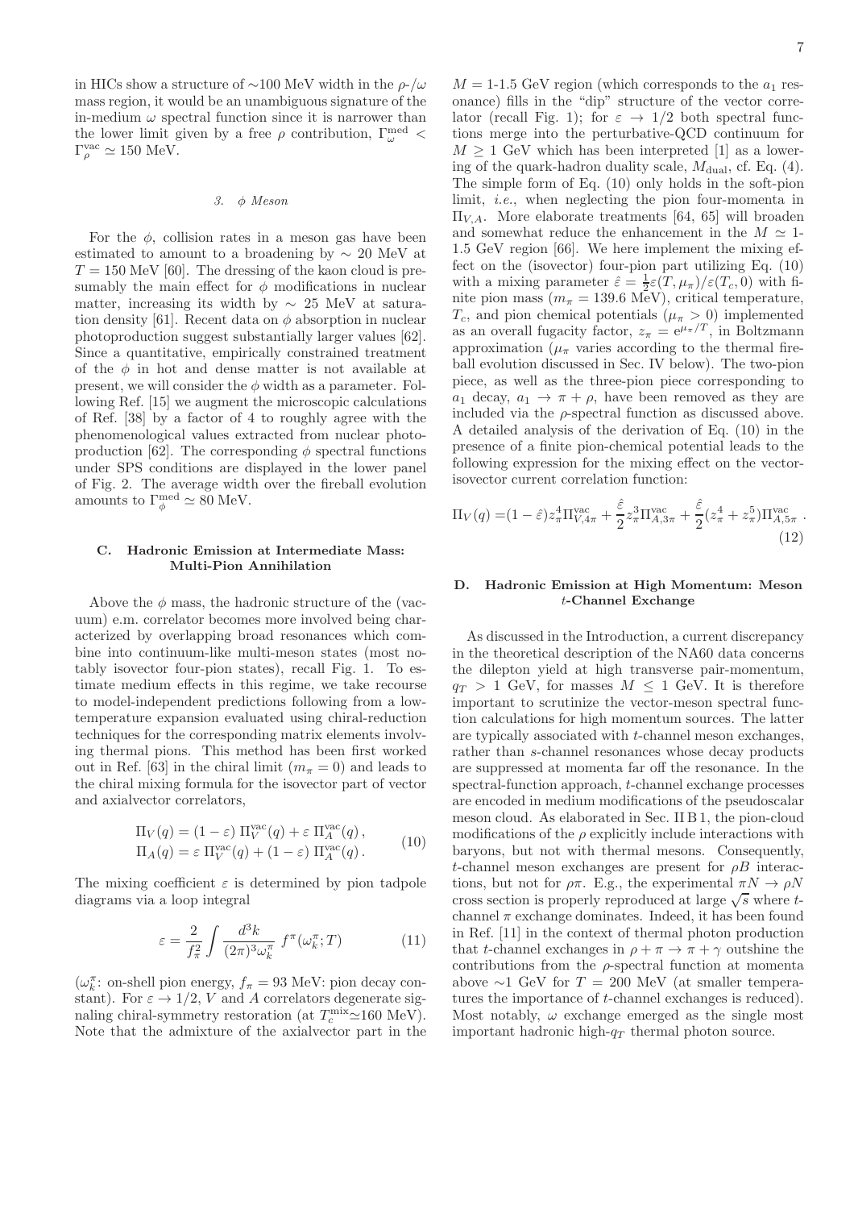in HICs show a structure of ∼100 MeV width in the $\rho$-/$\omega$ mass region, it would be an unambiguous signature of the in-medium $\omega$ spectral function since it is narrower than the lower limit given by a free $\rho$ contribution, $\Gamma_\omega^{\rm med} < \Gamma_\rho^{\rm vac} \simeq 150$ MeV.

#### 3. $\phi$ Meson

For the $\phi$, collision rates in a meson gas have been estimated to amount to a broadening by $\sim 20$ MeV at $T = 150$ MeV [60]. The dressing of the kaon cloud is presumably the main effect for $\phi$ modifications in nuclear matter, increasing its width by $\sim 25$ MeV at saturation density [61]. Recent data on $\phi$ absorption in nuclear photoproduction suggest substantially larger values [62]. Since a quantitative, empirically constrained treatment of the $\phi$ in hot and dense matter is not available at present, we will consider the $\phi$ width as a parameter. Following Ref. [15] we augment the microscopic calculations of Ref. [38] by a factor of 4 to roughly agree with the phenomenological values extracted from nuclear photoproduction [62]. The corresponding $\phi$ spectral functions under SPS conditions are displayed in the lower panel of Fig. 2. The average width over the fireball evolution amounts to $\Gamma_\phi^{\rm med} \simeq 80$ MeV.

### C. Hadronic Emission at Intermediate Mass: Multi-Pion Annihilation

Above the $\phi$ mass, the hadronic structure of the (vacuum) e.m. correlator becomes more involved being characterized by overlapping broad resonances which combine into continuum-like multi-meson states (most notably isovector four-pion states), recall Fig. 1. To estimate medium effects in this regime, we take recourse to model-independent predictions following from a low-temperature expansion evaluated using chiral-reduction techniques for the corresponding matrix elements involving thermal pions. This method has been first worked out in Ref. [63] in the chiral limit ($m_\pi = 0$) and leads to the chiral mixing formula for the isovector part of vector and axialvector correlators,

$$\begin{aligned} \Pi_V(q) &= (1-\varepsilon)\,\Pi_V^{\rm vac}(q) + \varepsilon\,\Pi_A^{\rm vac}(q)\,, \\ \Pi_A(q) &= \varepsilon\,\Pi_V^{\rm vac}(q) + (1-\varepsilon)\,\Pi_A^{\rm vac}(q)\,. \end{aligned} \tag{10}$$

The mixing coefficient $\varepsilon$ is determined by pion tadpole diagrams via a loop integral

$$\varepsilon = \frac{2}{f_\pi^2}\int \frac{d^3k}{(2\pi)^3\omega_k^\pi}\; f^\pi(\omega_k^\pi;T) \tag{11}$$

($\omega_k^\pi$: on-shell pion energy, $f_\pi = 93$ MeV: pion decay constant). For $\varepsilon \to 1/2$, $V$ and $A$ correlators degenerate signaling chiral-symmetry restoration (at $T_c^{\rm mix}\simeq 160$ MeV). Note that the admixture of the axialvector part in the $M =$ 1-1.5 GeV region (which corresponds to the $a_1$ resonance) fills in the "dip" structure of the vector correlator (recall Fig. 1); for $\varepsilon \to 1/2$ both spectral functions merge into the perturbative-QCD continuum for $M \geq 1$ GeV which has been interpreted [1] as a lowering of the quark-hadron duality scale, $M_{\rm dual}$, cf. Eq. (4). The simple form of Eq. (10) only holds in the soft-pion limit, *i.e.*, when neglecting the pion four-momenta in $\Pi_{V,A}$. More elaborate treatments [64, 65] will broaden and somewhat reduce the enhancement in the $M \simeq$ 1-1.5 GeV region [66]. We here implement the mixing effect on the (isovector) four-pion part utilizing Eq. (10) with a mixing parameter $\hat\varepsilon = \frac{1}{2}\varepsilon(T,\mu_\pi)/\varepsilon(T_c,0)$ with finite pion mass ($m_\pi = 139.6$ MeV), critical temperature, $T_c$, and pion chemical potentials ($\mu_\pi > 0$) implemented as an overall fugacity factor, $z_\pi = e^{\mu_\pi/T}$, in Boltzmann approximation ($\mu_\pi$ varies according to the thermal fireball evolution discussed in Sec. IV below). The two-pion piece, as well as the three-pion piece corresponding to $a_1$ decay, $a_1 \to \pi + \rho$, have been removed as they are included via the $\rho$-spectral function as discussed above. A detailed analysis of the derivation of Eq. (10) in the presence of a finite pion-chemical potential leads to the following expression for the mixing effect on the vector-isovector current correlation function:

$$\Pi_V(q) = (1-\hat\varepsilon) z_\pi^4 \Pi_{V,4\pi}^{\rm vac} + \frac{\hat\varepsilon}{2} z_\pi^3 \Pi_{A,3\pi}^{\rm vac} + \frac{\hat\varepsilon}{2}(z_\pi^4 + z_\pi^5)\Pi_{A,5\pi}^{\rm vac}\,. \tag{12}$$

### D. Hadronic Emission at High Momentum: Meson $t$-Channel Exchange

As discussed in the Introduction, a current discrepancy in the theoretical description of the NA60 data concerns the dilepton yield at high transverse pair-momentum, $q_T > 1$ GeV, for masses $M \leq 1$ GeV. It is therefore important to scrutinize the vector-meson spectral function calculations for high momentum sources. The latter are typically associated with $t$-channel meson exchanges, rather than $s$-channel resonances whose decay products are suppressed at momenta far off the resonance. In the spectral-function approach, $t$-channel exchange processes are encoded in medium modifications of the pseudoscalar meson cloud. As elaborated in Sec. II B 1, the pion-cloud modifications of the $\rho$ explicitly include interactions with baryons, but not with thermal mesons. Consequently, $t$-channel meson exchanges are present for $\rho B$ interactions, but not for $\rho\pi$. E.g., the experimental $\pi N \to \rho N$ cross section is properly reproduced at large $\sqrt{s}$ where $t$-channel $\pi$ exchange dominates. Indeed, it has been found in Ref. [11] in the context of thermal photon production that $t$-channel exchanges in $\rho + \pi \to \pi + \gamma$ outshine the contributions from the $\rho$-spectral function at momenta above ∼1 GeV for $T = 200$ MeV (at smaller temperatures the importance of $t$-channel exchanges is reduced). Most notably, $\omega$ exchange emerged as the single most important hadronic high-$q_T$ thermal photon source.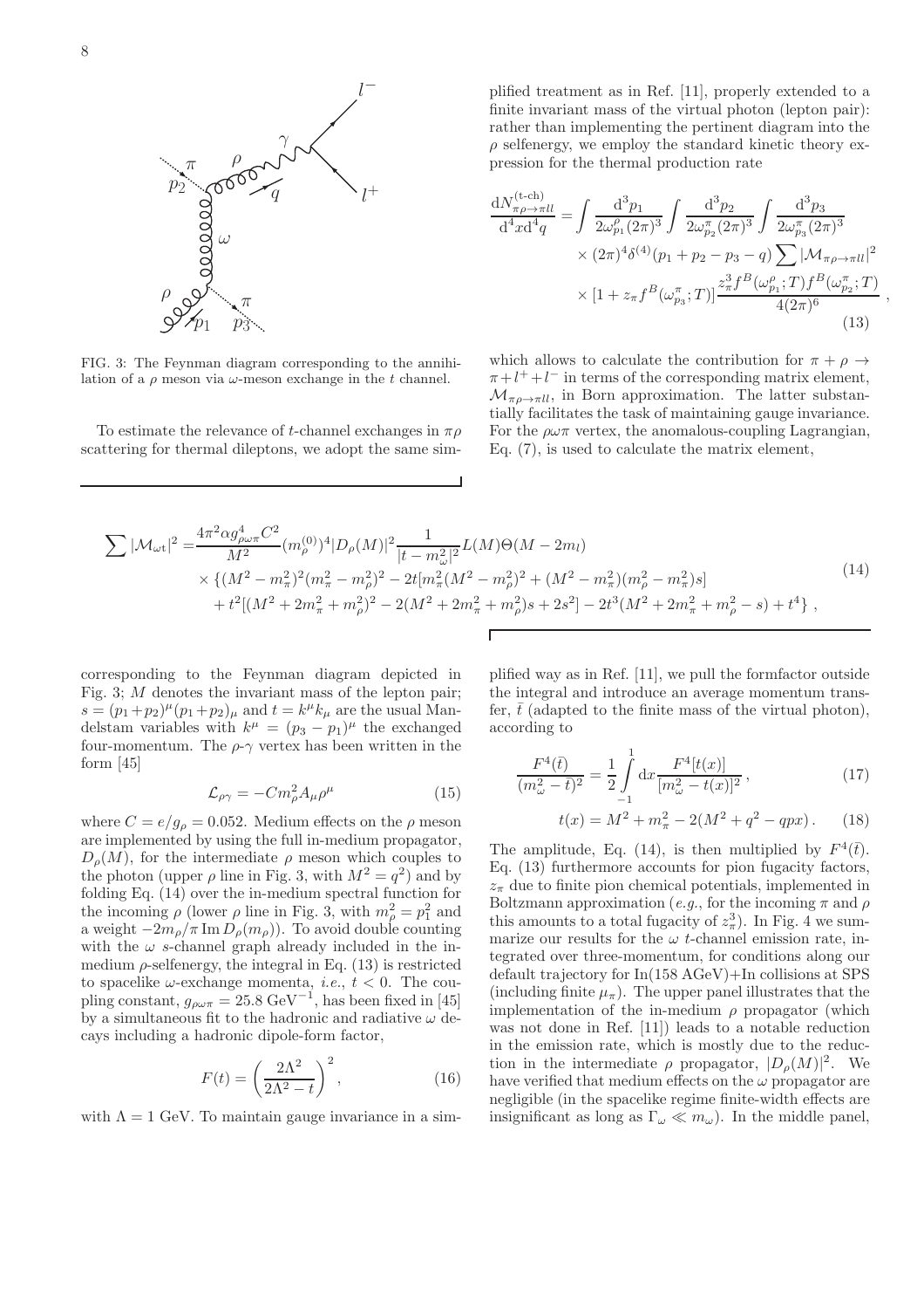FIG. 3: The Feynman diagram corresponding to the annihilation of a $\rho$ meson via $\omega$-meson exchange in the $t$ channel.

To estimate the relevance of $t$-channel exchanges in $\pi\rho$ scattering for thermal dileptons, we adopt the same simplified treatment as in Ref. [11], properly extended to a finite invariant mass of the virtual photon (lepton pair): rather than implementing the pertinent diagram into the $\rho$ selfenergy, we employ the standard kinetic theory expression for the thermal production rate

$$
\begin{aligned}
\frac{dN^{(\text{t-ch})}_{\pi\rho\to\pi ll}}{d^4x d^4q} = & \int \frac{d^3p_1}{2\omega^\rho_{p_1}(2\pi)^3} \int \frac{d^3p_2}{2\omega^\pi_{p_2}(2\pi)^3} \int \frac{d^3p_3}{2\omega^\pi_{p_3}(2\pi)^3} \\
& \times (2\pi)^4 \delta^{(4)}(p_1+p_2-p_3-q) \sum |\mathcal{M}_{\pi\rho\to\pi ll}|^2 \\
& \times [1+z_\pi f^B(\omega^\pi_{p_3};T)] \frac{z_\pi^3 f^B(\omega^\rho_{p_1};T) f^B(\omega^\pi_{p_2};T)}{4(2\pi)^6} ,
\end{aligned} \tag{13}
$$

which allows to calculate the contribution for $\pi+\rho\to\pi+l^++l^-$ in terms of the corresponding matrix element, $\mathcal{M}_{\pi\rho\to\pi ll}$, in Born approximation. The latter substantially facilitates the task of maintaining gauge invariance. For the $\rho\omega\pi$ vertex, the anomalous-coupling Lagrangian, Eq. (7), is used to calculate the matrix element,

$$
\begin{aligned}
\sum |\mathcal{M}_{\omega t}|^2 = & \frac{4\pi^2 \alpha g^4_{\rho\omega\pi} C^2}{M^2} (m_\rho^{(0)})^4 |D_\rho(M)|^2 \frac{1}{|t-m_\omega^2|^2} L(M) \Theta(M-2m_l) \\
& \times \{(M^2-m_\pi^2)^2(m_\pi^2-m_\rho^2)^2 - 2t[m_\pi^2(M^2-m_\rho^2)^2 + (M^2-m_\pi^2)(m_\rho^2-m_\pi^2)s] \\
& + t^2[(M^2+2m_\pi^2+m_\rho^2)^2 - 2(M^2+2m_\pi^2+m_\rho^2)s + 2s^2] - 2t^3(M^2+2m_\pi^2+m_\rho^2-s) + t^4\} ,
\end{aligned} \tag{14}
$$

corresponding to the Feynman diagram depicted in Fig. 3; $M$ denotes the invariant mass of the lepton pair; $s=(p_1+p_2)^\mu(p_1+p_2)_\mu$ and $t=k^\mu k_\mu$ are the usual Mandelstam variables with $k^\mu=(p_3-p_1)^\mu$ the exchanged four-momentum. The $\rho$-$\gamma$ vertex has been written in the form [45]

$$
\mathcal{L}_{\rho\gamma} = -C m_\rho^2 A_\mu \rho^\mu \tag{15}
$$

where $C=e/g_\rho=0.052$. Medium effects on the $\rho$ meson are implemented by using the full in-medium propagator, $D_\rho(M)$, for the intermediate $\rho$ meson which couples to the photon (upper $\rho$ line in Fig. 3, with $M^2=q^2$) and by folding Eq. (14) over the in-medium spectral function for the incoming $\rho$ (lower $\rho$ line in Fig. 3, with $m_\rho^2=p_1^2$ and a weight $-2m_\rho/\pi \,\text{Im}\, D_\rho(m_\rho)$). To avoid double counting with the $\omega$ $s$-channel graph already included in the in-medium $\rho$-selfenergy, the integral in Eq. (13) is restricted to spacelike $\omega$-exchange momenta, *i.e.*, $t<0$. The coupling constant, $g_{\rho\omega\pi}=25.8\ \text{GeV}^{-1}$, has been fixed in [45] by a simultaneous fit to the hadronic and radiative $\omega$ decays including a hadronic dipole-form factor,

$$
F(t) = \left(\frac{2\Lambda^2}{2\Lambda^2-t}\right)^2 , \tag{16}
$$

with $\Lambda=1$ GeV. To maintain gauge invariance in a simplified way as in Ref. [11], we pull the formfactor outside the integral and introduce an average momentum transfer, $\bar{t}$ (adapted to the finite mass of the virtual photon), according to

$$
\frac{F^4(\bar{t})}{(m_\omega^2-\bar{t})^2} = \frac{1}{2}\int_{-1}^{1} dx \frac{F^4[t(x)]}{[m_\omega^2-t(x)]^2} , \tag{17}
$$

$$
t(x) = M^2 + m_\pi^2 - 2(M^2+q^2-qpx) . \tag{18}
$$

The amplitude, Eq. (14), is then multiplied by $F^4(\bar{t})$. Eq. (13) furthermore accounts for pion fugacity factors, $z_\pi$ due to finite pion chemical potentials, implemented in Boltzmann approximation (*e.g.*, for the incoming $\pi$ and $\rho$ this amounts to a total fugacity of $z_\pi^3$). In Fig. 4 we summarize our results for the $\omega$ $t$-channel emission rate, integrated over three-momentum, for conditions along our default trajectory for In(158 AGeV)+In collisions at SPS (including finite $\mu_\pi$). The upper panel illustrates that the implementation of the in-medium $\rho$ propagator (which was not done in Ref. [11]) leads to a notable reduction in the emission rate, which is mostly due to the reduction in the intermediate $\rho$ propagator, $|D_\rho(M)|^2$. We have verified that medium effects on the $\omega$ propagator are negligible (in the spacelike regime finite-width effects are insignificant as long as $\Gamma_\omega \ll m_\omega$). In the middle panel,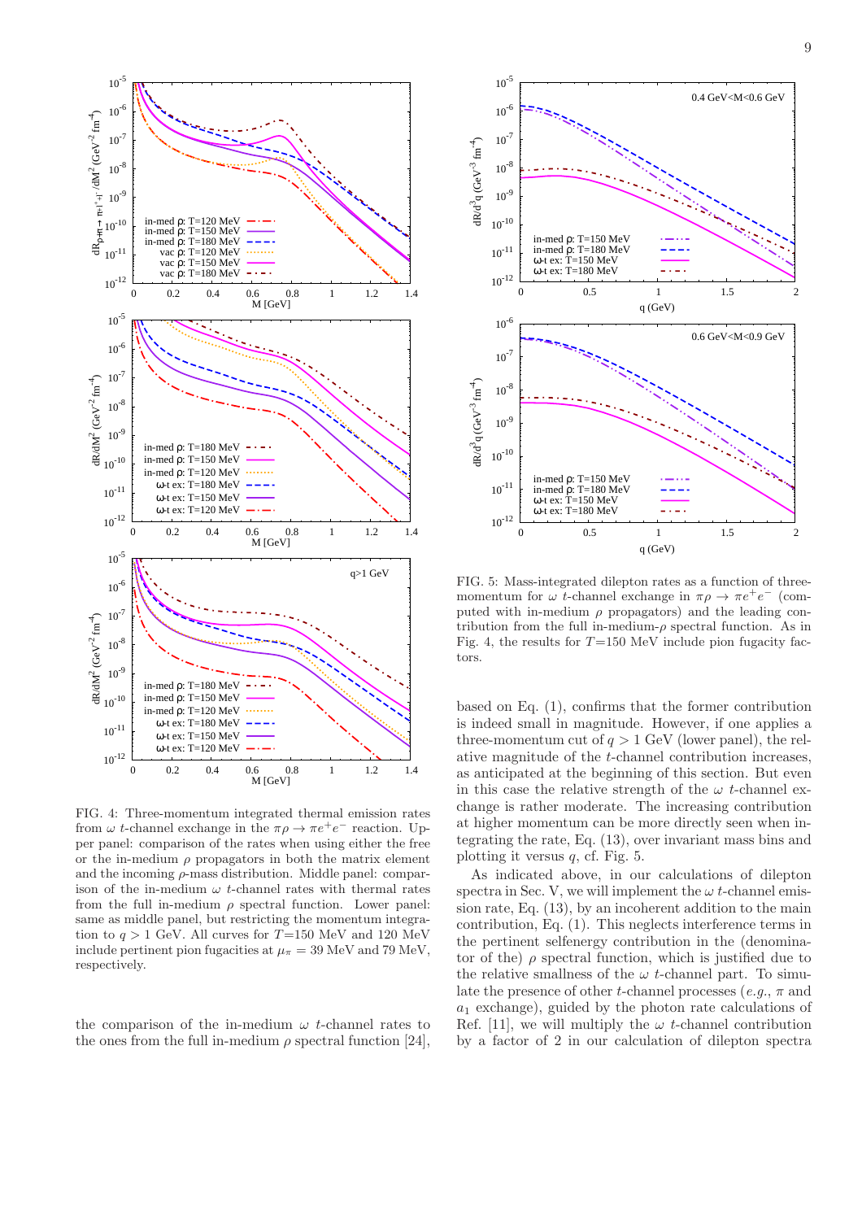FIG. 4: Three-momentum integrated thermal emission rates from $\omega$ $t$-channel exchange in the $\pi\rho \to \pi e^+e^-$ reaction. Upper panel: comparison of the rates when using either the free or the in-medium $\rho$ propagators in both the matrix element and the incoming $\rho$-mass distribution. Middle panel: comparison of the in-medium $\omega$ $t$-channel rates with thermal rates from the full in-medium $\rho$ spectral function. Lower panel: same as middle panel, but restricting the momentum integration to $q > 1$ GeV. All curves for $T$=150 MeV and 120 MeV include pertinent pion fugacities at $\mu_\pi = 39$ MeV and 79 MeV, respectively.

FIG. 5: Mass-integrated dilepton rates as a function of three-momentum for $\omega$ $t$-channel exchange in $\pi\rho \to \pi e^+e^-$ (computed with in-medium $\rho$ propagators) and the leading contribution from the full in-medium-$\rho$ spectral function. As in Fig. 4, the results for $T$=150 MeV include pion fugacity factors.

the comparison of the in-medium $\omega$ $t$-channel rates to the ones from the full in-medium $\rho$ spectral function [24], based on Eq. (1), confirms that the former contribution is indeed small in magnitude. However, if one applies a three-momentum cut of $q > 1$ GeV (lower panel), the relative magnitude of the $t$-channel contribution increases, as anticipated at the beginning of this section. But even in this case the relative strength of the $\omega$ $t$-channel exchange is rather moderate. The increasing contribution at higher momentum can be more directly seen when integrating the rate, Eq. (13), over invariant mass bins and plotting it versus $q$, cf. Fig. 5.

As indicated above, in our calculations of dilepton spectra in Sec. V, we will implement the $\omega$ $t$-channel emission rate, Eq. (13), by an incoherent addition to the main contribution, Eq. (1). This neglects interference terms in the pertinent selfenergy contribution in the (denominator of the) $\rho$ spectral function, which is justified due to the relative smallness of the $\omega$ $t$-channel part. To simulate the presence of other $t$-channel processes (*e.g.*, $\pi$ and $a_1$ exchange), guided by the photon rate calculations of Ref. [11], we will multiply the $\omega$ $t$-channel contribution by a factor of 2 in our calculation of dilepton spectra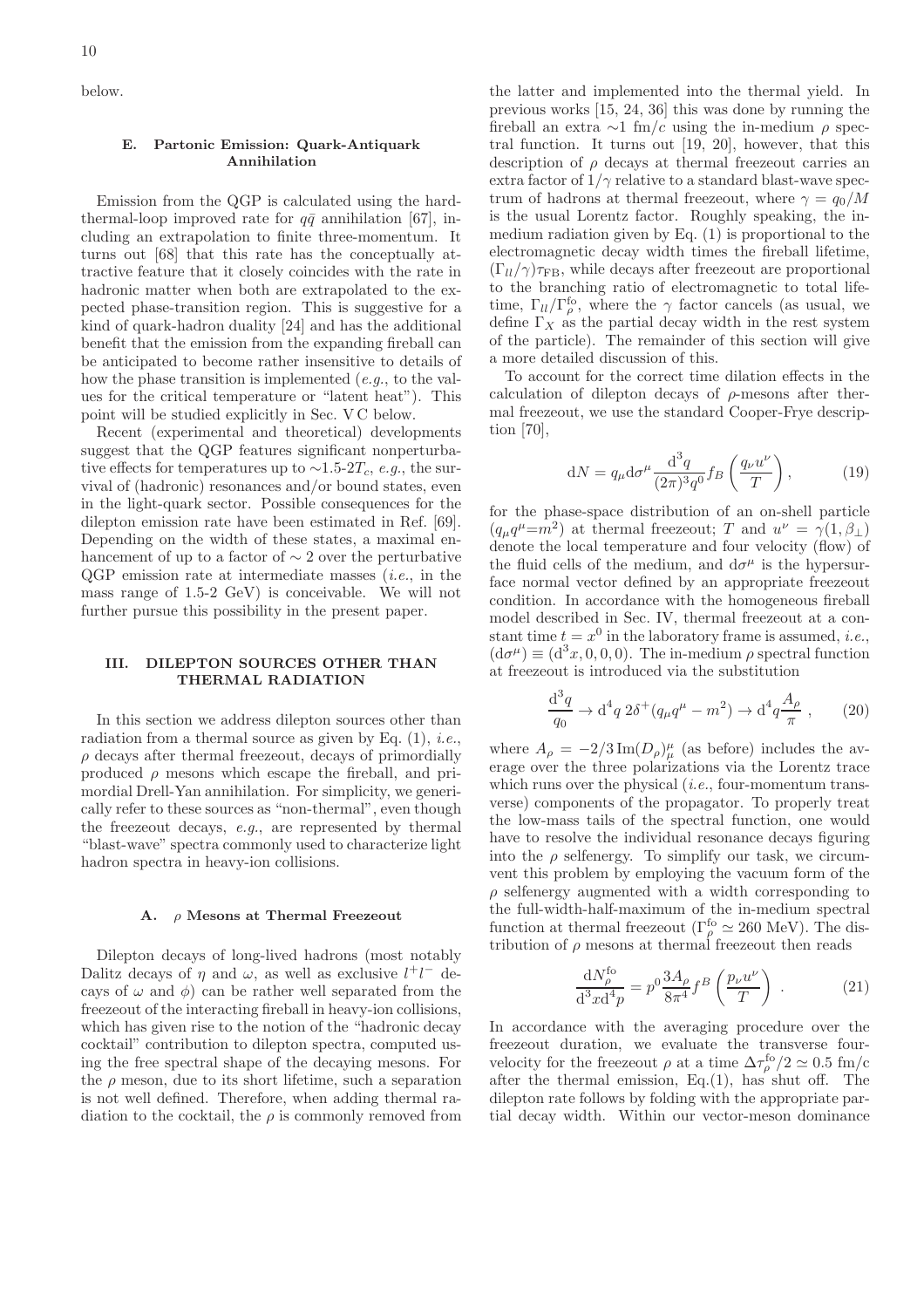below.

### E. Partonic Emission: Quark-Antiquark Annihilation

Emission from the QGP is calculated using the hard-thermal-loop improved rate for $q\bar{q}$ annihilation [67], including an extrapolation to finite three-momentum. It turns out [68] that this rate has the conceptually attractive feature that it closely coincides with the rate in hadronic matter when both are extrapolated to the expected phase-transition region. This is suggestive for a kind of quark-hadron duality [24] and has the additional benefit that the emission from the expanding fireball can be anticipated to become rather insensitive to details of how the phase transition is implemented (*e.g.*, to the values for the critical temperature or "latent heat"). This point will be studied explicitly in Sec. V C below.

Recent (experimental and theoretical) developments suggest that the QGP features significant nonperturbative effects for temperatures up to $\sim$1.5-2$T_c$, *e.g.*, the survival of (hadronic) resonances and/or bound states, even in the light-quark sector. Possible consequences for the dilepton emission rate have been estimated in Ref. [69]. Depending on the width of these states, a maximal enhancement of up to a factor of $\sim 2$ over the perturbative QGP emission rate at intermediate masses (*i.e.*, in the mass range of 1.5-2 GeV) is conceivable. We will not further pursue this possibility in the present paper.

## III. DILEPTON SOURCES OTHER THAN THERMAL RADIATION

In this section we address dilepton sources other than radiation from a thermal source as given by Eq. (1), *i.e.*, $\rho$ decays after thermal freezeout, decays of primordially produced $\rho$ mesons which escape the fireball, and primordial Drell-Yan annihilation. For simplicity, we generically refer to these sources as "non-thermal", even though the freezeout decays, *e.g.*, are represented by thermal "blast-wave" spectra commonly used to characterize light hadron spectra in heavy-ion collisions.

### A. $\rho$ Mesons at Thermal Freezeout

Dilepton decays of long-lived hadrons (most notably Dalitz decays of $\eta$ and $\omega$, as well as exclusive $l^+l^-$ decays of $\omega$ and $\phi$) can be rather well separated from the freezeout of the interacting fireball in heavy-ion collisions, which has given rise to the notion of the "hadronic decay cocktail" contribution to dilepton spectra, computed using the free spectral shape of the decaying mesons. For the $\rho$ meson, due to its short lifetime, such a separation is not well defined. Therefore, when adding thermal radiation to the cocktail, the $\rho$ is commonly removed from the latter and implemented into the thermal yield. In previous works [15, 24, 36] this was done by running the fireball an extra $\sim$1 fm/$c$ using the in-medium $\rho$ spectral function. It turns out [19, 20], however, that this description of $\rho$ decays at thermal freezeout carries an extra factor of $1/\gamma$ relative to a standard blast-wave spectrum of hadrons at thermal freezeout, where $\gamma = q_0/M$ is the usual Lorentz factor. Roughly speaking, the in-medium radiation given by Eq. (1) is proportional to the electromagnetic decay width times the fireball lifetime, $(\Gamma_{ll}/\gamma)\tau_{\rm FB}$, while decays after freezeout are proportional to the branching ratio of electromagnetic to total lifetime, $\Gamma_{ll}/\Gamma_\rho^{\rm fo}$, where the $\gamma$ factor cancels (as usual, we define $\Gamma_X$ as the partial decay width in the rest system of the particle). The remainder of this section will give a more detailed discussion of this.

To account for the correct time dilation effects in the calculation of dilepton decays of $\rho$-mesons after thermal freezeout, we use the standard Cooper-Frye description [70],

$$\mathrm{d}N = q_\mu \mathrm{d}\sigma^\mu \frac{\mathrm{d}^3q}{(2\pi)^3 q^0} f_B\left(\frac{q_\nu u^\nu}{T}\right), \tag{19}$$

for the phase-space distribution of an on-shell particle ($q_\mu q^\mu = m^2$) at thermal freezeout; $T$ and $u^\nu = \gamma(1, \beta_\perp)$ denote the local temperature and four velocity (flow) of the fluid cells of the medium, and $\mathrm{d}\sigma^\mu$ is the hypersurface normal vector defined by an appropriate freezeout condition. In accordance with the homogeneous fireball model described in Sec. IV, thermal freezeout at a constant time $t = x^0$ in the laboratory frame is assumed, *i.e.*, $(\mathrm{d}\sigma^\mu) \equiv (\mathrm{d}^3x, 0, 0, 0)$. The in-medium $\rho$ spectral function at freezeout is introduced via the substitution

$$\frac{\mathrm{d}^3q}{q_0} \to \mathrm{d}^4q\; 2\delta^+(q_\mu q^\mu - m^2) \to \mathrm{d}^4q \frac{A_\rho}{\pi}\;, \tag{20}$$

where $A_\rho = -2/3\,\mathrm{Im}(D_\rho)^\mu_\mu$ (as before) includes the average over the three polarizations via the Lorentz trace which runs over the physical (*i.e.*, four-momentum transverse) components of the propagator. To properly treat the low-mass tails of the spectral function, one would have to resolve the individual resonance decays figuring into the $\rho$ selfenergy. To simplify our task, we circumvent this problem by employing the vacuum form of the $\rho$ selfenergy augmented with a width corresponding to the full-width-half-maximum of the in-medium spectral function at thermal freezeout ($\Gamma_\rho^{\rm fo} \simeq 260$ MeV). The distribution of $\rho$ mesons at thermal freezeout then reads

$$\frac{\mathrm{d}N_\rho^{\rm fo}}{\mathrm{d}^3x\mathrm{d}^4p} = p^0 \frac{3A_\rho}{8\pi^4} f^B\left(\frac{p_\nu u^\nu}{T}\right)\;. \tag{21}$$

In accordance with the averaging procedure over the freezeout duration, we evaluate the transverse four-velocity for the freezeout $\rho$ at a time $\Delta\tau_\rho^{\rm fo}/2 \simeq 0.5$ fm/c after the thermal emission, Eq.(1), has shut off. The dilepton rate follows by folding with the appropriate partial decay width. Within our vector-meson dominance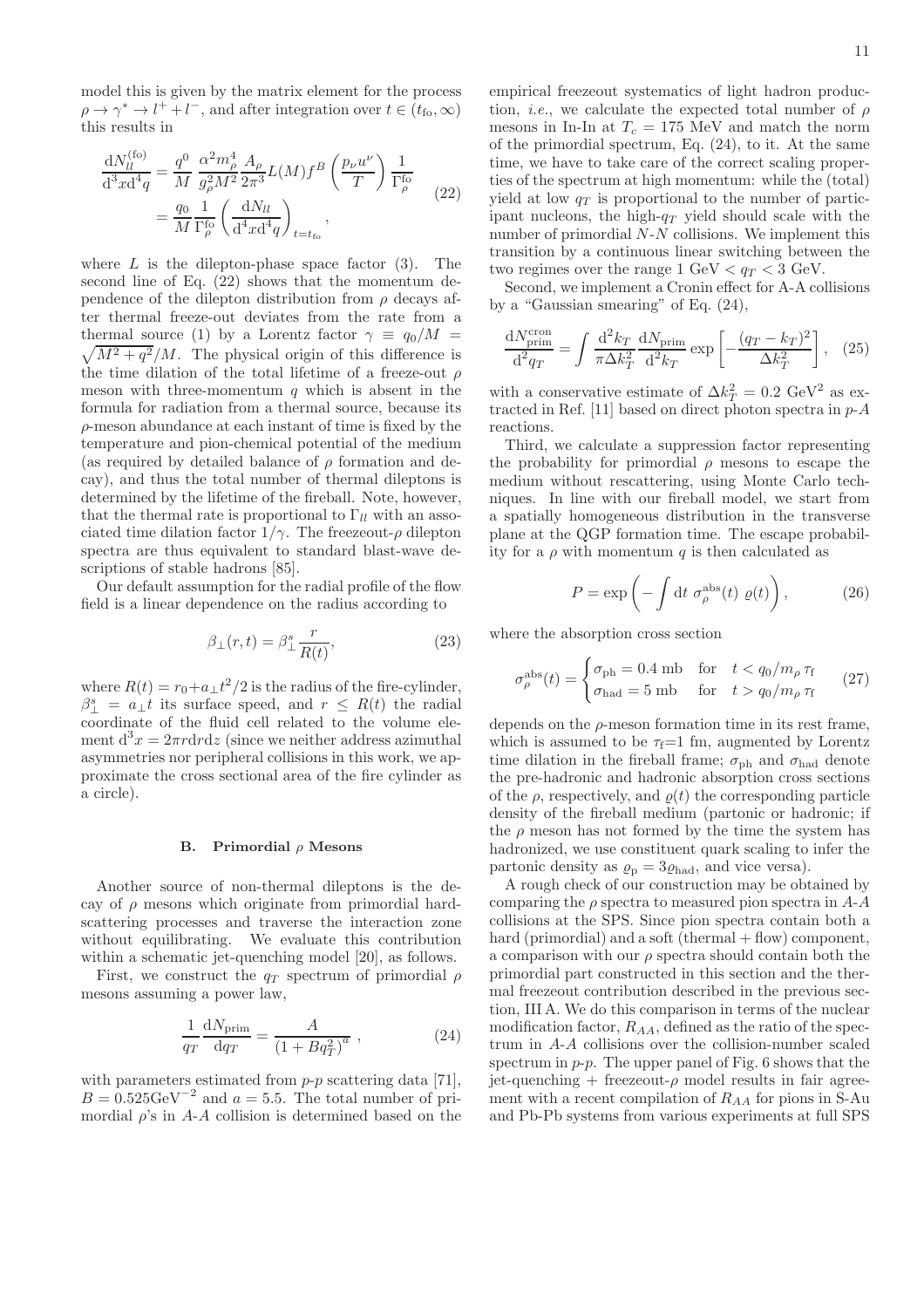model this is given by the matrix element for the process $\rho \to \gamma^* \to l^+ + l^-$, and after integration over $t \in (t_{\rm fo}, \infty)$ this results in

$$
\begin{aligned}
\frac{\mathrm{d}N_{ll}^{(\rm fo)}}{\mathrm{d}^3x\mathrm{d}^4q} &= \frac{q^0}{M}\,\frac{\alpha^2 m_\rho^4}{g_\rho^2 M^2}\frac{A_\rho}{2\pi^3}L(M)f^B\left(\frac{p_\nu u^\nu}{T}\right)\frac{1}{\Gamma_\rho^{\rm fo}} \\
&= \frac{q_0}{M}\frac{1}{\Gamma_\rho^{\rm fo}}\left(\frac{\mathrm{d}N_{ll}}{\mathrm{d}^4x\mathrm{d}^4q}\right)_{t=t_{\rm fo}},
\end{aligned}
\tag{22}
$$

where $L$ is the dilepton-phase space factor (3). The second line of Eq. (22) shows that the momentum dependence of the dilepton distribution from $\rho$ decays after thermal freeze-out deviates from the rate from a thermal source (1) by a Lorentz factor $\gamma \equiv q_0/M = \sqrt{M^2+q^2}/M$. The physical origin of this difference is the time dilation of the total lifetime of a freeze-out $\rho$ meson with three-momentum $q$ which is absent in the formula for radiation from a thermal source, because its $\rho$-meson abundance at each instant of time is fixed by the temperature and pion-chemical potential of the medium (as required by detailed balance of $\rho$ formation and decay), and thus the total number of thermal dileptons is determined by the lifetime of the fireball. Note, however, that the thermal rate is proportional to $\Gamma_{ll}$ with an associated time dilation factor $1/\gamma$. The freezeout-$\rho$ dilepton spectra are thus equivalent to standard blast-wave descriptions of stable hadrons [85].

Our default assumption for the radial profile of the flow field is a linear dependence on the radius according to

$$
\beta_\perp(r,t) = \beta_\perp^s\frac{r}{R(t)},
\tag{23}
$$

where $R(t) = r_0 + a_\perp t^2/2$ is the radius of the fire-cylinder, $\beta_\perp^s = a_\perp t$ its surface speed, and $r \leq R(t)$ the radial coordinate of the fluid cell related to the volume element $\mathrm{d}^3x = 2\pi r\mathrm{d}r\mathrm{d}z$ (since we neither address azimuthal asymmetries nor peripheral collisions in this work, we approximate the cross sectional area of the fire cylinder as a circle).

### B. Primordial $\rho$ Mesons

Another source of non-thermal dileptons is the decay of $\rho$ mesons which originate from primordial hard-scattering processes and traverse the interaction zone without equilibrating. We evaluate this contribution within a schematic jet-quenching model [20], as follows.

First, we construct the $q_T$ spectrum of primordial $\rho$ mesons assuming a power law,

$$
\frac{1}{q_T}\frac{\mathrm{d}N_{\rm prim}}{\mathrm{d}q_T} = \frac{A}{\left(1+Bq_T^2\right)^a},
\tag{24}
$$

with parameters estimated from $p$-$p$ scattering data [71], $B = 0.525\,\mathrm{GeV}^{-2}$ and $a = 5.5$. The total number of primordial $\rho$'s in $A$-$A$ collision is determined based on the empirical freezeout systematics of light hadron production, *i.e.*, we calculate the expected total number of $\rho$ mesons in In-In at $T_c = 175$ MeV and match the norm of the primordial spectrum, Eq. (24), to it. At the same time, we have to take care of the correct scaling properties of the spectrum at high momentum: while the (total) yield at low $q_T$ is proportional to the number of participant nucleons, the high-$q_T$ yield should scale with the number of primordial $N$-$N$ collisions. We implement this transition by a continuous linear switching between the two regimes over the range 1 GeV $< q_T <$ 3 GeV.

Second, we implement a Cronin effect for A-A collisions by a "Gaussian smearing" of Eq. (24),

$$
\frac{\mathrm{d}N_{\rm prim}^{\rm cron}}{\mathrm{d}^2q_T} = \int\frac{\mathrm{d}^2k_T}{\pi\Delta k_T^2}\frac{\mathrm{d}N_{\rm prim}}{\mathrm{d}^2k_T}\exp\left[-\frac{(q_T-k_T)^2}{\Delta k_T^2}\right],
\tag{25}
$$

with a conservative estimate of $\Delta k_T^2 = 0.2\ \mathrm{GeV}^2$ as extracted in Ref. [11] based on direct photon spectra in $p$-$A$ reactions.

Third, we calculate a suppression factor representing the probability for primordial $\rho$ mesons to escape the medium without rescattering, using Monte Carlo techniques. In line with our fireball model, we start from a spatially homogeneous distribution in the transverse plane at the QGP formation time. The escape probability for a $\rho$ with momentum $q$ is then calculated as

$$
P = \exp\left(-\int \mathrm{d}t\ \sigma_\rho^{\rm abs}(t)\ \varrho(t)\right),
\tag{26}
$$

where the absorption cross section

$$
\sigma_\rho^{\rm abs}(t) = \begin{cases} \sigma_{\rm ph} = 0.4\ \mathrm{mb} & \text{for} \quad t < q_0/m_\rho\,\tau_{\rm f} \\ \sigma_{\rm had} = 5\ \mathrm{mb} & \text{for} \quad t > q_0/m_\rho\,\tau_{\rm f} \end{cases}
\tag{27}
$$

depends on the $\rho$-meson formation time in its rest frame, which is assumed to be $\tau_{\rm f}$=1 fm, augmented by Lorentz time dilation in the fireball frame; $\sigma_{\rm ph}$ and $\sigma_{\rm had}$ denote the pre-hadronic and hadronic absorption cross sections of the $\rho$, respectively, and $\varrho(t)$ the corresponding particle density of the fireball medium (partonic or hadronic; if the $\rho$ meson has not formed by the time the system has hadronized, we use constituent quark scaling to infer the partonic density as $\varrho_{\rm p} = 3\varrho_{\rm had}$, and vice versa).

A rough check of our construction may be obtained by comparing the $\rho$ spectra to measured pion spectra in $A$-$A$ collisions at the SPS. Since pion spectra contain both a hard (primordial) and a soft (thermal + flow) component, a comparison with our $\rho$ spectra should contain both the primordial part constructed in this section and the thermal freezeout contribution described in the previous section, III A. We do this comparison in terms of the nuclear modification factor, $R_{AA}$, defined as the ratio of the spectrum in $A$-$A$ collisions over the collision-number scaled spectrum in $p$-$p$. The upper panel of Fig. 6 shows that the jet-quenching + freezeout-$\rho$ model results in fair agreement with a recent compilation of $R_{AA}$ for pions in S-Au and Pb-Pb systems from various experiments at full SPS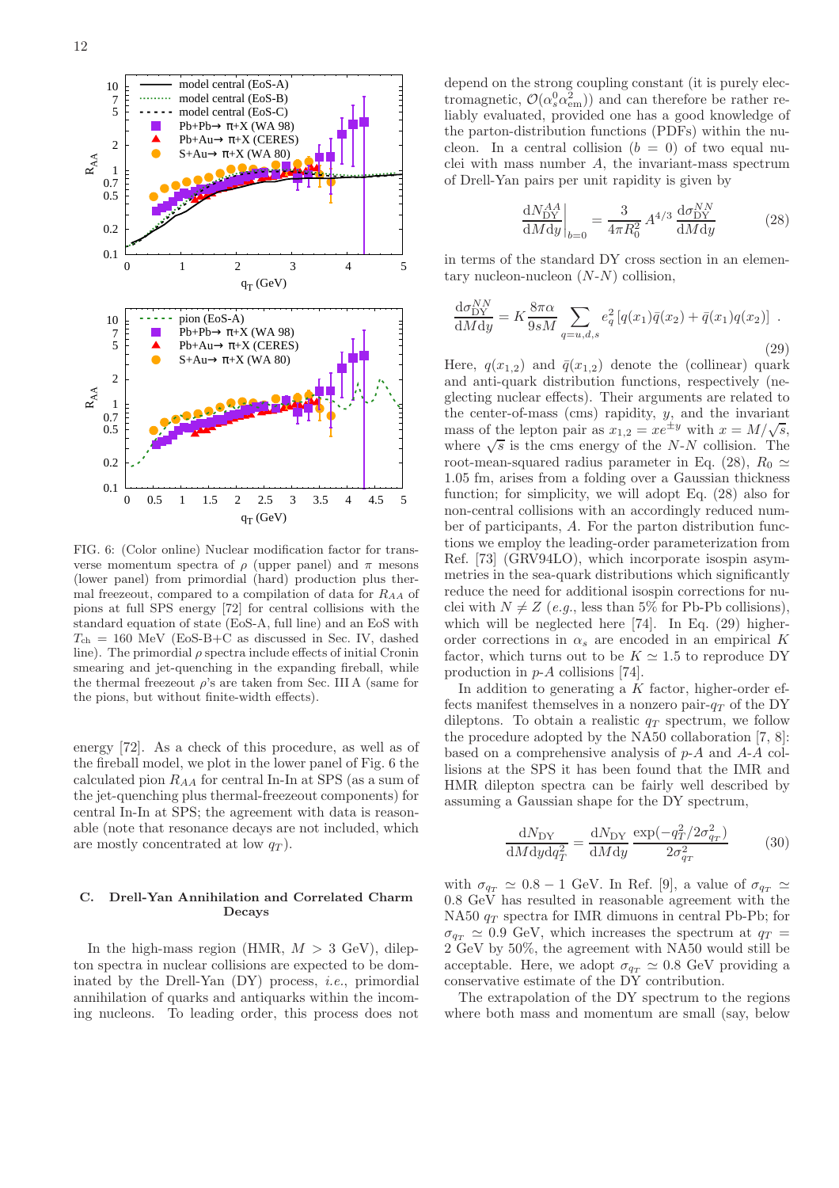FIG. 6: (Color online) Nuclear modification factor for transverse momentum spectra of $\rho$ (upper panel) and $\pi$ mesons (lower panel) from primordial (hard) production plus thermal freezeout, compared to a compilation of data for $R_{AA}$ of pions at full SPS energy [72] for central collisions with the standard equation of state (EoS-A, full line) and an EoS with $T_{ch}$ = 160 MeV (EoS-B+C as discussed in Sec. IV, dashed line). The primordial $\rho$ spectra include effects of initial Cronin smearing and jet-quenching in the expanding fireball, while the thermal freezeout $\rho$'s are taken from Sec. III A (same for the pions, but without finite-width effects).

energy [72]. As a check of this procedure, as well as of the fireball model, we plot in the lower panel of Fig. 6 the calculated pion $R_{AA}$ for central In-In at SPS (as a sum of the jet-quenching plus thermal-freezeout components) for central In-In at SPS; the agreement with data is reasonable (note that resonance decays are not included, which are mostly concentrated at low $q_T$).

### C. Drell-Yan Annihilation and Correlated Charm Decays

In the high-mass region (HMR, $M > 3$ GeV), dilepton spectra in nuclear collisions are expected to be dominated by the Drell-Yan (DY) process, *i.e.*, primordial annihilation of quarks and antiquarks within the incoming nucleons. To leading order, this process does not depend on the strong coupling constant (it is purely electromagnetic, $\mathcal{O}(\alpha_s^0 \alpha_{em}^2)$) and can therefore be rather reliably evaluated, provided one has a good knowledge of the parton-distribution functions (PDFs) within the nucleon. In a central collision ($b = 0$) of two equal nuclei with mass number $A$, the invariant-mass spectrum of Drell-Yan pairs per unit rapidity is given by

$$\left.\frac{\mathrm{d}N_{\mathrm{DY}}^{AA}}{\mathrm{d}M\mathrm{d}y}\right|_{b=0} = \frac{3}{4\pi R_0^2} A^{4/3} \frac{\mathrm{d}\sigma_{\mathrm{DY}}^{NN}}{\mathrm{d}M\mathrm{d}y} \tag{28}$$

in terms of the standard DY cross section in an elementary nucleon-nucleon ($N$-$N$) collision,

$$\frac{\mathrm{d}\sigma_{\mathrm{DY}}^{NN}}{\mathrm{d}M\mathrm{d}y} = K \frac{8\pi\alpha}{9sM} \sum_{q=u,d,s} e_q^2 \left[q(x_1)\bar{q}(x_2) + \bar{q}(x_1)q(x_2)\right] . \tag{29}$$

Here, $q(x_{1,2})$ and $\bar{q}(x_{1,2})$ denote the (collinear) quark and anti-quark distribution functions, respectively (neglecting nuclear effects). Their arguments are related to the center-of-mass (cms) rapidity, $y$, and the invariant mass of the lepton pair as $x_{1,2} = xe^{\pm y}$ with $x = M/\sqrt{s}$, where $\sqrt{s}$ is the cms energy of the $N$-$N$ collision. The root-mean-squared radius parameter in Eq. (28), $R_0 \simeq$ 1.05 fm, arises from a folding over a Gaussian thickness function; for simplicity, we will adopt Eq. (28) also for non-central collisions with an accordingly reduced number of participants, $A$. For the parton distribution functions we employ the leading-order parameterization from Ref. [73] (GRV94LO), which incorporate isospin asymmetries in the sea-quark distributions which significantly reduce the need for additional isospin corrections for nuclei with $N \neq Z$ (*e.g.*, less than 5% for Pb-Pb collisions), which will be neglected here [74]. In Eq. (29) higher-order corrections in $\alpha_s$ are encoded in an empirical $K$ factor, which turns out to be $K \simeq 1.5$ to reproduce DY production in $p$-$A$ collisions [74].

In addition to generating a $K$ factor, higher-order effects manifest themselves in a nonzero pair-$q_T$ of the DY dileptons. To obtain a realistic $q_T$ spectrum, we follow the procedure adopted by the NA50 collaboration [7, 8]: based on a comprehensive analysis of $p$-$A$ and $A$-$A$ collisions at the SPS it has been found that the IMR and HMR dilepton spectra can be fairly well described by assuming a Gaussian shape for the DY spectrum,

$$\frac{\mathrm{d}N_{\mathrm{DY}}}{\mathrm{d}M\mathrm{d}y\mathrm{d}q_T^2} = \frac{\mathrm{d}N_{\mathrm{DY}}}{\mathrm{d}M\mathrm{d}y} \frac{\exp(-q_T^2/2\sigma_{q_T}^2)}{2\sigma_{q_T}^2} \tag{30}$$

with $\sigma_{q_T} \simeq 0.8 - 1$ GeV. In Ref. [9], a value of $\sigma_{q_T} \simeq$ 0.8 GeV has resulted in reasonable agreement with the NA50 $q_T$ spectra for IMR dimuons in central Pb-Pb; for $\sigma_{q_T} \simeq 0.9$ GeV, which increases the spectrum at $q_T$ = 2 GeV by 50%, the agreement with NA50 would still be acceptable. Here, we adopt $\sigma_{q_T} \simeq 0.8$ GeV providing a conservative estimate of the DY contribution.

The extrapolation of the DY spectrum to the regions where both mass and momentum are small (say, below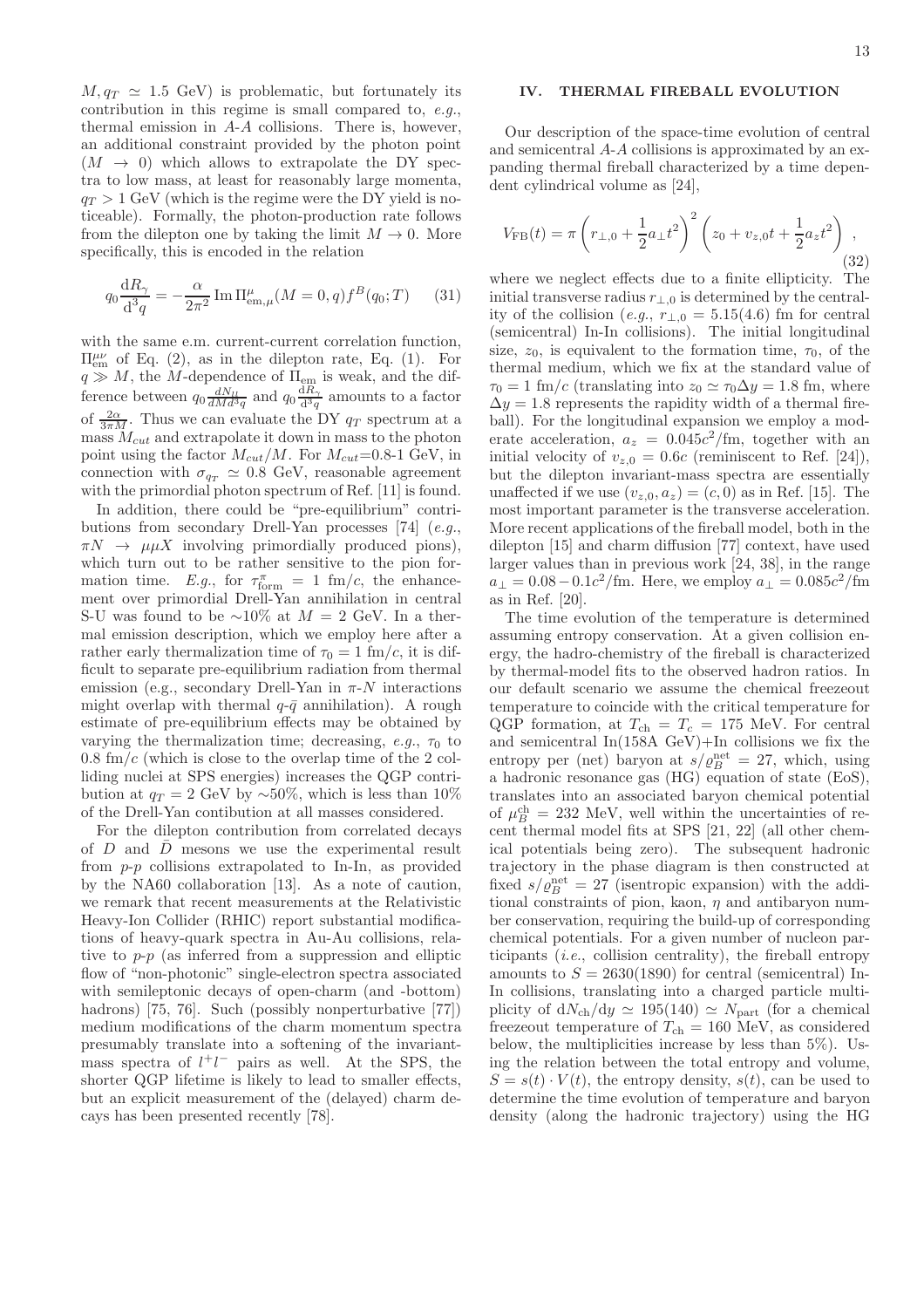$M, q_T \simeq 1.5$ GeV) is problematic, but fortunately its contribution in this regime is small compared to, *e.g.*, thermal emission in *A*-*A* collisions. There is, however, an additional constraint provided by the photon point ($M \to 0$) which allows to extrapolate the DY spectra to low mass, at least for reasonably large momenta, $q_T > 1$ GeV (which is the regime were the DY yield is noticeable). Formally, the photon-production rate follows from the dilepton one by taking the limit $M \to 0$. More specifically, this is encoded in the relation

$$q_0 \frac{\mathrm{d}R_\gamma}{\mathrm{d}^3 q} = -\frac{\alpha}{2\pi^2} \,\mathrm{Im}\,\Pi^\mu_{\mathrm{em},\mu}(M=0,q) f^B(q_0;T) \quad (31)$$

with the same e.m. current-current correlation function, $\Pi^{\mu\nu}_{\mathrm{em}}$ of Eq. (2), as in the dilepton rate, Eq. (1). For $q \gg M$, the $M$-dependence of $\Pi_{\mathrm{em}}$ is weak, and the difference between $q_0 \frac{dN_{ll}}{dMd^3q}$ and $q_0 \frac{dR_\gamma}{d^3q}$ amounts to a factor of $\frac{2\alpha}{3\pi M}$. Thus we can evaluate the DY $q_T$ spectrum at a mass $M_{cut}$ and extrapolate it down in mass to the photon point using the factor $M_{cut}/M$. For $M_{cut}$=0.8-1 GeV, in connection with $\sigma_{q_T} \simeq 0.8$ GeV, reasonable agreement with the primordial photon spectrum of Ref. [11] is found.

In addition, there could be "pre-equilibrium" contributions from secondary Drell-Yan processes [74] (*e.g.*, $\pi N \to \mu\mu X$ involving primordially produced pions), which turn out to be rather sensitive to the pion formation time. *E.g.*, for $\tau^\pi_{\mathrm{form}} = 1$ fm/$c$, the enhancement over primordial Drell-Yan annihilation in central S-U was found to be $\sim$10% at $M = 2$ GeV. In a thermal emission description, which we employ here after a rather early thermalization time of $\tau_0 = 1$ fm/$c$, it is difficult to separate pre-equilibrium radiation from thermal emission (e.g., secondary Drell-Yan in $\pi$-$N$ interactions might overlap with thermal $q$-$\bar{q}$ annihilation). A rough estimate of pre-equilibrium effects may be obtained by varying the thermalization time; decreasing, *e.g.*, $\tau_0$ to 0.8 fm/$c$ (which is close to the overlap time of the 2 colliding nuclei at SPS energies) increases the QGP contribution at $q_T = 2$ GeV by $\sim$50%, which is less than 10% of the Drell-Yan contibution at all masses considered.

For the dilepton contribution from correlated decays of $D$ and $\bar{D}$ mesons we use the experimental result from *p*-*p* collisions extrapolated to In-In, as provided by the NA60 collaboration [13]. As a note of caution, we remark that recent measurements at the Relativistic Heavy-Ion Collider (RHIC) report substantial modifications of heavy-quark spectra in Au-Au collisions, relative to *p*-*p* (as inferred from a suppression and elliptic flow of "non-photonic" single-electron spectra associated with semileptonic decays of open-charm (and -bottom) hadrons) [75, 76]. Such (possibly nonperturbative [77]) medium modifications of the charm momentum spectra presumably translate into a softening of the invariant-mass spectra of $l^+l^-$ pairs as well. At the SPS, the shorter QGP lifetime is likely to lead to smaller effects, but an explicit measurement of the (delayed) charm decays has been presented recently [78].

## IV. THERMAL FIREBALL EVOLUTION

Our description of the space-time evolution of central and semicentral *A*-*A* collisions is approximated by an expanding thermal fireball characterized by a time dependent cylindrical volume as [24],

$$V_{\mathrm{FB}}(t) = \pi \left( r_{\perp,0} + \frac{1}{2} a_\perp t^2 \right)^2 \left( z_0 + v_{z,0} t + \frac{1}{2} a_z t^2 \right) , \quad (32)$$

where we neglect effects due to a finite ellipticity. The initial transverse radius $r_{\perp,0}$ is determined by the centrality of the collision (*e.g.*, $r_{\perp,0} = 5.15(4.6)$ fm for central (semicentral) In-In collisions). The initial longitudinal size, $z_0$, is equivalent to the formation time, $\tau_0$, of the thermal medium, which we fix at the standard value of $\tau_0 = 1$ fm/$c$ (translating into $z_0 \simeq \tau_0 \Delta y = 1.8$ fm, where $\Delta y = 1.8$ represents the rapidity width of a thermal fireball). For the longitudinal expansion we employ a moderate acceleration, $a_z = 0.045c^2$/fm, together with an initial velocity of $v_{z,0} = 0.6c$ (reminiscent to Ref. [24]), but the dilepton invariant-mass spectra are essentially unaffected if we use $(v_{z,0}, a_z) = (c, 0)$ as in Ref. [15]. The most important parameter is the transverse acceleration. More recent applications of the fireball model, both in the dilepton [15] and charm diffusion [77] context, have used larger values than in previous work [24, 38], in the range $a_\perp = 0.08 - 0.1c^2$/fm. Here, we employ $a_\perp = 0.085c^2$/fm as in Ref. [20].

The time evolution of the temperature is determined assuming entropy conservation. At a given collision energy, the hadro-chemistry of the fireball is characterized by thermal-model fits to the observed hadron ratios. In our default scenario we assume the chemical freezeout temperature to coincide with the critical temperature for QGP formation, at $T_{\mathrm{ch}} = T_c = 175$ MeV. For central and semicentral In(158A GeV)+In collisions we fix the entropy per (net) baryon at $s/\varrho^{\mathrm{net}}_B = 27$, which, using a hadronic resonance gas (HG) equation of state (EoS), translates into an associated baryon chemical potential of $\mu^{\mathrm{ch}}_B = 232$ MeV, well within the uncertainties of recent thermal model fits at SPS [21, 22] (all other chemical potentials being zero). The subsequent hadronic trajectory in the phase diagram is then constructed at fixed $s/\varrho^{\mathrm{net}}_B = 27$ (isentropic expansion) with the additional constraints of pion, kaon, $\eta$ and antibaryon number conservation, requiring the build-up of corresponding chemical potentials. For a given number of nucleon participants (*i.e.*, collision centrality), the fireball entropy amounts to $S = 2630(1890)$ for central (semicentral) In-In collisions, translating into a charged particle multiplicity of $\mathrm{d}N_{\mathrm{ch}}/\mathrm{d}y \simeq 195(140) \simeq N_{\mathrm{part}}$ (for a chemical freezeout temperature of $T_{\mathrm{ch}} = 160$ MeV, as considered below, the multiplicities increase by less than 5%). Using the relation between the total entropy and volume, $S = s(t) \cdot V(t)$, the entropy density, $s(t)$, can be used to determine the time evolution of temperature and baryon density (along the hadronic trajectory) using the HG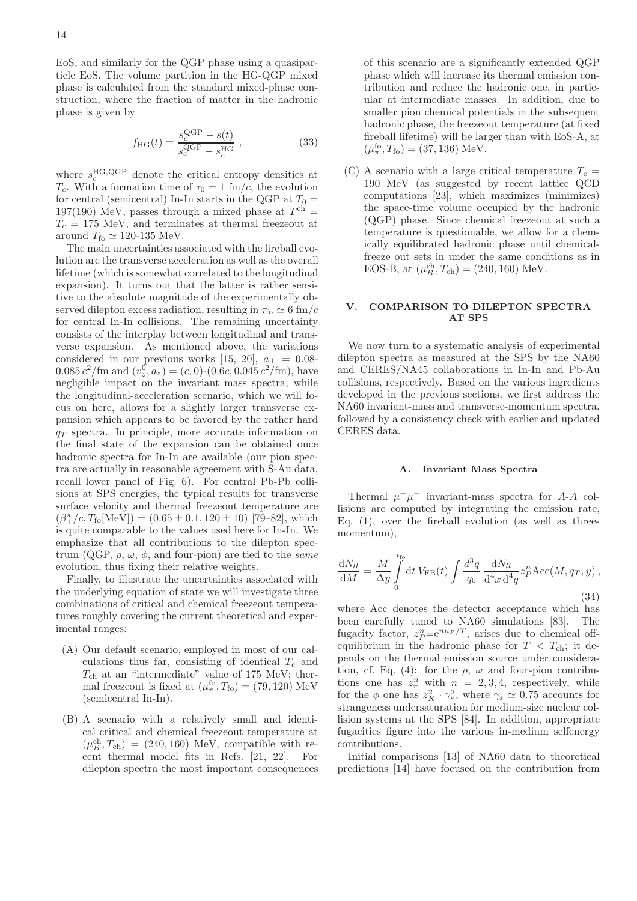EoS, and similarly for the QGP phase using a quasiparticle EoS. The volume partition in the HG-QGP mixed phase is calculated from the standard mixed-phase construction, where the fraction of matter in the hadronic phase is given by

$$f_{\rm HG}(t) = \frac{s_c^{\rm QGP} - s(t)}{s_c^{\rm QGP} - s_c^{\rm HG}} \ , \tag{33}$$

where $s_c^{\rm HG,QGP}$ denote the critical entropy densities at $T_c$. With a formation time of $\tau_0 = 1$ fm/$c$, the evolution for central (semicentral) In-In starts in the QGP at $T_0 =$ 197(190) MeV, passes through a mixed phase at $T^{\rm ch} = T_c = 175$ MeV, and terminates at thermal freezeout at around $T_{\rm fo} \simeq 120$-135 MeV.

The main uncertainties associated with the fireball evolution are the transverse acceleration as well as the overall lifetime (which is somewhat correlated to the longitudinal expansion). It turns out that the latter is rather sensitive to the absolute magnitude of the experimentally observed dilepton excess radiation, resulting in $\tau_{\rm fo} \simeq 6$ fm/$c$ for central In-In collisions. The remaining uncertainty consists of the interplay between longitudinal and transverse expansion. As mentioned above, the variations considered in our previous works [15, 20], $a_\perp = 0.08$-$0.085\,c^2$/fm and $(v_z^0, a_z) = (c, 0)$-$(0.6c, 0.045\,c^2/{\rm fm})$, have negligible impact on the invariant mass spectra, while the longitudinal-acceleration scenario, which we will focus on here, allows for a slightly larger transverse expansion which appears to be favored by the rather hard $q_T$ spectra. In principle, more accurate information on the final state of the expansion can be obtained once hadronic spectra for In-In are available (our pion spectra are actually in reasonable agreement with S-Au data, recall lower panel of Fig. 6). For central Pb-Pb collisions at SPS energies, the typical results for transverse surface velocity and thermal freezeout temperature are $(\beta_\perp^s/c, T_{\rm fo}[{\rm MeV}]) = (0.65 \pm 0.1, 120 \pm 10)$ [79–82], which is quite comparable to the values used here for In-In. We emphasize that all contributions to the dilepton spectrum (QGP, $\rho$, $\omega$, $\phi$, and four-pion) are tied to the *same* evolution, thus fixing their relative weights.

Finally, to illustrate the uncertainties associated with the underlying equation of state we will investigate three combinations of critical and chemical freezeout temperatures roughly covering the current theoretical and experimental ranges:

(A) Our default scenario, employed in most of our calculations thus far, consisting of identical $T_c$ and $T_{\rm ch}$ at an "intermediate" value of 175 MeV; thermal freezeout is fixed at $(\mu_\pi^{\rm fo}, T_{\rm fo}) = (79, 120)$ MeV (semicentral In-In).

(B) A scenario with a relatively small and identical critical and chemical freezeout temperature at $(\mu_B^{\rm ch}, T_{\rm ch}) = (240, 160)$ MeV, compatible with recent thermal model fits in Refs. [21, 22]. For dilepton spectra the most important consequences of this scenario are a significantly extended QGP phase which will increase its thermal emission contribution and reduce the hadronic one, in particular at intermediate masses. In addition, due to smaller pion chemical potentials in the subsequent hadronic phase, the freezeout temperature (at fixed fireball lifetime) will be larger than with EoS-A, at $(\mu_\pi^{\rm fo}, T_{\rm fo}) = (37, 136)$ MeV.

(C) A scenario with a large critical temperature $T_c =$ 190 MeV (as suggested by recent lattice QCD computations [23], which maximizes (minimizes) the space-time volume occupied by the hadronic (QGP) phase. Since chemical freezeout at such a temperature is questionable, we allow for a chemically equilibrated hadronic phase until chemical-freeze out sets in under the same conditions as in EOS-B, at $(\mu_B^{\rm ch}, T_{\rm ch}) = (240, 160)$ MeV.

## V. COMPARISON TO DILEPTON SPECTRA AT SPS

We now turn to a systematic analysis of experimental dilepton spectra as measured at the SPS by the NA60 and CERES/NA45 collaborations in In-In and Pb-Au collisions, respectively. Based on the various ingredients developed in the previous sections, we first address the NA60 invariant-mass and transverse-momentum spectra, followed by a consistency check with earlier and updated CERES data.

### A. Invariant Mass Spectra

Thermal $\mu^+\mu^-$ invariant-mass spectra for $A$-$A$ collisions are computed by integrating the emission rate, Eq. (1), over the fireball evolution (as well as three-momentum),

$$\frac{{\rm d}N_{ll}}{{\rm d}M} = \frac{M}{\Delta y} \int\limits_0^{t_{\rm fo}} {\rm d}t \, V_{\rm FB}(t) \int \frac{d^3q}{q_0} \, \frac{{\rm d}N_{ll}}{{\rm d}^4x \, {\rm d}^4q} z_P^n {\rm Acc}(M, q_T, y) \, , \tag{34}$$

where Acc denotes the detector acceptance which has been carefully tuned to NA60 simulations [83]. The fugacity factor, $z_P^n = {\rm e}^{n\mu_P/T}$, arises due to chemical off-equilibrium in the hadronic phase for $T < T_{\rm ch}$; it depends on the thermal emission source under consideration, cf. Eq. (4): for the $\rho$, $\omega$ and four-pion contributions one has $z_\pi^n$ with $n = 2, 3, 4$, respectively, while for the $\phi$ one has $z_K^2 \cdot \gamma_s^2$, where $\gamma_s \simeq 0.75$ accounts for strangeness undersaturation for medium-size nuclear collision systems at the SPS [84]. In addition, appropriate fugacities figure into the various in-medium selfenergy contributions.

Initial comparisons [13] of NA60 data to theoretical predictions [14] have focused on the contribution from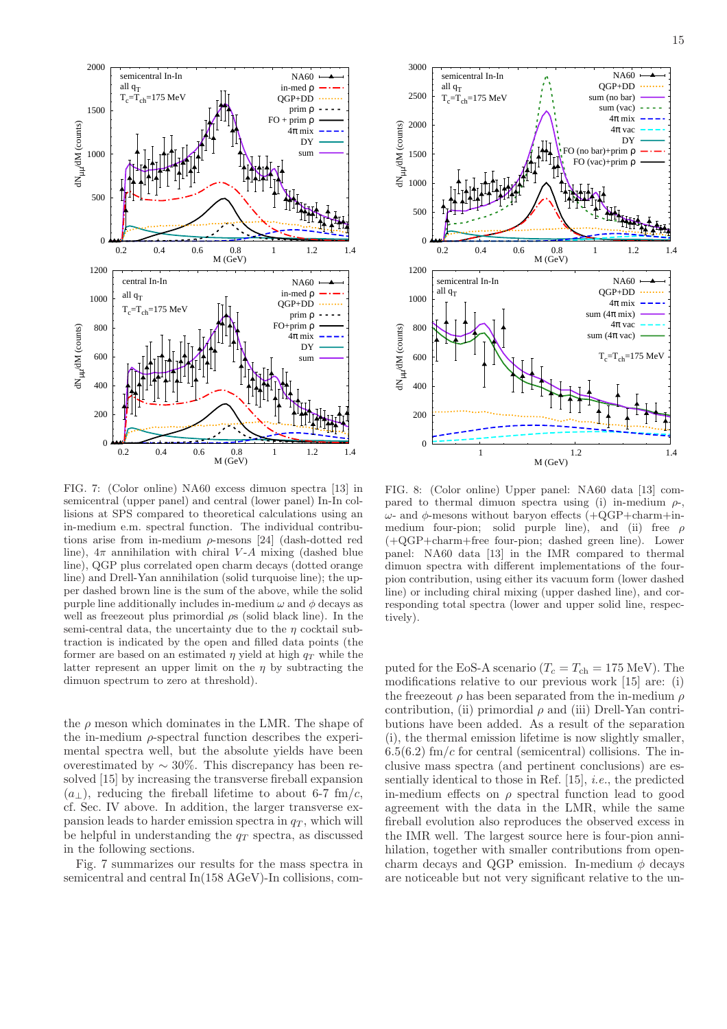FIG. 7: (Color online) NA60 excess dimuon spectra [13] in semicentral (upper panel) and central (lower panel) In-In collisions at SPS compared to theoretical calculations using an in-medium e.m. spectral function. The individual contributions arise from in-medium $\rho$-mesons [24] (dash-dotted red line), $4\pi$ annihilation with chiral $V$-$A$ mixing (dashed blue line), QGP plus correlated open charm decays (dotted orange line) and Drell-Yan annihilation (solid turquoise line); the upper dashed brown line is the sum of the above, while the solid purple line additionally includes in-medium $\omega$ and $\phi$ decays as well as freezeout plus primordial $\rho$s (solid black line). In the semi-central data, the uncertainty due to the $\eta$ cocktail subtraction is indicated by the open and filled data points (the former are based on an estimated $\eta$ yield at high $q_T$ while the latter represent an upper limit on the $\eta$ by subtracting the dimuon spectrum to zero at threshold).

FIG. 8: (Color online) Upper panel: NA60 data [13] compared to thermal dimuon spectra using (i) in-medium $\rho$-, $\omega$- and $\phi$-mesons without baryon effects (+QGP+charm+in-medium four-pion; solid purple line), and (ii) free $\rho$ (+QGP+charm+free four-pion; dashed green line). Lower panel: NA60 data [13] in the IMR compared to thermal dimuon spectra with different implementations of the four-pion contribution, using either its vacuum form (lower dashed line) or including chiral mixing (upper dashed line), and corresponding total spectra (lower and upper solid line, respectively).

the $\rho$ meson which dominates in the LMR. The shape of the in-medium $\rho$-spectral function describes the experimental spectra well, but the absolute yields have been overestimated by $\sim 30\%$. This discrepancy has been resolved [15] by increasing the transverse fireball expansion ($a_\perp$), reducing the fireball lifetime to about 6-7 fm/$c$, cf. Sec. IV above. In addition, the larger transverse expansion leads to harder emission spectra in $q_T$, which will be helpful in understanding the $q_T$ spectra, as discussed in the following sections.

Fig. 7 summarizes our results for the mass spectra in semicentral and central In(158 AGeV)-In collisions, computed for the EoS-A scenario ($T_c = T_{\rm ch} = 175$ MeV). The modifications relative to our previous work [15] are: (i) the freezeout $\rho$ has been separated from the in-medium $\rho$ contribution, (ii) primordial $\rho$ and (iii) Drell-Yan contributions have been added. As a result of the separation (i), the thermal emission lifetime is now slightly smaller, 6.5(6.2) fm/$c$ for central (semicentral) collisions. The inclusive mass spectra (and pertinent conclusions) are essentially identical to those in Ref. [15], *i.e.*, the predicted in-medium effects on $\rho$ spectral function lead to good agreement with the data in the LMR, while the same fireball evolution also reproduces the observed excess in the IMR well. The largest source here is four-pion annihilation, together with smaller contributions from open-charm decays and QGP emission. In-medium $\phi$ decays are noticeable but not very significant relative to the un-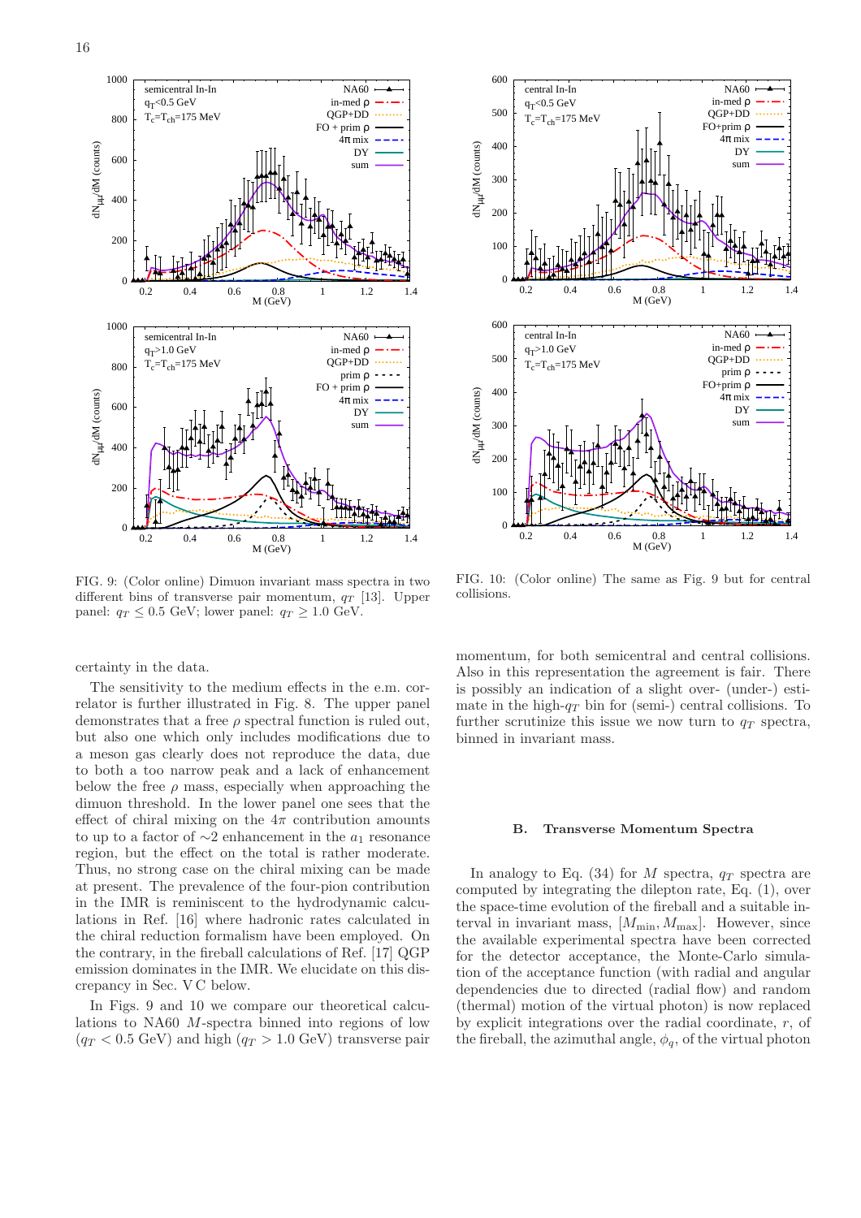FIG. 9: (Color online) Dimuon invariant mass spectra in two different bins of transverse pair momentum, $q_T$ [13]. Upper panel: $q_T \leq 0.5$ GeV; lower panel: $q_T \geq 1.0$ GeV.

FIG. 10: (Color online) The same as Fig. 9 but for central collisions.

certainty in the data.

The sensitivity to the medium effects in the e.m. correlator is further illustrated in Fig. 8. The upper panel demonstrates that a free $\rho$ spectral function is ruled out, but also one which only includes modifications due to a meson gas clearly does not reproduce the data, due to both a too narrow peak and a lack of enhancement below the free $\rho$ mass, especially when approaching the dimuon threshold. In the lower panel one sees that the effect of chiral mixing on the $4\pi$ contribution amounts to up to a factor of $\sim$2 enhancement in the $a_1$ resonance region, but the effect on the total is rather moderate. Thus, no strong case on the chiral mixing can be made at present. The prevalence of the four-pion contribution in the IMR is reminiscent to the hydrodynamic calculations in Ref. [16] where hadronic rates calculated in the chiral reduction formalism have been employed. On the contrary, in the fireball calculations of Ref. [17] QGP emission dominates in the IMR. We elucidate on this discrepancy in Sec. V C below.

In Figs. 9 and 10 we compare our theoretical calculations to NA60 $M$-spectra binned into regions of low ($q_T < 0.5$ GeV) and high ($q_T > 1.0$ GeV) transverse pair momentum, for both semicentral and central collisions. Also in this representation the agreement is fair. There is possibly an indication of a slight over- (under-) estimate in the high-$q_T$ bin for (semi-) central collisions. To further scrutinize this issue we now turn to $q_T$ spectra, binned in invariant mass.

### B. Transverse Momentum Spectra

In analogy to Eq. (34) for $M$ spectra, $q_T$ spectra are computed by integrating the dilepton rate, Eq. (1), over the space-time evolution of the fireball and a suitable interval in invariant mass, $[M_{\rm min}, M_{\rm max}]$. However, since the available experimental spectra have been corrected for the detector acceptance, the Monte-Carlo simulation of the acceptance function (with radial and angular dependencies due to directed (radial flow) and random (thermal) motion of the virtual photon) is now replaced by explicit integrations over the radial coordinate, $r$, of the fireball, the azimuthal angle, $\phi_q$, of the virtual photon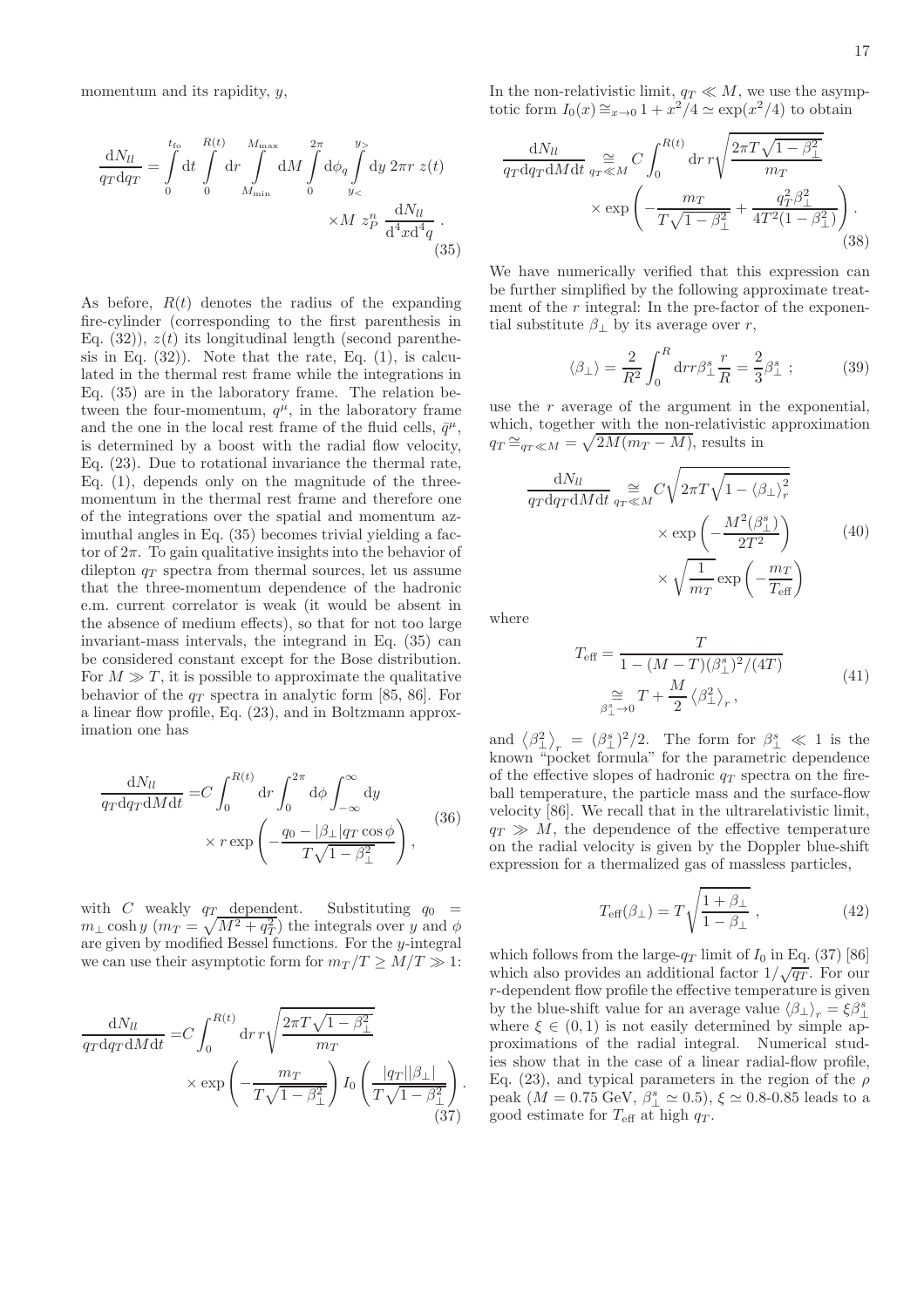momentum and its rapidity, $y$,

$$
\frac{\mathrm{d}N_{ll}}{q_T \mathrm{d}q_T} = \int\limits_0^{t_{\rm fo}} \mathrm{d}t \int\limits_0^{R(t)} \mathrm{d}r \int\limits_{M_{\rm min}}^{M_{\rm max}} \mathrm{d}M \int\limits_0^{2\pi} \mathrm{d}\phi_q \int\limits_{y_<}^{y_>} \mathrm{d}y \; 2\pi r \; z(t) \times M \; z_P^n \; \frac{\mathrm{d}N_{ll}}{\mathrm{d}^4x \mathrm{d}^4q} \, . \tag{35}
$$

As before, $R(t)$ denotes the radius of the expanding fire-cylinder (corresponding to the first parenthesis in Eq. (32)), $z(t)$ its longitudinal length (second parenthesis in Eq. (32)). Note that the rate, Eq. (1), is calculated in the thermal rest frame while the integrations in Eq. (35) are in the laboratory frame. The relation between the four-momentum, $q^\mu$, in the laboratory frame and the one in the local rest frame of the fluid cells, $\bar{q}^\mu$, is determined by a boost with the radial flow velocity, Eq. (23). Due to rotational invariance the thermal rate, Eq. (1), depends only on the magnitude of the three-momentum in the thermal rest frame and therefore one of the integrations over the spatial and momentum azimuthal angles in Eq. (35) becomes trivial yielding a factor of $2\pi$. To gain qualitative insights into the behavior of dilepton $q_T$ spectra from thermal sources, let us assume that the three-momentum dependence of the hadronic e.m. current correlator is weak (it would be absent in the absence of medium effects), so that for not too large invariant-mass intervals, the integrand in Eq. (35) can be considered constant except for the Bose distribution. For $M \gg T$, it is possible to approximate the qualitative behavior of the $q_T$ spectra in analytic form [85, 86]. For a linear flow profile, Eq. (23), and in Boltzmann approximation one has

$$
\begin{aligned}
\frac{\mathrm{d}N_{ll}}{q_T \mathrm{d}q_T \mathrm{d}M \mathrm{d}t} =& C \int_0^{R(t)} \mathrm{d}r \int_0^{2\pi} \mathrm{d}\phi \int_{-\infty}^{\infty} \mathrm{d}y \\
& \times r \exp\left( - \frac{q_0 - |\beta_\perp| q_T \cos\phi}{T\sqrt{1-\beta_\perp^2}} \right) ,
\end{aligned} \tag{36}
$$

with $C$ weakly $q_T$ dependent. Substituting $q_0 = m_\perp \cosh y$ ($m_T = \sqrt{M^2 + q_T^2}$) the integrals over $y$ and $\phi$ are given by modified Bessel functions. For the $y$-integral we can use their asymptotic form for $m_T/T \geq M/T \gg 1$:

$$
\begin{aligned}
\frac{\mathrm{d}N_{ll}}{q_T \mathrm{d}q_T \mathrm{d}M \mathrm{d}t} =& C \int_0^{R(t)} \mathrm{d}r \, r \sqrt{\frac{2\pi T\sqrt{1-\beta_\perp^2}}{m_T}} \\
& \times \exp\left( - \frac{m_T}{T\sqrt{1-\beta_\perp^2}} \right) I_0 \left( \frac{|q_T||\beta_\perp|}{T\sqrt{1-\beta_\perp^2}} \right) .
\end{aligned} \tag{37}
$$

In the non-relativistic limit, $q_T \ll M$, we use the asymptotic form $I_0(x) \cong_{x\to 0} 1 + x^2/4 \simeq \exp(x^2/4)$ to obtain

$$
\begin{aligned}
\frac{\mathrm{d}N_{ll}}{q_T \mathrm{d}q_T \mathrm{d}M \mathrm{d}t} \underset{q_T \ll M}{\cong} & C \int_0^{R(t)} \mathrm{d}r \, r \sqrt{\frac{2\pi T\sqrt{1-\beta_\perp^2}}{m_T}} \\
& \times \exp\left( - \frac{m_T}{T\sqrt{1-\beta_\perp^2}} + \frac{q_T^2 \beta_\perp^2}{4T^2(1-\beta_\perp^2)} \right) .
\end{aligned} \tag{38}
$$

We have numerically verified that this expression can be further simplified by the following approximate treatment of the $r$ integral: In the pre-factor of the exponential substitute $\beta_\perp$ by its average over $r$,

$$
\langle \beta_\perp \rangle = \frac{2}{R^2} \int_0^R \mathrm{d}r r \beta_\perp^s \frac{r}{R} = \frac{2}{3} \beta_\perp^s \; ; \tag{39}
$$

use the $r$ average of the argument in the exponential, which, together with the non-relativistic approximation $q_T \cong_{q_T \ll M} = \sqrt{2M(m_T - M)}$, results in

$$
\begin{aligned}
\frac{\mathrm{d}N_{ll}}{q_T \mathrm{d}q_T \mathrm{d}M \mathrm{d}t} \underset{q_T \ll M}{\cong} & C \sqrt{2\pi T \sqrt{1 - \langle \beta_\perp \rangle_r^2}} \\
& \times \exp\left( - \frac{M^2 \langle \beta_\perp^s \rangle}{2T^2} \right) \\
& \times \sqrt{\frac{1}{m_T}} \exp\left( - \frac{m_T}{T_{\rm eff}} \right)
\end{aligned} \tag{40}
$$

where

$$
\begin{aligned}
T_{\rm eff} &= \frac{T}{1 - (M-T)(\beta_\perp^s)^2/(4T)} \\
& \underset{\beta_\perp^s \to 0}{\cong} T + \frac{M}{2} \left\langle \beta_\perp^2 \right\rangle_r ,
\end{aligned} \tag{41}
$$

and $\left\langle \beta_\perp^2 \right\rangle_r = (\beta_\perp^s)^2/2$. The form for $\beta_\perp^s \ll 1$ is the known "pocket formula" for the parametric dependence of the effective slopes of hadronic $q_T$ spectra on the fireball temperature, the particle mass and the surface-flow velocity [86]. We recall that in the ultrarelativistic limit, $q_T \gg M$, the dependence of the effective temperature on the radial velocity is given by the Doppler blue-shift expression for a thermalized gas of massless particles,

$$
T_{\rm eff}(\beta_\perp) = T \sqrt{\frac{1+\beta_\perp}{1-\beta_\perp}} \, , \tag{42}
$$

which follows from the large-$q_T$ limit of $I_0$ in Eq. (37) [86] which also provides an additional factor $1/\sqrt{q_T}$. For our $r$-dependent flow profile the effective temperature is given by the blue-shift value for an average value $\langle \beta_\perp \rangle_r = \xi \beta_\perp^s$ where $\xi \in (0,1)$ is not easily determined by simple approximations of the radial integral. Numerical studies show that in the case of a linear radial-flow profile, Eq. (23), and typical parameters in the region of the $\rho$ peak ($M = 0.75$ GeV, $\beta_\perp^s \simeq 0.5$), $\xi \simeq 0.8$-$0.85$ leads to a good estimate for $T_{\rm eff}$ at high $q_T$.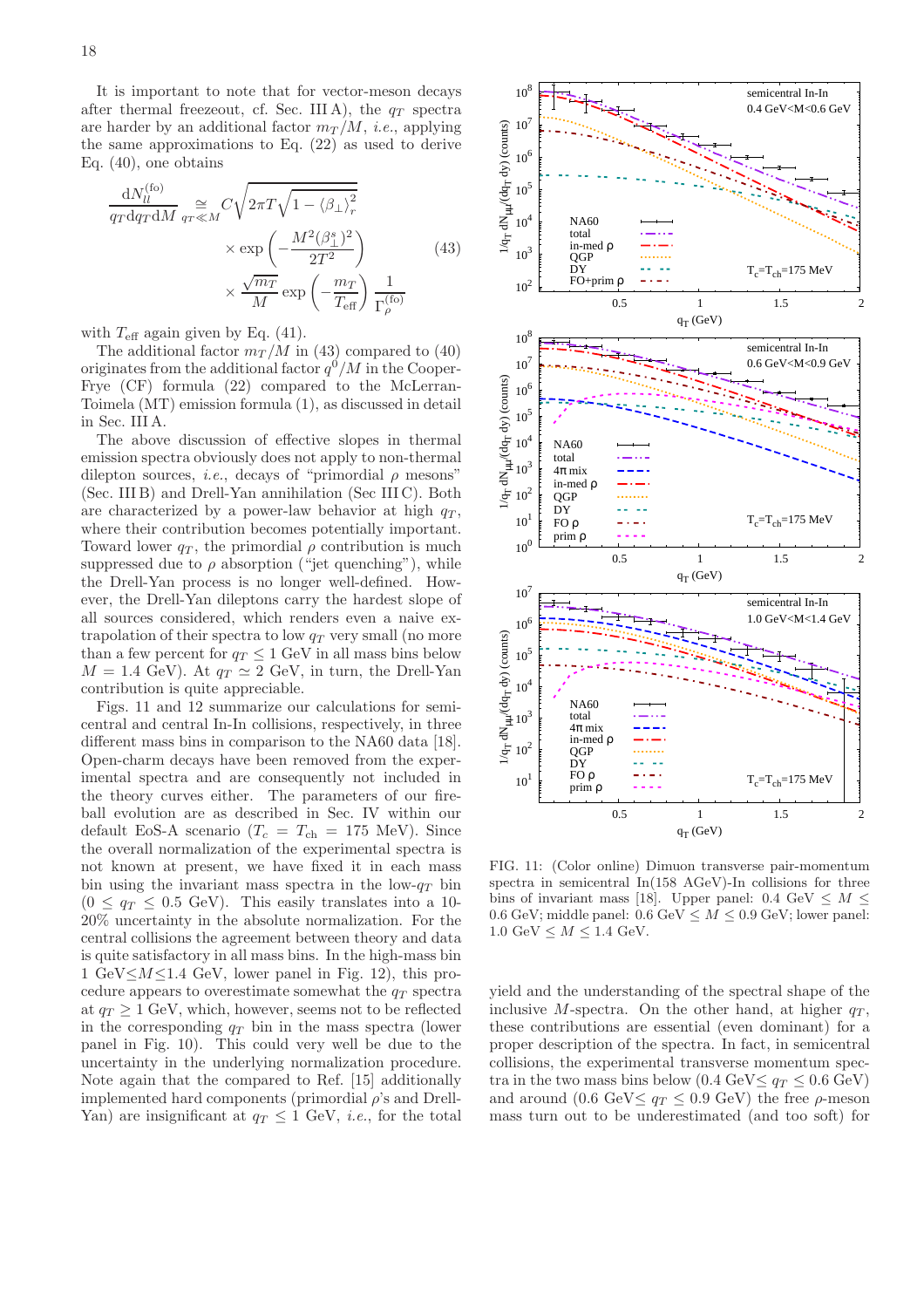It is important to note that for vector-meson decays after thermal freezeout, cf. Sec. III A), the $q_T$ spectra are harder by an additional factor $m_T/M$, *i.e.*, applying the same approximations to Eq. (22) as used to derive Eq. (40), one obtains

$$
\frac{dN_{ll}^{(\mathrm{fo})}}{q_T dq_T dM} \underset{q_T \ll M}{\cong} C\sqrt{2\pi T\sqrt{1-\langle\beta_\perp\rangle_r^2}} \times \exp\left(-\frac{M^2(\beta_\perp^s)^2}{2T^2}\right) \times \frac{\sqrt{m_T}}{M}\exp\left(-\frac{m_T}{T_{\mathrm{eff}}}\right)\frac{1}{\Gamma_\rho^{(\mathrm{fo})}} \tag{43}
$$

with $T_{\mathrm{eff}}$ again given by Eq. (41).

The additional factor $m_T/M$ in (43) compared to (40) originates from the additional factor $q^0/M$ in the Cooper-Frye (CF) formula (22) compared to the McLerran-Toimela (MT) emission formula (1), as discussed in detail in Sec. III A.

The above discussion of effective slopes in thermal emission spectra obviously does not apply to non-thermal dilepton sources, *i.e.*, decays of "primordial $\rho$ mesons" (Sec. III B) and Drell-Yan annihilation (Sec III C). Both are characterized by a power-law behavior at high $q_T$, where their contribution becomes potentially important. Toward lower $q_T$, the primordial $\rho$ contribution is much suppressed due to $\rho$ absorption ("jet quenching"), while the Drell-Yan process is no longer well-defined. However, the Drell-Yan dileptons carry the hardest slope of all sources considered, which renders even a naive extrapolation of their spectra to low $q_T$ very small (no more than a few percent for $q_T \leq 1$ GeV in all mass bins below $M = 1.4$ GeV). At $q_T \simeq 2$ GeV, in turn, the Drell-Yan contribution is quite appreciable.

Figs. 11 and 12 summarize our calculations for semicentral and central In-In collisions, respectively, in three different mass bins in comparison to the NA60 data [18]. Open-charm decays have been removed from the experimental spectra and are consequently not included in the theory curves either. The parameters of our fireball evolution are as described in Sec. IV within our default EoS-A scenario ($T_c = T_{\mathrm{ch}} = 175$ MeV). Since the overall normalization of the experimental spectra is not known at present, we have fixed it in each mass bin using the invariant mass spectra in the low-$q_T$ bin ($0 \leq q_T \leq 0.5$ GeV). This easily translates into a 10-20% uncertainty in the absolute normalization. For the central collisions the agreement between theory and data is quite satisfactory in all mass bins. In the high-mass bin 1 GeV$\lesssim M \lesssim$1.4 GeV, lower panel in Fig. 12), this procedure appears to overestimate somewhat the $q_T$ spectra at $q_T \geq 1$ GeV, which, however, seems not to be reflected in the corresponding $q_T$ bin in the mass spectra (lower panel in Fig. 10). This could very well be due to the uncertainty in the underlying normalization procedure. Note again that the compared to Ref. [15] additionally implemented hard components (primordial $\rho$'s and Drell-Yan) are insignificant at $q_T \leq 1$ GeV, *i.e.*, for the total yield and the understanding of the spectral shape of the inclusive $M$-spectra. On the other hand, at higher $q_T$, these contributions are essential (even dominant) for a proper description of the spectra. In fact, in semicentral collisions, the experimental transverse momentum spectra in the two mass bins below (0.4 GeV$\leq q_T \leq 0.6$ GeV) and around (0.6 GeV$\leq q_T \leq 0.9$ GeV) the free $\rho$-meson mass turn out to be underestimated (and too soft) for

FIG. 11: (Color online) Dimuon transverse pair-momentum spectra in semicentral In(158 AGeV)-In collisions for three bins of invariant mass [18]. Upper panel: 0.4 GeV $\leq M \leq$ 0.6 GeV; middle panel: 0.6 GeV $\leq M \leq$ 0.9 GeV; lower panel: 1.0 GeV $\leq M \leq$ 1.4 GeV.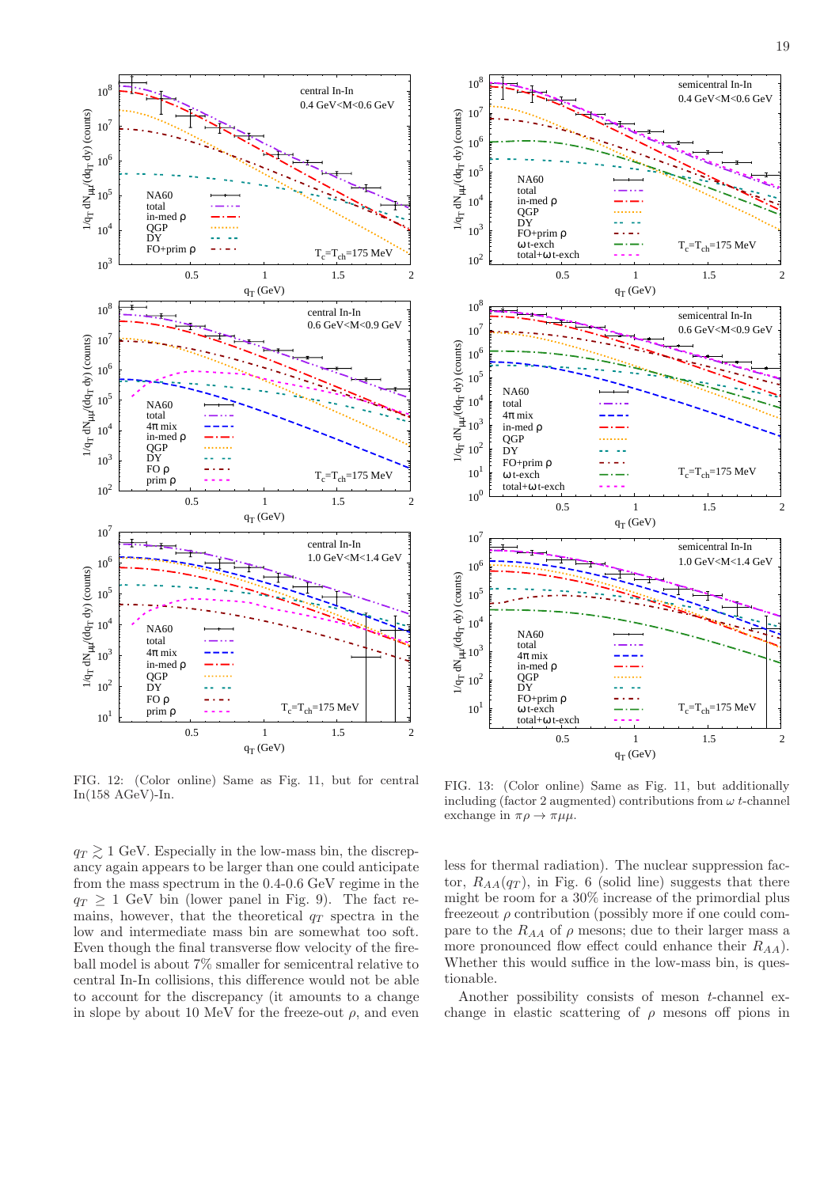FIG. 12: (Color online) Same as Fig. 11, but for central In(158 AGeV)-In.

FIG. 13: (Color online) Same as Fig. 11, but additionally including (factor 2 augmented) contributions from $\omega$ $t$-channel exchange in $\pi\rho \to \pi\mu\mu$.

$q_T \gtrsim 1$ GeV. Especially in the low-mass bin, the discrepancy again appears to be larger than one could anticipate from the mass spectrum in the 0.4-0.6 GeV regime in the $q_T \geq 1$ GeV bin (lower panel in Fig. 9). The fact remains, however, that the theoretical $q_T$ spectra in the low and intermediate mass bin are somewhat too soft. Even though the final transverse flow velocity of the fireball model is about 7% smaller for semicentral relative to central In-In collisions, this difference would not be able to account for the discrepancy (it amounts to a change in slope by about 10 MeV for the freeze-out $\rho$, and even less for thermal radiation). The nuclear suppression factor, $R_{AA}(q_T)$, in Fig. 6 (solid line) suggests that there might be room for a 30% increase of the primordial plus freezeout $\rho$ contribution (possibly more if one could compare to the $R_{AA}$ of $\rho$ mesons; due to their larger mass a more pronounced flow effect could enhance their $R_{AA}$). Whether this would suffice in the low-mass bin, is questionable.

Another possibility consists of meson $t$-channel exchange in elastic scattering of $\rho$ mesons off pions in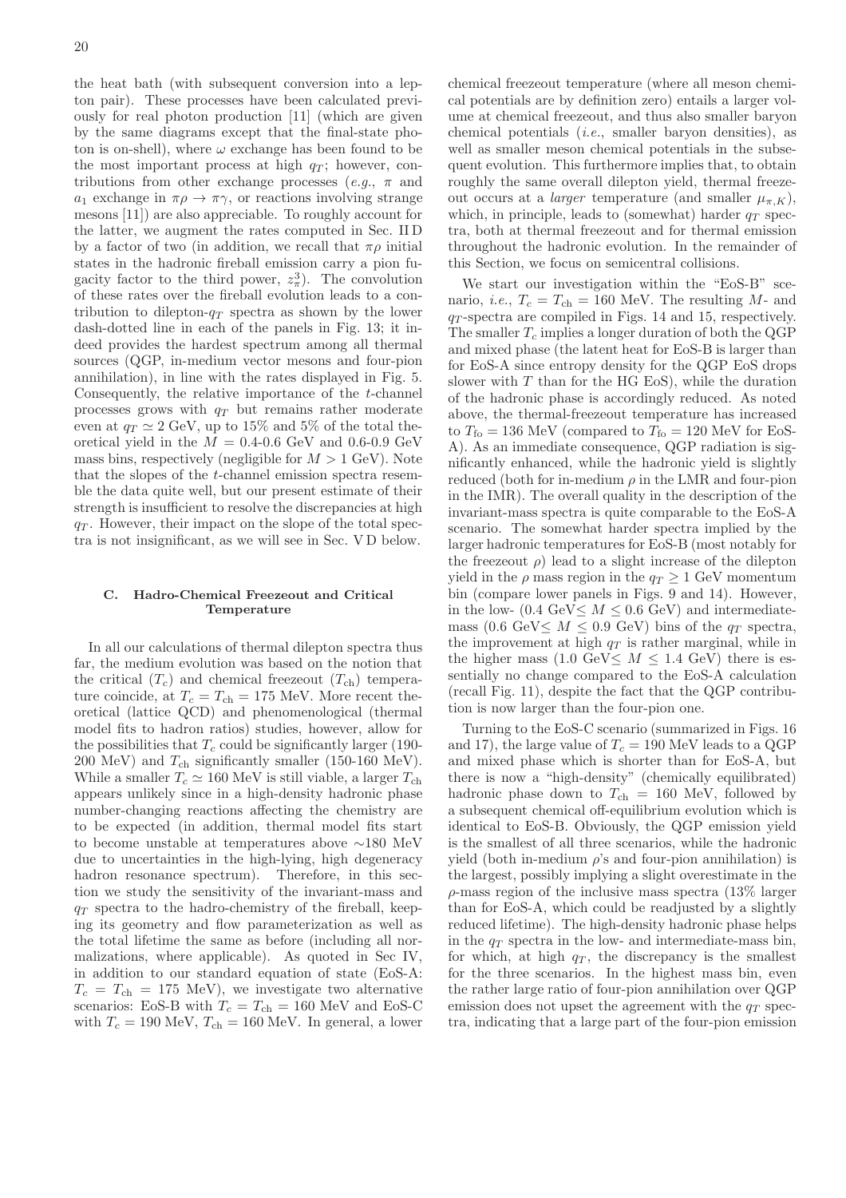the heat bath (with subsequent conversion into a lepton pair). These processes have been calculated previously for real photon production [11] (which are given by the same diagrams except that the final-state photon is on-shell), where $\omega$ exchange has been found to be the most important process at high $q_T$; however, contributions from other exchange processes (*e.g.*, $\pi$ and $a_1$ exchange in $\pi\rho \to \pi\gamma$, or reactions involving strange mesons [11]) are also appreciable. To roughly account for the latter, we augment the rates computed in Sec. II D by a factor of two (in addition, we recall that $\pi\rho$ initial states in the hadronic fireball emission carry a pion fugacity factor to the third power, $z_\pi^3$). The convolution of these rates over the fireball evolution leads to a contribution to dilepton-$q_T$ spectra as shown by the lower dash-dotted line in each of the panels in Fig. 13; it indeed provides the hardest spectrum among all thermal sources (QGP, in-medium vector mesons and four-pion annihilation), in line with the rates displayed in Fig. 5. Consequently, the relative importance of the $t$-channel processes grows with $q_T$ but remains rather moderate even at $q_T \simeq 2$ GeV, up to 15% and 5% of the total theoretical yield in the $M = 0.4$-$0.6$ GeV and 0.6-0.9 GeV mass bins, respectively (negligible for $M > 1$ GeV). Note that the slopes of the $t$-channel emission spectra resemble the data quite well, but our present estimate of their strength is insufficient to resolve the discrepancies at high $q_T$. However, their impact on the slope of the total spectra is not insignificant, as we will see in Sec. V D below.

### C. Hadro-Chemical Freezeout and Critical Temperature

In all our calculations of thermal dilepton spectra thus far, the medium evolution was based on the notion that the critical ($T_c$) and chemical freezeout ($T_{\rm ch}$) temperature coincide, at $T_c = T_{\rm ch} = 175$ MeV. More recent theoretical (lattice QCD) and phenomenological (thermal model fits to hadron ratios) studies, however, allow for the possibilities that $T_c$ could be significantly larger (190-200 MeV) and $T_{\rm ch}$ significantly smaller (150-160 MeV). While a smaller $T_c \simeq 160$ MeV is still viable, a larger $T_{\rm ch}$ appears unlikely since in a high-density hadronic phase number-changing reactions affecting the chemistry are to be expected (in addition, thermal model fits start to become unstable at temperatures above $\sim$180 MeV due to uncertainties in the high-lying, high degeneracy hadron resonance spectrum). Therefore, in this section we study the sensitivity of the invariant-mass and $q_T$ spectra to the hadro-chemistry of the fireball, keeping its geometry and flow parameterization as well as the total lifetime the same as before (including all normalizations, where applicable). As quoted in Sec IV, in addition to our standard equation of state (EoS-A: $T_c = T_{\rm ch} = 175$ MeV), we investigate two alternative scenarios: EoS-B with $T_c = T_{\rm ch} = 160$ MeV and EoS-C with $T_c = 190$ MeV, $T_{\rm ch} = 160$ MeV. In general, a lower chemical freezeout temperature (where all meson chemical potentials are by definition zero) entails a larger volume at chemical freezeout, and thus also smaller baryon chemical potentials (*i.e.*, smaller baryon densities), as well as smaller meson chemical potentials in the subsequent evolution. This furthermore implies that, to obtain roughly the same overall dilepton yield, thermal freezeout occurs at a *larger* temperature (and smaller $\mu_{\pi,K}$), which, in principle, leads to (somewhat) harder $q_T$ spectra, both at thermal freezeout and for thermal emission throughout the hadronic evolution. In the remainder of this Section, we focus on semicentral collisions.

We start our investigation within the "EoS-B" scenario, *i.e.*, $T_c = T_{\rm ch} = 160$ MeV. The resulting $M$- and $q_T$-spectra are compiled in Figs. 14 and 15, respectively. The smaller $T_c$ implies a longer duration of both the QGP and mixed phase (the latent heat for EoS-B is larger than for EoS-A since entropy density for the QGP EoS drops slower with $T$ than for the HG EoS), while the duration of the hadronic phase is accordingly reduced. As noted above, the thermal-freezeout temperature has increased to $T_{\rm fo} = 136$ MeV (compared to $T_{\rm fo} = 120$ MeV for EoS-A). As an immediate consequence, QGP radiation is significantly enhanced, while the hadronic yield is slightly reduced (both for in-medium $\rho$ in the LMR and four-pion in the IMR). The overall quality in the description of the invariant-mass spectra is quite comparable to the EoS-A scenario. The somewhat harder spectra implied by the larger hadronic temperatures for EoS-B (most notably for the freezeout $\rho$) lead to a slight increase of the dilepton yield in the $\rho$ mass region in the $q_T \geq 1$ GeV momentum bin (compare lower panels in Figs. 9 and 14). However, in the low- (0.4 GeV$\leq M \leq 0.6$ GeV) and intermediate-mass (0.6 GeV$\leq M \leq 0.9$ GeV) bins of the $q_T$ spectra, the improvement at high $q_T$ is rather marginal, while in the higher mass (1.0 GeV$\leq M \leq 1.4$ GeV) there is essentially no change compared to the EoS-A calculation (recall Fig. 11), despite the fact that the QGP contribution is now larger than the four-pion one.

Turning to the EoS-C scenario (summarized in Figs. 16 and 17), the large value of $T_c = 190$ MeV leads to a QGP and mixed phase which is shorter than for EoS-A, but there is now a "high-density" (chemically equilibrated) hadronic phase down to $T_{\rm ch} = 160$ MeV, followed by a subsequent chemical off-equilibrium evolution which is identical to EoS-B. Obviously, the QGP emission yield is the smallest of all three scenarios, while the hadronic yield (both in-medium $\rho$'s and four-pion annihilation) is the largest, possibly implying a slight overestimate in the $\rho$-mass region of the inclusive mass spectra (13% larger than for EoS-A, which could be readjusted by a slightly reduced lifetime). The high-density hadronic phase helps in the $q_T$ spectra in the low- and intermediate-mass bin, for which, at high $q_T$, the discrepancy is the smallest for the three scenarios. In the highest mass bin, even the rather large ratio of four-pion annihilation over QGP emission does not upset the agreement with the $q_T$ spectra, indicating that a large part of the four-pion emission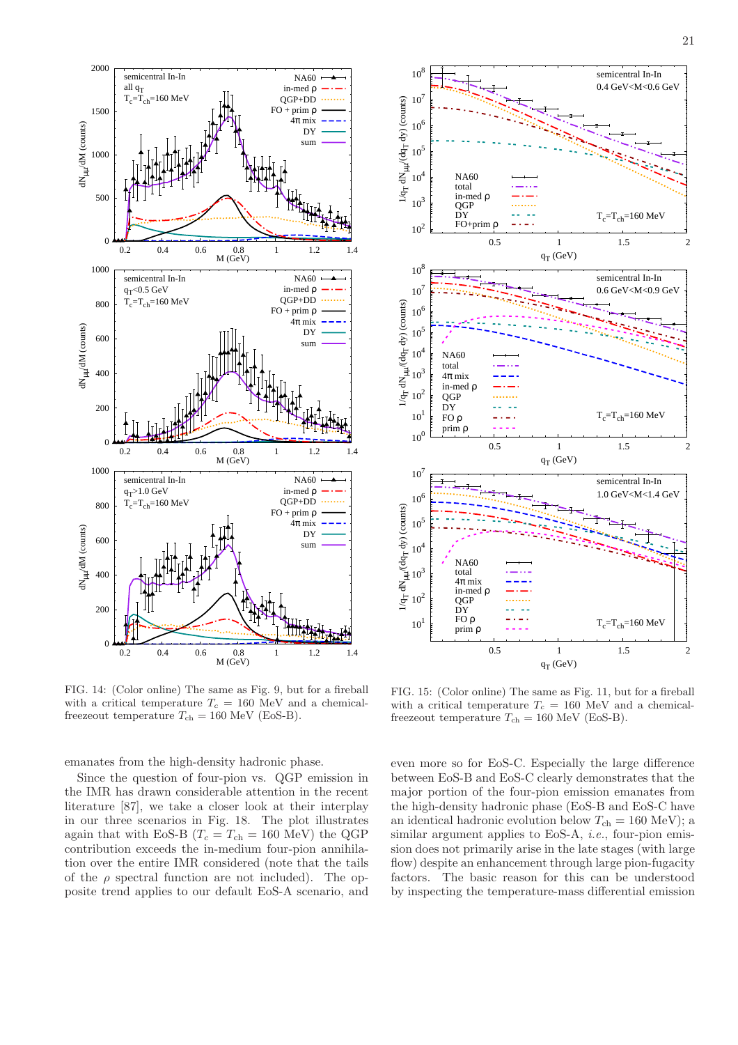FIG. 14: (Color online) The same as Fig. 9, but for a fireball with a critical temperature $T_c = 160$ MeV and a chemical-freezeout temperature $T_{ch} = 160$ MeV (EoS-B).

FIG. 15: (Color online) The same as Fig. 11, but for a fireball with a critical temperature $T_c = 160$ MeV and a chemical-freezeout temperature $T_{ch} = 160$ MeV (EoS-B).

emanates from the high-density hadronic phase.

Since the question of four-pion vs. QGP emission in the IMR has drawn considerable attention in the recent literature [87], we take a closer look at their interplay in our three scenarios in Fig. 18. The plot illustrates again that with EoS-B ($T_c = T_{ch} = 160$ MeV) the QGP contribution exceeds the in-medium four-pion annihilation over the entire IMR considered (note that the tails of the $\rho$ spectral function are not included). The opposite trend applies to our default EoS-A scenario, and even more so for EoS-C. Especially the large difference between EoS-B and EoS-C clearly demonstrates that the major portion of the four-pion emission emanates from the high-density hadronic phase (EoS-B and EoS-C have an identical hadronic evolution below $T_{ch} = 160$ MeV); a similar argument applies to EoS-A, *i.e.*, four-pion emission does not primarily arise in the late stages (with large flow) despite an enhancement through large pion-fugacity factors. The basic reason for this can be understood by inspecting the temperature-mass differential emission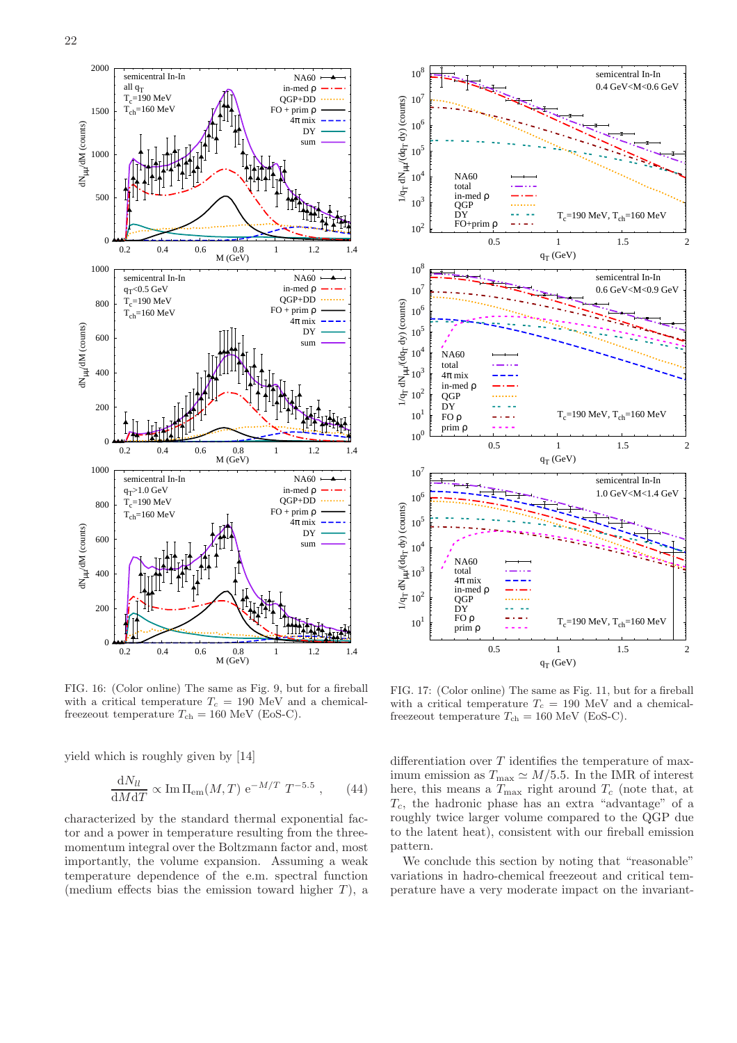FIG. 16: (Color online) The same as Fig. 9, but for a fireball with a critical temperature $T_c = 190$ MeV and a chemical-freezeout temperature $T_{\rm ch} = 160$ MeV (EoS-C).

FIG. 17: (Color online) The same as Fig. 11, but for a fireball with a critical temperature $T_c = 190$ MeV and a chemical-freezeout temperature $T_{\rm ch} = 160$ MeV (EoS-C).

yield which is roughly given by [14]

$$\frac{\mathrm{d}N_{ll}}{\mathrm{d}M\mathrm{d}T} \propto \mathrm{Im}\,\Pi_{\rm em}(M,T)\;\mathrm{e}^{-M/T}\;T^{-5.5}\;, \qquad (44)$$

characterized by the standard thermal exponential factor and a power in temperature resulting from the three-momentum integral over the Boltzmann factor and, most importantly, the volume expansion. Assuming a weak temperature dependence of the e.m. spectral function (medium effects bias the emission toward higher $T$), a differentiation over $T$ identifies the temperature of maximum emission as $T_{\rm max} \simeq M/5.5$. In the IMR of interest here, this means a $T_{\rm max}$ right around $T_c$ (note that, at $T_c$, the hadronic phase has an extra "advantage" of a roughly twice larger volume compared to the QGP due to the latent heat), consistent with our fireball emission pattern.

We conclude this section by noting that "reasonable" variations in hadro-chemical freezeout and critical temperature have a very moderate impact on the invariant-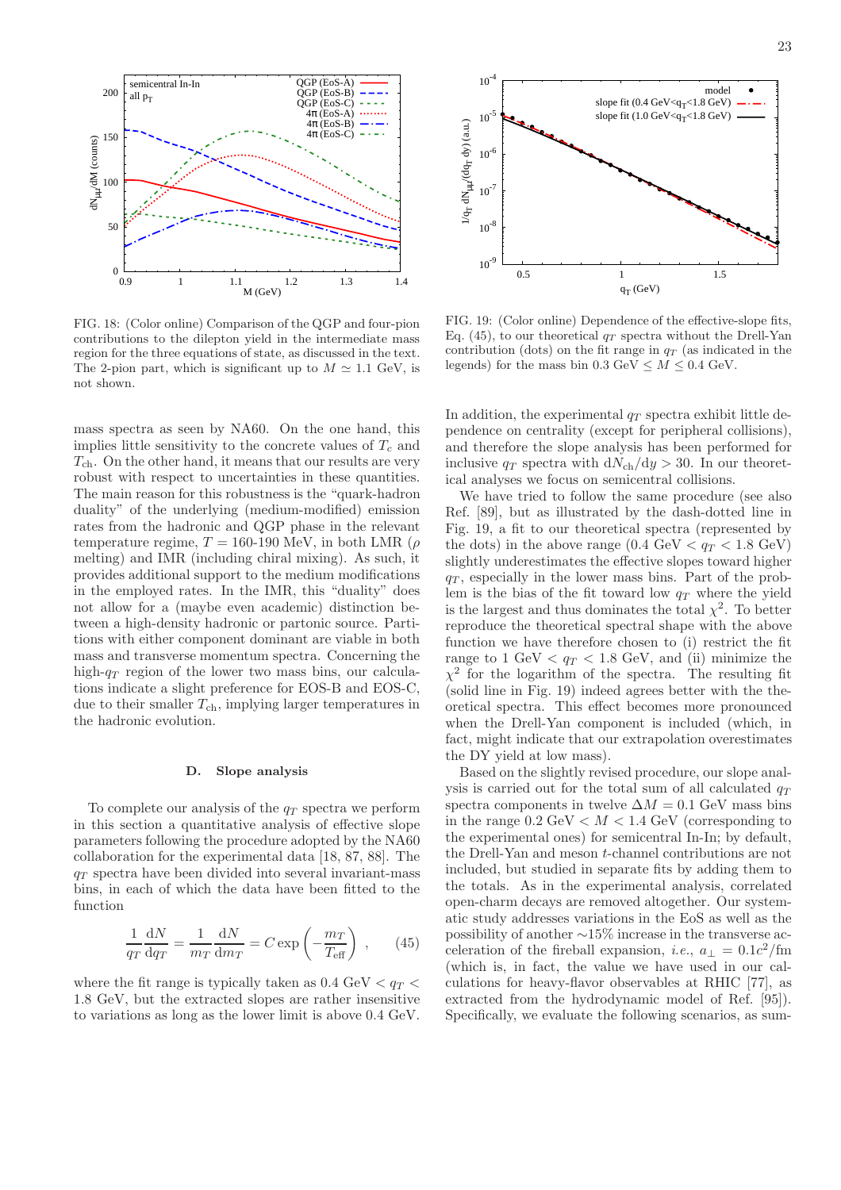FIG. 18: (Color online) Comparison of the QGP and four-pion contributions to the dilepton yield in the intermediate mass region for the three equations of state, as discussed in the text. The 2-pion part, which is significant up to $M \simeq 1.1$ GeV, is not shown.

FIG. 19: (Color online) Dependence of the effective-slope fits, Eq. (45), to our theoretical $q_T$ spectra without the Drell-Yan contribution (dots) on the fit range in $q_T$ (as indicated in the legends) for the mass bin 0.3 GeV $\leq M \leq$ 0.4 GeV.

mass spectra as seen by NA60. On the one hand, this implies little sensitivity to the concrete values of $T_c$ and $T_{\rm ch}$. On the other hand, it means that our results are very robust with respect to uncertainties in these quantities. The main reason for this robustness is the "quark-hadron duality" of the underlying (medium-modified) emission rates from the hadronic and QGP phase in the relevant temperature regime, $T =$ 160-190 MeV, in both LMR ($\rho$ melting) and IMR (including chiral mixing). As such, it provides additional support to the medium modifications in the employed rates. In the IMR, this "duality" does not allow for a (maybe even academic) distinction between a high-density hadronic or partonic source. Partitions with either component dominant are viable in both mass and transverse momentum spectra. Concerning the high-$q_T$ region of the lower two mass bins, our calculations indicate a slight preference for EOS-B and EOS-C, due to their smaller $T_{\rm ch}$, implying larger temperatures in the hadronic evolution.

### D. Slope analysis

To complete our analysis of the $q_T$ spectra we perform in this section a quantitative analysis of effective slope parameters following the procedure adopted by the NA60 collaboration for the experimental data [18, 87, 88]. The $q_T$ spectra have been divided into several invariant-mass bins, in each of which the data have been fitted to the function

$$\frac{1}{q_T}\frac{\mathrm{d}N}{\mathrm{d}q_T} = \frac{1}{m_T}\frac{\mathrm{d}N}{\mathrm{d}m_T} = C\exp\left(-\frac{m_T}{T_{\rm eff}}\right) , \qquad (45)$$

where the fit range is typically taken as 0.4 GeV $< q_T <$ 1.8 GeV, but the extracted slopes are rather insensitive to variations as long as the lower limit is above 0.4 GeV. In addition, the experimental $q_T$ spectra exhibit little dependence on centrality (except for peripheral collisions), and therefore the slope analysis has been performed for inclusive $q_T$ spectra with $\mathrm{d}N_{\rm ch}/\mathrm{d}y > 30$. In our theoretical analyses we focus on semicentral collisions.

We have tried to follow the same procedure (see also Ref. [89], but as illustrated by the dash-dotted line in Fig. 19, a fit to our theoretical spectra (represented by the dots) in the above range (0.4 GeV $< q_T <$ 1.8 GeV) slightly underestimates the effective slopes toward higher $q_T$, especially in the lower mass bins. Part of the problem is the bias of the fit toward low $q_T$ where the yield is the largest and thus dominates the total $\chi^2$. To better reproduce the theoretical spectral shape with the above function we have therefore chosen to (i) restrict the fit range to 1 GeV $< q_T <$ 1.8 GeV, and (ii) minimize the $\chi^2$ for the logarithm of the spectra. The resulting fit (solid line in Fig. 19) indeed agrees better with the theoretical spectra. This effect becomes more pronounced when the Drell-Yan component is included (which, in fact, might indicate that our extrapolation overestimates the DY yield at low mass).

Based on the slightly revised procedure, our slope analysis is carried out for the total sum of all calculated $q_T$ spectra components in twelve $\Delta M = 0.1$ GeV mass bins in the range 0.2 GeV $< M <$ 1.4 GeV (corresponding to the experimental ones) for semicentral In-In; by default, the Drell-Yan and meson $t$-channel contributions are not included, but studied in separate fits by adding them to the totals. As in the experimental analysis, correlated open-charm decays are removed altogether. Our systematic study addresses variations in the EoS as well as the possibility of another ~15% increase in the transverse acceleration of the fireball expansion, *i.e.*, $a_\perp = 0.1c^2$/fm (which is, in fact, the value we have used in our calculations for heavy-flavor observables at RHIC [77], as extracted from the hydrodynamic model of Ref. [95]). Specifically, we evaluate the following scenarios, as sum-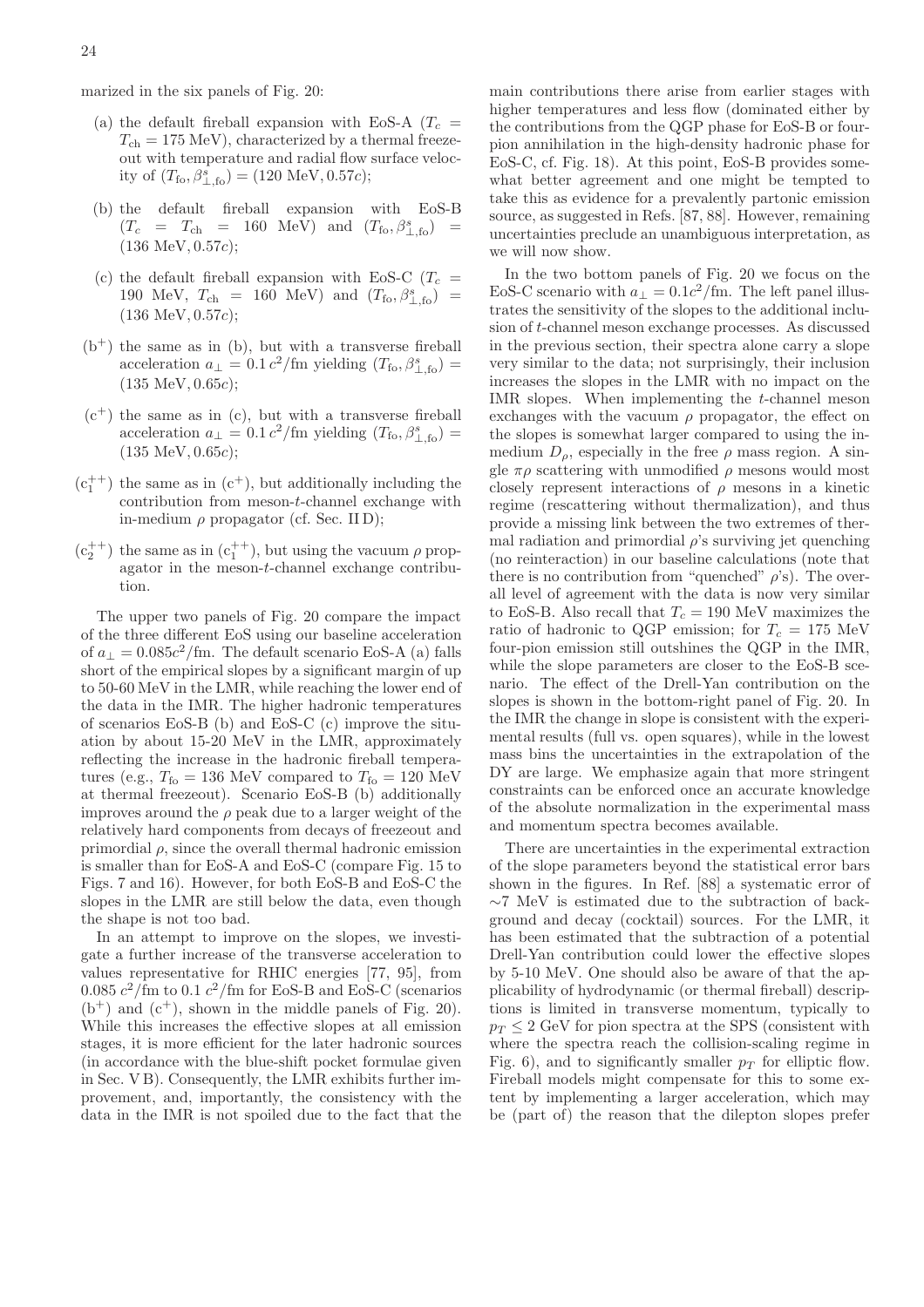marized in the six panels of Fig. 20:

- (a) the default fireball expansion with EoS-A ($T_c = T_{\rm ch} = 175$ MeV), characterized by a thermal freeze-out with temperature and radial flow surface velocity of $(T_{\rm fo}, \beta^s_{\perp,\rm fo}) = (120 \text{ MeV}, 0.57c)$;
- (b) the default fireball expansion with EoS-B ($T_c = T_{\rm ch} = 160$ MeV) and $(T_{\rm fo}, \beta^s_{\perp,\rm fo}) = (136 \text{ MeV}, 0.57c)$;
- (c) the default fireball expansion with EoS-C ($T_c = 190$ MeV, $T_{\rm ch} = 160$ MeV) and $(T_{\rm fo}, \beta^s_{\perp,\rm fo}) = (136 \text{ MeV}, 0.57c)$;
- ($\rm b^+$) the same as in (b), but with a transverse fireball acceleration $a_\perp = 0.1\, c^2$/fm yielding $(T_{\rm fo}, \beta^s_{\perp,\rm fo}) = (135 \text{ MeV}, 0.65c)$;
- ($\rm c^+$) the same as in (c), but with a transverse fireball acceleration $a_\perp = 0.1\, c^2$/fm yielding $(T_{\rm fo}, \beta^s_{\perp,\rm fo}) = (135 \text{ MeV}, 0.65c)$;
- ($\rm c_1^{++}$) the same as in ($\rm c^+$), but additionally including the contribution from meson-$t$-channel exchange with in-medium $\rho$ propagator (cf. Sec. II D);
- ($\rm c_2^{++}$) the same as in ($\rm c_1^{++}$), but using the vacuum $\rho$ propagator in the meson-$t$-channel exchange contribution.

The upper two panels of Fig. 20 compare the impact of the three different EoS using our baseline acceleration of $a_\perp = 0.085 c^2$/fm. The default scenario EoS-A (a) falls short of the empirical slopes by a significant margin of up to 50-60 MeV in the LMR, while reaching the lower end of the data in the IMR. The higher hadronic temperatures of scenarios EoS-B (b) and EoS-C (c) improve the situation by about 15-20 MeV in the LMR, approximately reflecting the increase in the hadronic fireball temperatures (e.g., $T_{\rm fo} = 136$ MeV compared to $T_{\rm fo} = 120$ MeV at thermal freezeout). Scenario EoS-B (b) additionally improves around the $\rho$ peak due to a larger weight of the relatively hard components from decays of freezeout and primordial $\rho$, since the overall thermal hadronic emission is smaller than for EoS-A and EoS-C (compare Fig. 15 to Figs. 7 and 16). However, for both EoS-B and EoS-C the slopes in the LMR are still below the data, even though the shape is not too bad.

In an attempt to improve on the slopes, we investigate a further increase of the transverse acceleration to values representative for RHIC energies [77, 95], from $0.085\, c^2$/fm to $0.1\, c^2$/fm for EoS-B and EoS-C (scenarios ($\rm b^+$) and ($\rm c^+$), shown in the middle panels of Fig. 20). While this increases the effective slopes at all emission stages, it is more efficient for the later hadronic sources (in accordance with the blue-shift pocket formulae given in Sec. V B). Consequently, the LMR exhibits further improvement, and, importantly, the consistency with the data in the IMR is not spoiled due to the fact that the main contributions there arise from earlier stages with higher temperatures and less flow (dominated either by the contributions from the QGP phase for EoS-B or four-pion annihilation in the high-density hadronic phase for EoS-C, cf. Fig. 18). At this point, EoS-B provides somewhat better agreement and one might be tempted to take this as evidence for a prevalently partonic emission source, as suggested in Refs. [87, 88]. However, remaining uncertainties preclude an unambiguous interpretation, as we will now show.

In the two bottom panels of Fig. 20 we focus on the EoS-C scenario with $a_\perp = 0.1 c^2$/fm. The left panel illustrates the sensitivity of the slopes to the additional inclusion of $t$-channel meson exchange processes. As discussed in the previous section, their spectra alone carry a slope very similar to the data; not surprisingly, their inclusion increases the slopes in the LMR with no impact on the IMR slopes. When implementing the $t$-channel meson exchanges with the vacuum $\rho$ propagator, the effect on the slopes is somewhat larger compared to using the in-medium $D_\rho$, especially in the free $\rho$ mass region. A single $\pi\rho$ scattering with unmodified $\rho$ mesons would most closely represent interactions of $\rho$ mesons in a kinetic regime (rescattering without thermalization), and thus provide a missing link between the two extremes of thermal radiation and primordial $\rho$'s surviving jet quenching (no reinteraction) in our baseline calculations (note that there is no contribution from "quenched" $\rho$'s). The overall level of agreement with the data is now very similar to EoS-B. Also recall that $T_c = 190$ MeV maximizes the ratio of hadronic to QGP emission; for $T_c = 175$ MeV four-pion emission still outshines the QGP in the IMR, while the slope parameters are closer to the EoS-B scenario. The effect of the Drell-Yan contribution on the slopes is shown in the bottom-right panel of Fig. 20. In the IMR the change in slope is consistent with the experimental results (full vs. open squares), while in the lowest mass bins the uncertainties in the extrapolation of the DY are large. We emphasize again that more stringent constraints can be enforced once an accurate knowledge of the absolute normalization in the experimental mass and momentum spectra becomes available.

There are uncertainties in the experimental extraction of the slope parameters beyond the statistical error bars shown in the figures. In Ref. [88] a systematic error of $\sim$7 MeV is estimated due to the subtraction of background and decay (cocktail) sources. For the LMR, it has been estimated that the subtraction of a potential Drell-Yan contribution could lower the effective slopes by 5-10 MeV. One should also be aware of that the applicability of hydrodynamic (or thermal fireball) descriptions is limited in transverse momentum, typically to $p_T \leq 2$ GeV for pion spectra at the SPS (consistent with where the spectra reach the collision-scaling regime in Fig. 6), and to significantly smaller $p_T$ for elliptic flow. Fireball models might compensate for this to some extent by implementing a larger acceleration, which may be (part of) the reason that the dilepton slopes prefer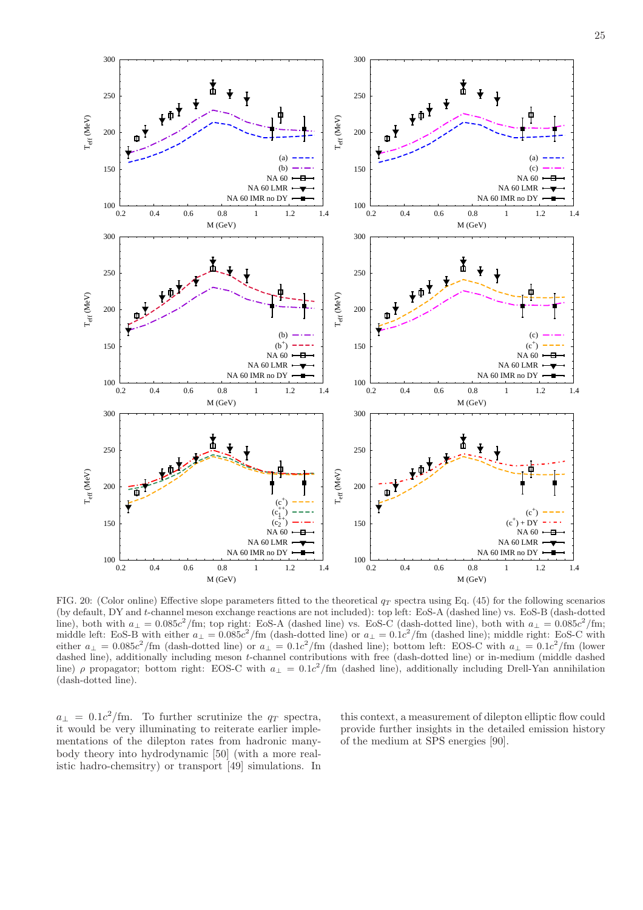FIG. 20: (Color online) Effective slope parameters fitted to the theoretical $q_T$ spectra using Eq. (45) for the following scenarios (by default, DY and $t$-channel meson exchange reactions are not included): top left: EoS-A (dashed line) vs. EoS-B (dash-dotted line), both with $a_\perp = 0.085c^2$/fm; top right: EoS-A (dashed line) vs. EoS-C (dash-dotted line), both with $a_\perp = 0.085c^2$/fm; middle left: EoS-B with either $a_\perp = 0.085c^2$/fm (dash-dotted line) or $a_\perp = 0.1c^2$/fm (dashed line); middle right: EoS-C with either $a_\perp = 0.085c^2$/fm (dash-dotted line) or $a_\perp = 0.1c^2$/fm (dashed line); bottom left: EOS-C with $a_\perp = 0.1c^2$/fm (lower dashed line), additionally including meson $t$-channel contributions with free (dash-dotted line) or in-medium (middle dashed line) $\rho$ propagator; bottom right: EOS-C with $a_\perp = 0.1c^2$/fm (dashed line), additionally including Drell-Yan annihilation (dash-dotted line).

$a_\perp = 0.1c^2$/fm. To further scrutinize the $q_T$ spectra, it would be very illuminating to reiterate earlier implementations of the dilepton rates from hadronic many-body theory into hydrodynamic [50] (with a more realistic hadro-chemsitry) or transport [49] simulations. In this context, a measurement of dilepton elliptic flow could provide further insights in the detailed emission history of the medium at SPS energies [90].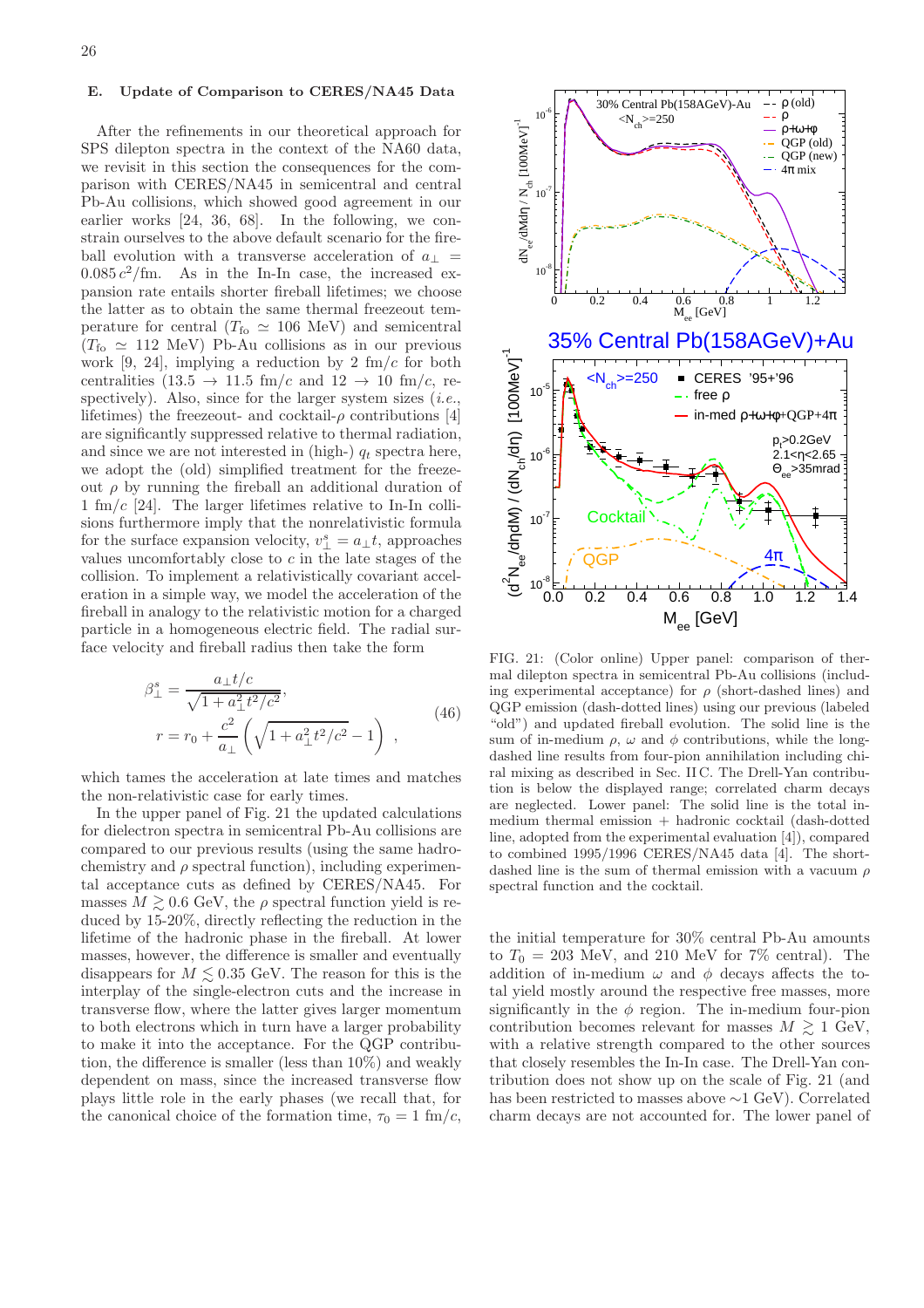### E. Update of Comparison to CERES/NA45 Data

After the refinements in our theoretical approach for SPS dilepton spectra in the context of the NA60 data, we revisit in this section the consequences for the comparison with CERES/NA45 in semicentral and central Pb-Au collisions, which showed good agreement in our earlier works [24, 36, 68]. In the following, we constrain ourselves to the above default scenario for the fireball evolution with a transverse acceleration of $a_\perp = 0.085\,c^2/\text{fm}$. As in the In-In case, the increased expansion rate entails shorter fireball lifetimes; we choose the latter as to obtain the same thermal freezeout temperature for central ($T_{\text{fo}} \simeq 106$ MeV) and semicentral ($T_{\text{fo}} \simeq 112$ MeV) Pb-Au collisions as in our previous work [9, 24], implying a reduction by 2 fm/$c$ for both centralities ($13.5 \to 11.5$ fm/$c$ and $12 \to 10$ fm/$c$, respectively). Also, since for the larger system sizes (*i.e.*, lifetimes) the freezeout- and cocktail-$\rho$ contributions [4] are significantly suppressed relative to thermal radiation, and since we are not interested in (high-) $q_t$ spectra here, we adopt the (old) simplified treatment for the freezeout $\rho$ by running the fireball an additional duration of 1 fm/$c$ [24]. The larger lifetimes relative to In-In collisions furthermore imply that the nonrelativistic formula for the surface expansion velocity, $v_\perp^s = a_\perp t$, approaches values uncomfortably close to $c$ in the late stages of the collision. To implement a relativistically covariant acceleration in a simple way, we model the acceleration of the fireball in analogy to the relativistic motion for a charged particle in a homogeneous electric field. The radial surface velocity and fireball radius then take the form

$$\beta_\perp^s = \frac{a_\perp t/c}{\sqrt{1+a_\perp^2 t^2/c^2}},$$
$$r = r_0 + \frac{c^2}{a_\perp}\left(\sqrt{1+a_\perp^2 t^2/c^2} - 1\right), \tag{46}$$

which tames the acceleration at late times and matches the non-relativistic case for early times.

In the upper panel of Fig. 21 the updated calculations for dielectron spectra in semicentral Pb-Au collisions are compared to our previous results (using the same hadrochemistry and $\rho$ spectral function), including experimental acceptance cuts as defined by CERES/NA45. For masses $M \gtrsim 0.6$ GeV, the $\rho$ spectral function yield is reduced by 15-20%, directly reflecting the reduction in the lifetime of the hadronic phase in the fireball. At lower masses, however, the difference is smaller and eventually disappears for $M \lesssim 0.35$ GeV. The reason for this is the interplay of the single-electron cuts and the increase in transverse flow, where the latter gives larger momentum to both electrons which in turn have a larger probability to make it into the acceptance. For the QGP contribution, the difference is smaller (less than 10%) and weakly dependent on mass, since the increased transverse flow plays little role in the early phases (we recall that, for the canonical choice of the formation time, $\tau_0 = 1$ fm/$c$, the initial temperature for 30% central Pb-Au amounts to $T_0 = 203$ MeV, and 210 MeV for 7% central). The addition of in-medium $\omega$ and $\phi$ decays affects the total yield mostly around the respective free masses, more significantly in the $\phi$ region. The in-medium four-pion contribution becomes relevant for masses $M \gtrsim 1$ GeV, with a relative strength compared to the other sources that closely resembles the In-In case. The Drell-Yan contribution does not show up on the scale of Fig. 21 (and has been restricted to masses above ∼1 GeV). Correlated charm decays are not accounted for. The lower panel of

FIG. 21: (Color online) Upper panel: comparison of thermal dilepton spectra in semicentral Pb-Au collisions (including experimental acceptance) for $\rho$ (short-dashed lines) and QGP emission (dash-dotted lines) using our previous (labeled "old") and updated fireball evolution. The solid line is the sum of in-medium $\rho$, $\omega$ and $\phi$ contributions, while the long-dashed line results from four-pion annihilation including chiral mixing as described in Sec. II C. The Drell-Yan contribution is below the displayed range; correlated charm decays are neglected. Lower panel: The solid line is the total in-medium thermal emission + hadronic cocktail (dash-dotted line, adopted from the experimental evaluation [4]), compared to combined 1995/1996 CERES/NA45 data [4]. The short-dashed line is the sum of thermal emission with a vacuum $\rho$ spectral function and the cocktail.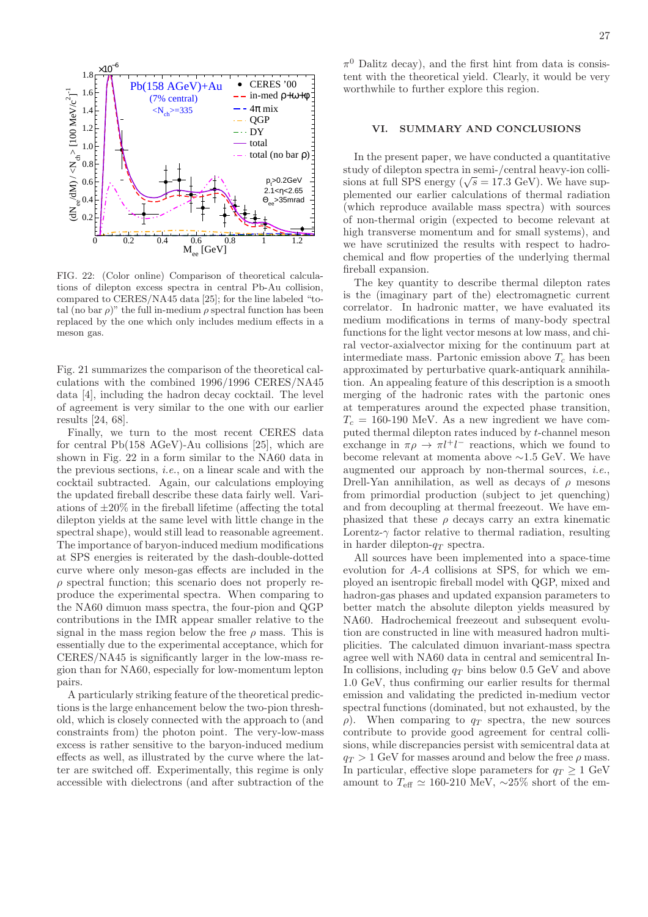FIG. 22: (Color online) Comparison of theoretical calculations of dilepton excess spectra in central Pb-Au collision, compared to CERES/NA45 data [25]; for the line labeled "total (no bar $\rho$)" the full in-medium $\rho$ spectral function has been replaced by the one which only includes medium effects in a meson gas.

Fig. 21 summarizes the comparison of the theoretical calculations with the combined 1996/1996 CERES/NA45 data [4], including the hadron decay cocktail. The level of agreement is very similar to the one with our earlier results [24, 68].

Finally, we turn to the most recent CERES data for central Pb(158 AGeV)-Au collisions [25], which are shown in Fig. 22 in a form similar to the NA60 data in the previous sections, *i.e.*, on a linear scale and with the cocktail subtracted. Again, our calculations employing the updated fireball describe these data fairly well. Variations of ±20% in the fireball lifetime (affecting the total dilepton yields at the same level with little change in the spectral shape), would still lead to reasonable agreement. The importance of baryon-induced medium modifications at SPS energies is reiterated by the dash-double-dotted curve where only meson-gas effects are included in the $\rho$ spectral function; this scenario does not properly reproduce the experimental spectra. When comparing to the NA60 dimuon mass spectra, the four-pion and QGP contributions in the IMR appear smaller relative to the signal in the mass region below the free $\rho$ mass. This is essentially due to the experimental acceptance, which for CERES/NA45 is significantly larger in the low-mass region than for NA60, especially for low-momentum lepton pairs.

A particularly striking feature of the theoretical predictions is the large enhancement below the two-pion threshold, which is closely connected with the approach to (and constraints from) the photon point. The very-low-mass excess is rather sensitive to the baryon-induced medium effects as well, as illustrated by the curve where the latter are switched off. Experimentally, this regime is only accessible with dielectrons (and after subtraction of the $\pi^0$ Dalitz decay), and the first hint from data is consistent with the theoretical yield. Clearly, it would be very worthwhile to further explore this region.

## VI. SUMMARY AND CONCLUSIONS

In the present paper, we have conducted a quantitative study of dilepton spectra in semi-/central heavy-ion collisions at full SPS energy ($\sqrt{s}$ = 17.3 GeV). We have supplemented our earlier calculations of thermal radiation (which reproduce available mass spectra) with sources of non-thermal origin (expected to become relevant at high transverse momentum and for small systems), and we have scrutinized the results with respect to hadrochemical and flow properties of the underlying thermal fireball expansion.

The key quantity to describe thermal dilepton rates is the (imaginary part of the) electromagnetic current correlator. In hadronic matter, we have evaluated its medium modifications in terms of many-body spectral functions for the light vector mesons at low mass, and chiral vector-axialvector mixing for the continuum part at intermediate mass. Partonic emission above $T_c$ has been approximated by perturbative quark-antiquark annihilation. An appealing feature of this description is a smooth merging of the hadronic rates with the partonic ones at temperatures around the expected phase transition, $T_c$ = 160-190 MeV. As a new ingredient we have computed thermal dilepton rates induced by $t$-channel meson exchange in $\pi\rho \to \pi l^+l^-$ reactions, which we found to become relevant at momenta above ∼1.5 GeV. We have augmented our approach by non-thermal sources, *i.e.*, Drell-Yan annihilation, as well as decays of $\rho$ mesons from primordial production (subject to jet quenching) and from decoupling at thermal freezeout. We have emphasized that these $\rho$ decays carry an extra kinematic Lorentz-$\gamma$ factor relative to thermal radiation, resulting in harder dilepton-$q_T$ spectra.

All sources have been implemented into a space-time evolution for $A$-$A$ collisions at SPS, for which we employed an isentropic fireball model with QGP, mixed and hadron-gas phases and updated expansion parameters to better match the absolute dilepton yields measured by NA60. Hadrochemical freezeout and subsequent evolution are constructed in line with measured hadron multiplicities. The calculated dimuon invariant-mass spectra agree well with NA60 data in central and semicentral In-In collisions, including $q_T$ bins below 0.5 GeV and above 1.0 GeV, thus confirming our earlier results for thermal emission and validating the predicted in-medium vector spectral functions (dominated, but not exhausted, by the $\rho$). When comparing to $q_T$ spectra, the new sources contribute to provide good agreement for central collisions, while discrepancies persist with semicentral data at $q_T > 1$ GeV for masses around and below the free $\rho$ mass. In particular, effective slope parameters for $q_T \geq 1$ GeV amount to $T_{\rm eff} \simeq$ 160-210 MeV, ∼25% short of the em-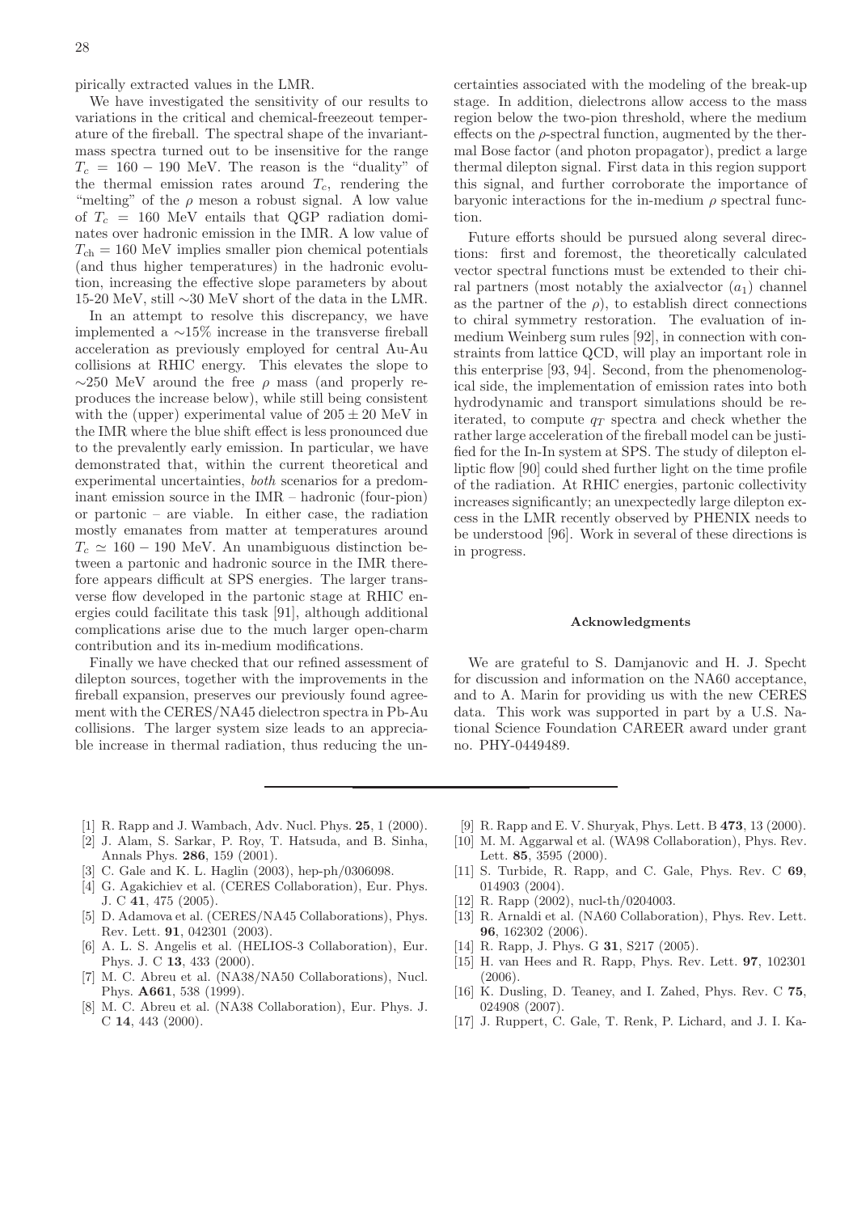pirically extracted values in the LMR.

We have investigated the sensitivity of our results to variations in the critical and chemical-freezeout temperature of the fireball. The spectral shape of the invariant-mass spectra turned out to be insensitive for the range $T_c = 160 - 190$ MeV. The reason is the "duality" of the thermal emission rates around $T_c$, rendering the "melting" of the $\rho$ meson a robust signal. A low value of $T_c = 160$ MeV entails that QGP radiation dominates over hadronic emission in the IMR. A low value of $T_{\rm ch} = 160$ MeV implies smaller pion chemical potentials (and thus higher temperatures) in the hadronic evolution, increasing the effective slope parameters by about 15-20 MeV, still $\sim$30 MeV short of the data in the LMR.

In an attempt to resolve this discrepancy, we have implemented a $\sim$15% increase in the transverse fireball acceleration as previously employed for central Au-Au collisions at RHIC energy. This elevates the slope to $\sim$250 MeV around the free $\rho$ mass (and properly reproduces the increase below), while still being consistent with the (upper) experimental value of $205 \pm 20$ MeV in the IMR where the blue shift effect is less pronounced due to the prevalently early emission. In particular, we have demonstrated that, within the current theoretical and experimental uncertainties, *both* scenarios for a predominant emission source in the IMR – hadronic (four-pion) or partonic – are viable. In either case, the radiation mostly emanates from matter at temperatures around $T_c \simeq 160 - 190$ MeV. An unambiguous distinction between a partonic and hadronic source in the IMR therefore appears difficult at SPS energies. The larger transverse flow developed in the partonic stage at RHIC energies could facilitate this task [91], although additional complications arise due to the much larger open-charm contribution and its in-medium modifications.

Finally we have checked that our refined assessment of dilepton sources, together with the improvements in the fireball expansion, preserves our previously found agreement with the CERES/NA45 dielectron spectra in Pb-Au collisions. The larger system size leads to an appreciable increase in thermal radiation, thus reducing the uncertainties associated with the modeling of the break-up stage. In addition, dielectrons allow access to the mass region below the two-pion threshold, where the medium effects on the $\rho$-spectral function, augmented by the thermal Bose factor (and photon propagator), predict a large thermal dilepton signal. First data in this region support this signal, and further corroborate the importance of baryonic interactions for the in-medium $\rho$ spectral function.

Future efforts should be pursued along several directions: first and foremost, the theoretically calculated vector spectral functions must be extended to their chiral partners (most notably the axialvector ($a_1$) channel as the partner of the $\rho$), to establish direct connections to chiral symmetry restoration. The evaluation of in-medium Weinberg sum rules [92], in connection with constraints from lattice QCD, will play an important role in this enterprise [93, 94]. Second, from the phenomenological side, the implementation of emission rates into both hydrodynamic and transport simulations should be reiterated, to compute $q_T$ spectra and check whether the rather large acceleration of the fireball model can be justified for the In-In system at SPS. The study of dilepton elliptic flow [90] could shed further light on the time profile of the radiation. At RHIC energies, partonic collectivity increases significantly; an unexpectedly large dilepton excess in the LMR recently observed by PHENIX needs to be understood [96]. Work in several of these directions is in progress.

### Acknowledgments

We are grateful to S. Damjanovic and H. J. Specht for discussion and information on the NA60 acceptance, and to A. Marin for providing us with the new CERES data. This work was supported in part by a U.S. National Science Foundation CAREER award under grant no. PHY-0449489.

---

[1] R. Rapp and J. Wambach, Adv. Nucl. Phys. **25**, 1 (2000).

[2] J. Alam, S. Sarkar, P. Roy, T. Hatsuda, and B. Sinha, Annals Phys. **286**, 159 (2001).

[3] C. Gale and K. L. Haglin (2003), hep-ph/0306098.

[4] G. Agakichiev et al. (CERES Collaboration), Eur. Phys. J. C **41**, 475 (2005).

[5] D. Adamova et al. (CERES/NA45 Collaborations), Phys. Rev. Lett. **91**, 042301 (2003).

[6] A. L. S. Angelis et al. (HELIOS-3 Collaboration), Eur. Phys. J. C **13**, 433 (2000).

[7] M. C. Abreu et al. (NA38/NA50 Collaborations), Nucl. Phys. **A661**, 538 (1999).

[8] M. C. Abreu et al. (NA38 Collaboration), Eur. Phys. J. C **14**, 443 (2000).

[9] R. Rapp and E. V. Shuryak, Phys. Lett. B **473**, 13 (2000).

[10] M. M. Aggarwal et al. (WA98 Collaboration), Phys. Rev. Lett. **85**, 3595 (2000).

[11] S. Turbide, R. Rapp, and C. Gale, Phys. Rev. C **69**, 014903 (2004).

[12] R. Rapp (2002), nucl-th/0204003.

[13] R. Arnaldi et al. (NA60 Collaboration), Phys. Rev. Lett. **96**, 162302 (2006).

[14] R. Rapp, J. Phys. G **31**, S217 (2005).

[15] H. van Hees and R. Rapp, Phys. Rev. Lett. **97**, 102301 (2006).

[16] K. Dusling, D. Teaney, and I. Zahed, Phys. Rev. C **75**, 024908 (2007).

[17] J. Ruppert, C. Gale, T. Renk, P. Lichard, and J. I. Ka-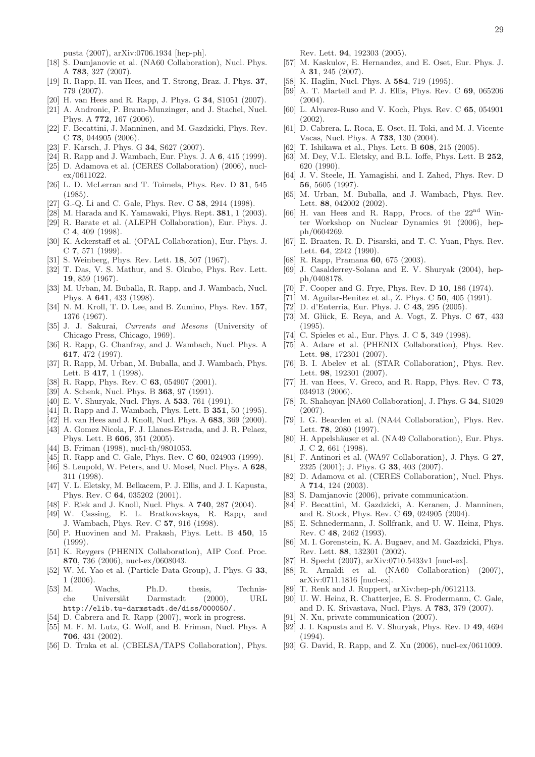pusta (2007), arXiv:0706.1934 [hep-ph].

[18] S. Damjanovic et al. (NA60 Collaboration), Nucl. Phys. A **783**, 327 (2007).

[19] R. Rapp, H. van Hees, and T. Strong, Braz. J. Phys. **37**, 779 (2007).

[20] H. van Hees and R. Rapp, J. Phys. G **34**, S1051 (2007).

[21] A. Andronic, P. Braun-Munzinger, and J. Stachel, Nucl. Phys. A **772**, 167 (2006).

[22] F. Becattini, J. Manninen, and M. Gazdzicki, Phys. Rev. C **73**, 044905 (2006).

[23] F. Karsch, J. Phys. G **34**, S627 (2007).

[24] R. Rapp and J. Wambach, Eur. Phys. J. A **6**, 415 (1999).

[25] D. Adamova et al. (CERES Collaboration) (2006), nucl-ex/0611022.

[26] L. D. McLerran and T. Toimela, Phys. Rev. D **31**, 545 (1985).

[27] G.-Q. Li and C. Gale, Phys. Rev. C **58**, 2914 (1998).

[28] M. Harada and K. Yamawaki, Phys. Rept. **381**, 1 (2003).

[29] R. Barate et al. (ALEPH Collaboration), Eur. Phys. J. C **4**, 409 (1998).

[30] K. Ackerstaff et al. (OPAL Collaboration), Eur. Phys. J. C **7**, 571 (1999).

[31] S. Weinberg, Phys. Rev. Lett. **18**, 507 (1967).

[32] T. Das, V. S. Mathur, and S. Okubo, Phys. Rev. Lett. **19**, 859 (1967).

[33] M. Urban, M. Buballa, R. Rapp, and J. Wambach, Nucl. Phys. A **641**, 433 (1998).

[34] N. M. Kroll, T. D. Lee, and B. Zumino, Phys. Rev. **157**, 1376 (1967).

[35] J. J. Sakurai, *Currents and Mesons* (University of Chicago Press, Chicago, 1969).

[36] R. Rapp, G. Chanfray, and J. Wambach, Nucl. Phys. A **617**, 472 (1997).

[37] R. Rapp, M. Urban, M. Buballa, and J. Wambach, Phys. Lett. B **417**, 1 (1998).

[38] R. Rapp, Phys. Rev. C **63**, 054907 (2001).

[39] A. Schenk, Nucl. Phys. B **363**, 97 (1991).

[40] E. V. Shuryak, Nucl. Phys. A **533**, 761 (1991).

[41] R. Rapp and J. Wambach, Phys. Lett. B **351**, 50 (1995).

[42] H. van Hees and J. Knoll, Nucl. Phys. A **683**, 369 (2000).

[43] A. Gomez Nicola, F. J. Llanes-Estrada, and J. R. Pelaez, Phys. Lett. B **606**, 351 (2005).

[44] B. Friman (1998), nucl-th/9801053.

[45] R. Rapp and C. Gale, Phys. Rev. C **60**, 024903 (1999).

[46] S. Leupold, W. Peters, and U. Mosel, Nucl. Phys. A **628**, 311 (1998).

[47] V. L. Eletsky, M. Belkacem, P. J. Ellis, and J. I. Kapusta, Phys. Rev. C **64**, 035202 (2001).

[48] F. Riek and J. Knoll, Nucl. Phys. A **740**, 287 (2004).

[49] W. Cassing, E. L. Bratkovskaya, R. Rapp, and J. Wambach, Phys. Rev. C **57**, 916 (1998).

[50] P. Huovinen and M. Prakash, Phys. Lett. B **450**, 15 (1999).

[51] K. Reygers (PHENIX Collaboration), AIP Conf. Proc. **870**, 736 (2006), nucl-ex/0608043.

[52] W. M. Yao et al. (Particle Data Group), J. Phys. G **33**, 1 (2006).

[53] M. Wachs, Ph.D. thesis, Technische Universiät Darmstadt (2000), URL http://elib.tu-darmstadt.de/diss/000050/.

[54] D. Cabrera and R. Rapp (2007), work in progress.

[55] M. F. M. Lutz, G. Wolf, and B. Friman, Nucl. Phys. A **706**, 431 (2002).

[56] D. Trnka et al. (CBELSA/TAPS Collaboration), Phys. Rev. Lett. **94**, 192303 (2005).

[57] M. Kaskulov, E. Hernandez, and E. Oset, Eur. Phys. J. A **31**, 245 (2007).

[58] K. Haglin, Nucl. Phys. A **584**, 719 (1995).

[59] A. T. Martell and P. J. Ellis, Phys. Rev. C **69**, 065206 (2004).

[60] L. Alvarez-Ruso and V. Koch, Phys. Rev. C **65**, 054901 (2002).

[61] D. Cabrera, L. Roca, E. Oset, H. Toki, and M. J. Vicente Vacas, Nucl. Phys. A **733**, 130 (2004).

[62] T. Ishikawa et al., Phys. Lett. B **608**, 215 (2005).

[63] M. Dey, V.L. Eletsky, and B.L. Ioffe, Phys. Lett. B **252**, 620 (1990).

[64] J. V. Steele, H. Yamagishi, and I. Zahed, Phys. Rev. D **56**, 5605 (1997).

[65] M. Urban, M. Buballa, and J. Wambach, Phys. Rev. Lett. **88**, 042002 (2002).

[66] H. van Hees and R. Rapp, Procs. of the 22$^{nd}$ Winter Workshop on Nuclear Dynamics 91 (2006), hep-ph/0604269.

[67] E. Braaten, R. D. Pisarski, and T.-C. Yuan, Phys. Rev. Lett. **64**, 2242 (1990).

[68] R. Rapp, Pramana **60**, 675 (2003).

[69] J. Casalderrey-Solana and E. V. Shuryak (2004), hep-ph/0408178.

[70] F. Cooper and G. Frye, Phys. Rev. D **10**, 186 (1974).

[71] M. Aguilar-Benitez et al., Z. Phys. C **50**, 405 (1991).

[72] D. d'Enterria, Eur. Phys. J. C **43**, 295 (2005).

[73] M. Glück, E. Reya, and A. Vogt, Z. Phys. C **67**, 433 (1995).

[74] C. Spieles et al., Eur. Phys. J. C **5**, 349 (1998).

[75] A. Adare et al. (PHENIX Collaboration), Phys. Rev. Lett. **98**, 172301 (2007).

[76] B. I. Abelev et al. (STAR Collaboration), Phys. Rev. Lett. **98**, 192301 (2007).

[77] H. van Hees, V. Greco, and R. Rapp, Phys. Rev. C **73**, 034913 (2006).

[78] R. Shahoyan [NA60 Collaboration], J. Phys. G **34**, S1029 (2007).

[79] I. G. Bearden et al. (NA44 Collaboration), Phys. Rev. Lett. **78**, 2080 (1997).

[80] H. Appelshäuser et al. (NA49 Collaboration), Eur. Phys. J. C **2**, 661 (1998).

[81] F. Antinori et al. (WA97 Collaboration), J. Phys. G **27**, 2325 (2001); J. Phys. G **33**, 403 (2007).

[82] D. Adamova et al. (CERES Collaboration), Nucl. Phys. A **714**, 124 (2003).

[83] S. Damjanovic (2006), private communication.

[84] F. Becattini, M. Gazdzicki, A. Keranen, J. Manninen, and R. Stock, Phys. Rev. C **69**, 024905 (2004).

[85] E. Schnedermann, J. Sollfrank, and U. W. Heinz, Phys. Rev. C **48**, 2462 (1993).

[86] M. I. Gorenstein, K. A. Bugaev, and M. Gazdzicki, Phys. Rev. Lett. **88**, 132301 (2002).

[87] H. Specht (2007), arXiv:0710.5433v1 [nucl-ex].

[88] R. Arnaldi et al. (NA60 Collaboration) (2007), arXiv:0711.1816 [nucl-ex].

[89] T. Renk and J. Ruppert, arXiv:hep-ph/0612113.

[90] U. W. Heinz, R. Chatterjee, E. S. Frodermann, C. Gale, and D. K. Srivastava, Nucl. Phys. A **783**, 379 (2007).

[91] N. Xu, private communication (2007).

[92] J. I. Kapusta and E. V. Shuryak, Phys. Rev. D **49**, 4694 (1994).

[93] G. David, R. Rapp, and Z. Xu (2006), nucl-ex/0611009.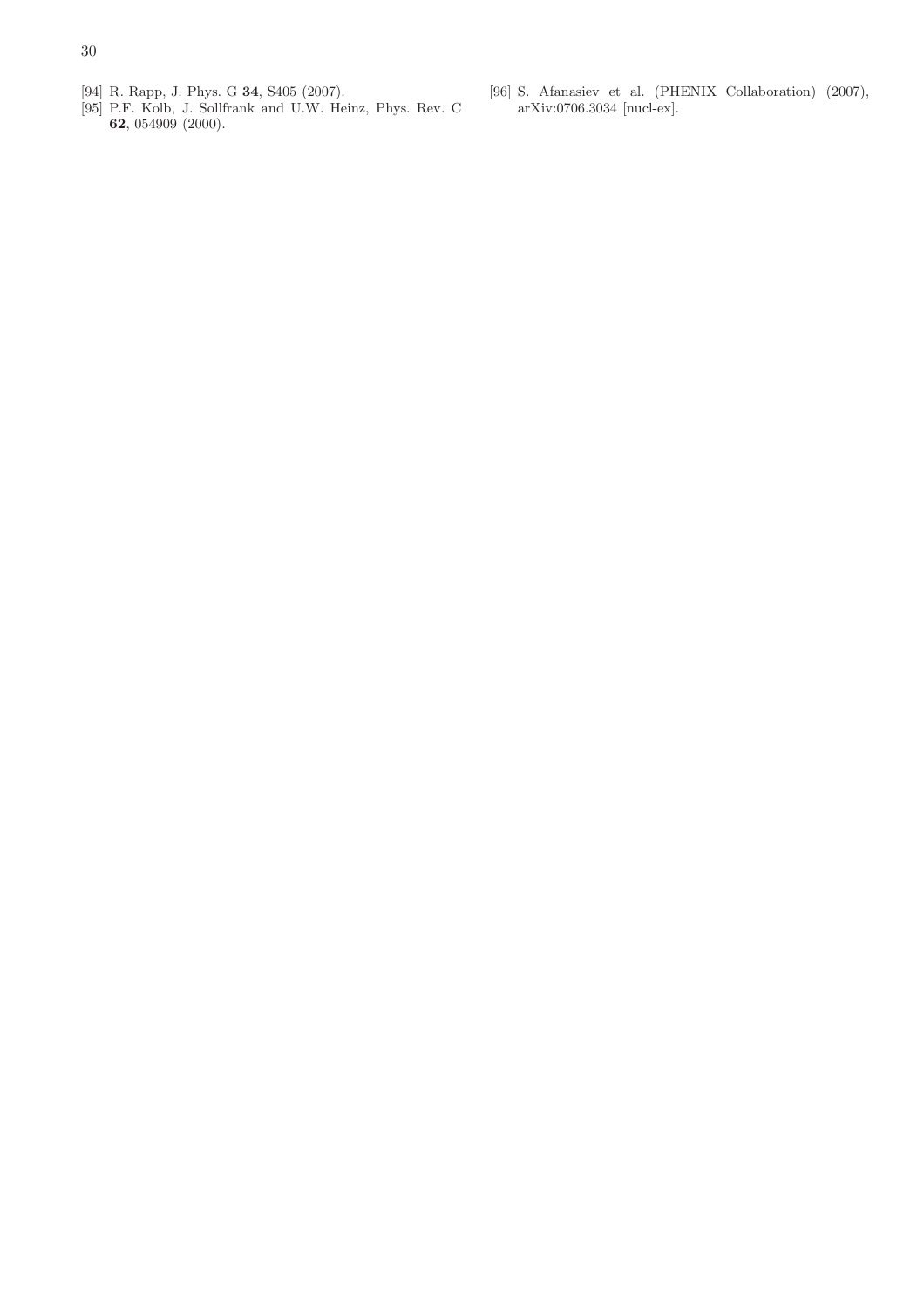[94] R. Rapp, J. Phys. G **34**, S405 (2007).

[95] P.F. Kolb, J. Sollfrank and U.W. Heinz, Phys. Rev. C **62**, 054909 (2000).

[96] S. Afanasiev et al. (PHENIX Collaboration) (2007), arXiv:0706.3034 [nucl-ex].